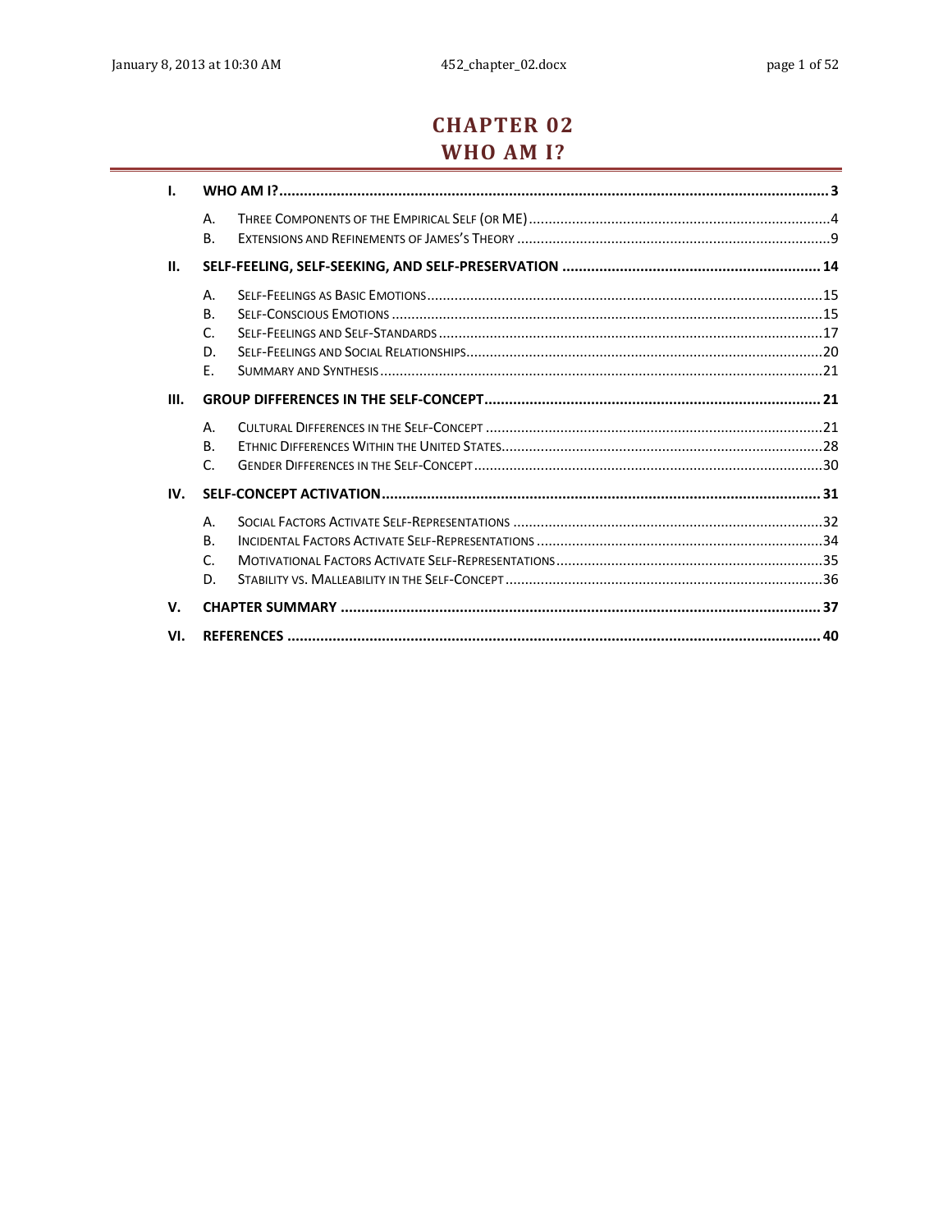# CHAPTER 02
# WHO AM I?

I. WHO AM I? ..... 3
   - A. Three Components of the Empirical Self (or ME) ..... 4
   - B. Extensions and Refinements of James's Theory ..... 9

II. SELF-FEELING, SELF-SEEKING, AND SELF-PRESERVATION ..... 14
   - A. Self-Feelings as Basic Emotions ..... 15
   - B. Self-Conscious Emotions ..... 15
   - C. Self-Feelings and Self-Standards ..... 17
   - D. Self-Feelings and Social Relationships ..... 20
   - E. Summary and Synthesis ..... 21

III. GROUP DIFFERENCES IN THE SELF-CONCEPT ..... 21
   - A. Cultural Differences in the Self-Concept ..... 21
   - B. Ethnic Differences Within the United States ..... 28
   - C. Gender Differences in the Self-Concept ..... 30

IV. SELF-CONCEPT ACTIVATION ..... 31
   - A. Social Factors Activate Self-Representations ..... 32
   - B. Incidental Factors Activate Self-Representations ..... 34
   - C. Motivational Factors Activate Self-Representations ..... 35
   - D. Stability vs. Malleability in the Self-Concept ..... 36

V. CHAPTER SUMMARY ..... 37

VI. REFERENCES ..... 40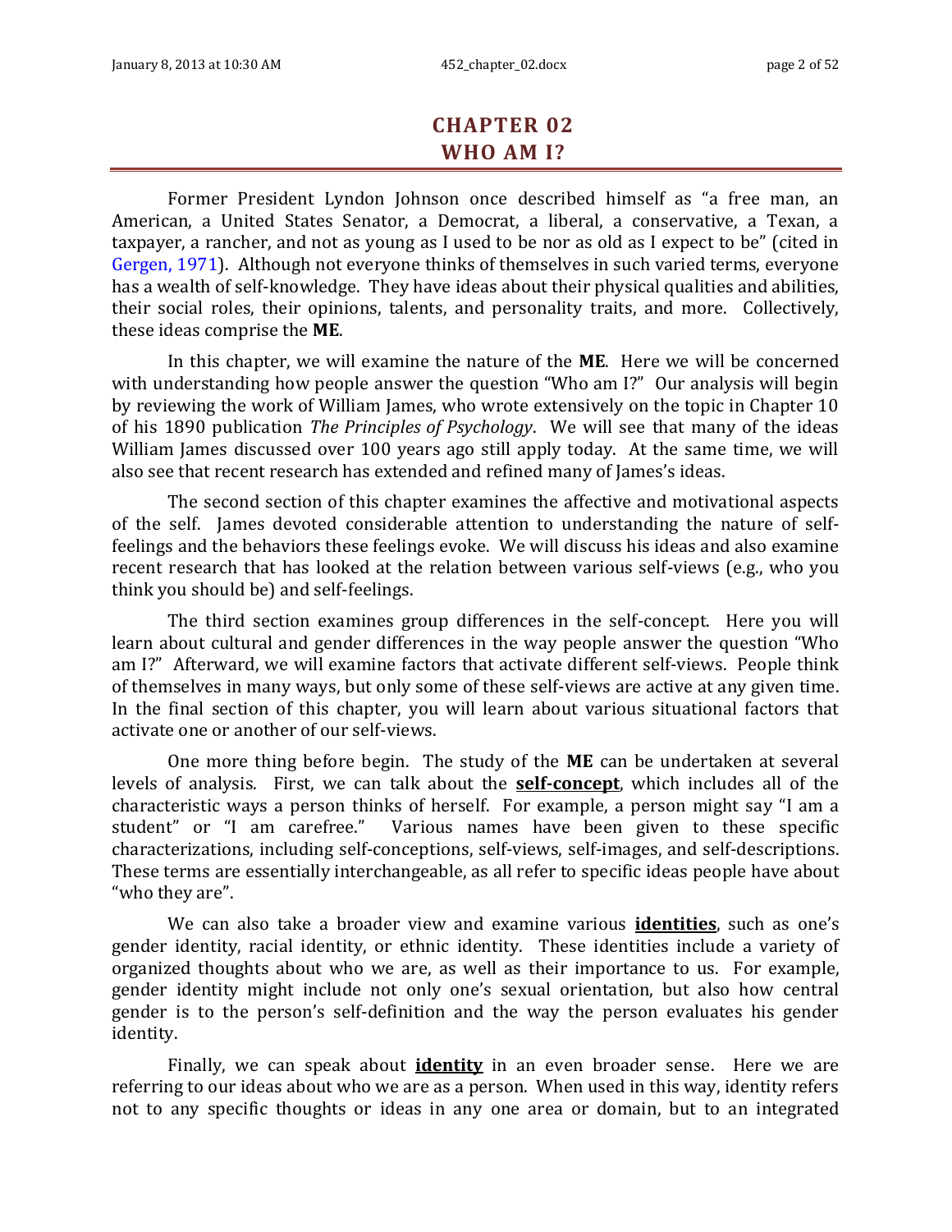# CHAPTER 02
# WHO AM I?

Former President Lyndon Johnson once described himself as "a free man, an American, a United States Senator, a Democrat, a liberal, a conservative, a Texan, a taxpayer, a rancher, and not as young as I used to be nor as old as I expect to be" (cited in Gergen, 1971). Although not everyone thinks of themselves in such varied terms, everyone has a wealth of self-knowledge. They have ideas about their physical qualities and abilities, their social roles, their opinions, talents, and personality traits, and more. Collectively, these ideas comprise the **ME**.

In this chapter, we will examine the nature of the **ME**. Here we will be concerned with understanding how people answer the question "Who am I?" Our analysis will begin by reviewing the work of William James, who wrote extensively on the topic in Chapter 10 of his 1890 publication *The Principles of Psychology*. We will see that many of the ideas William James discussed over 100 years ago still apply today. At the same time, we will also see that recent research has extended and refined many of James's ideas.

The second section of this chapter examines the affective and motivational aspects of the self. James devoted considerable attention to understanding the nature of self-feelings and the behaviors these feelings evoke. We will discuss his ideas and also examine recent research that has looked at the relation between various self-views (e.g., who you think you should be) and self-feelings.

The third section examines group differences in the self-concept. Here you will learn about cultural and gender differences in the way people answer the question "Who am I?" Afterward, we will examine factors that activate different self-views. People think of themselves in many ways, but only some of these self-views are active at any given time. In the final section of this chapter, you will learn about various situational factors that activate one or another of our self-views.

One more thing before begin. The study of the **ME** can be undertaken at several levels of analysis. First, we can talk about the **self-concept**, which includes all of the characteristic ways a person thinks of herself. For example, a person might say "I am a student" or "I am carefree." Various names have been given to these specific characterizations, including self-conceptions, self-views, self-images, and self-descriptions. These terms are essentially interchangeable, as all refer to specific ideas people have about "who they are".

We can also take a broader view and examine various **identities**, such as one's gender identity, racial identity, or ethnic identity. These identities include a variety of organized thoughts about who we are, as well as their importance to us. For example, gender identity might include not only one's sexual orientation, but also how central gender is to the person's self-definition and the way the person evaluates his gender identity.

Finally, we can speak about **identity** in an even broader sense. Here we are referring to our ideas about who we are as a person. When used in this way, identity refers not to any specific thoughts or ideas in any one area or domain, but to an integrated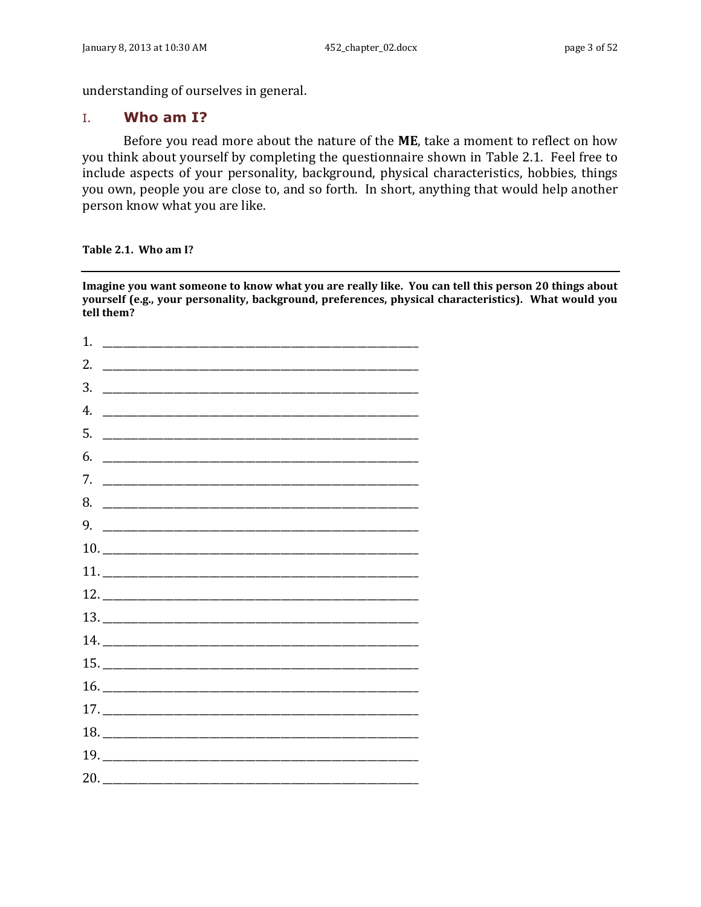understanding of ourselves in general.

## I. Who am I?

Before you read more about the nature of the **ME**, take a moment to reflect on how you think about yourself by completing the questionnaire shown in Table 2.1. Feel free to include aspects of your personality, background, physical characteristics, hobbies, things you own, people you are close to, and so forth. In short, anything that would help another person know what you are like.

**Table 2.1. Who am I?**

---

**Imagine you want someone to know what you are really like. You can tell this person 20 things about yourself (e.g., your personality, background, preferences, physical characteristics). What would you tell them?**

1. ________________________________________________
2. ________________________________________________
3. ________________________________________________
4. ________________________________________________
5. ________________________________________________
6. ________________________________________________
7. ________________________________________________
8. ________________________________________________
9. ________________________________________________
10. ________________________________________________
11. ________________________________________________
12. ________________________________________________
13. ________________________________________________
14. ________________________________________________
15. ________________________________________________
16. ________________________________________________
17. ________________________________________________
18. ________________________________________________
19. ________________________________________________
20. ________________________________________________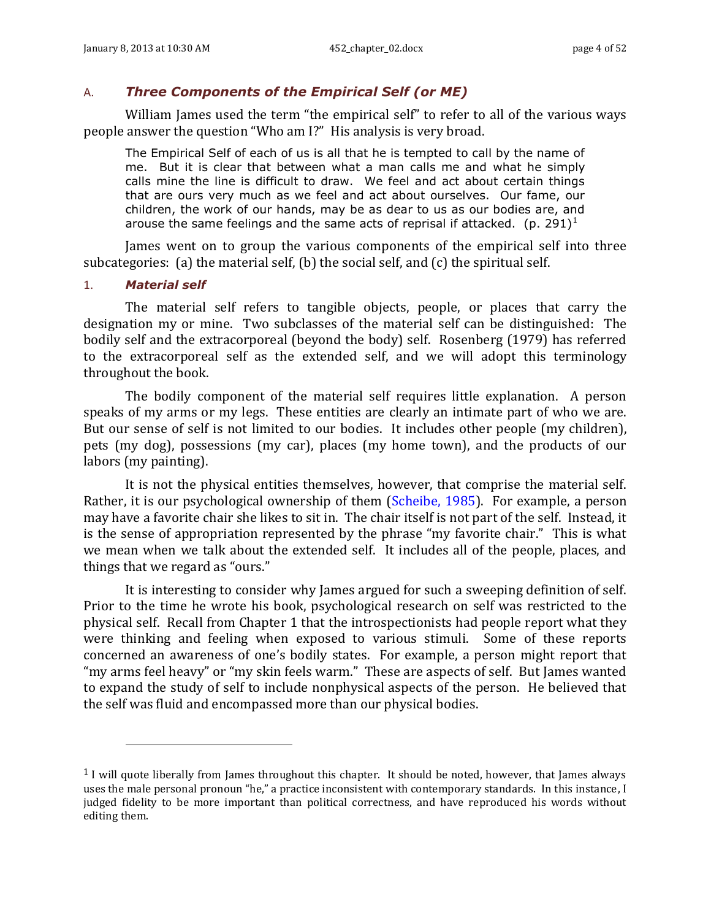## A. *Three Components of the Empirical Self (or ME)*

William James used the term "the empirical self" to refer to all of the various ways people answer the question "Who am I?" His analysis is very broad.

> The Empirical Self of each of us is all that he is tempted to call by the name of me. But it is clear that between what a man calls me and what he simply calls mine the line is difficult to draw. We feel and act about certain things that are ours very much as we feel and act about ourselves. Our fame, our children, the work of our hands, may be as dear to us as our bodies are, and arouse the same feelings and the same acts of reprisal if attacked. (p. 291)[1]

James went on to group the various components of the empirical self into three subcategories: (a) the material self, (b) the social self, and (c) the spiritual self.

### 1. *Material self*

The material self refers to tangible objects, people, or places that carry the designation my or mine. Two subclasses of the material self can be distinguished: The bodily self and the extracorporeal (beyond the body) self. Rosenberg (1979) has referred to the extracorporeal self as the extended self, and we will adopt this terminology throughout the book.

The bodily component of the material self requires little explanation. A person speaks of my arms or my legs. These entities are clearly an intimate part of who we are. But our sense of self is not limited to our bodies. It includes other people (my children), pets (my dog), possessions (my car), places (my home town), and the products of our labors (my painting).

It is not the physical entities themselves, however, that comprise the material self. Rather, it is our psychological ownership of them (Scheibe, 1985). For example, a person may have a favorite chair she likes to sit in. The chair itself is not part of the self. Instead, it is the sense of appropriation represented by the phrase "my favorite chair." This is what we mean when we talk about the extended self. It includes all of the people, places, and things that we regard as "ours."

It is interesting to consider why James argued for such a sweeping definition of self. Prior to the time he wrote his book, psychological research on self was restricted to the physical self. Recall from Chapter 1 that the introspectionists had people report what they were thinking and feeling when exposed to various stimuli. Some of these reports concerned an awareness of one's bodily states. For example, a person might report that "my arms feel heavy" or "my skin feels warm." These are aspects of self. But James wanted to expand the study of self to include nonphysical aspects of the person. He believed that the self was fluid and encompassed more than our physical bodies.

---

[1] I will quote liberally from James throughout this chapter. It should be noted, however, that James always uses the male personal pronoun "he," a practice inconsistent with contemporary standards. In this instance, I judged fidelity to be more important than political correctness, and have reproduced his words without editing them.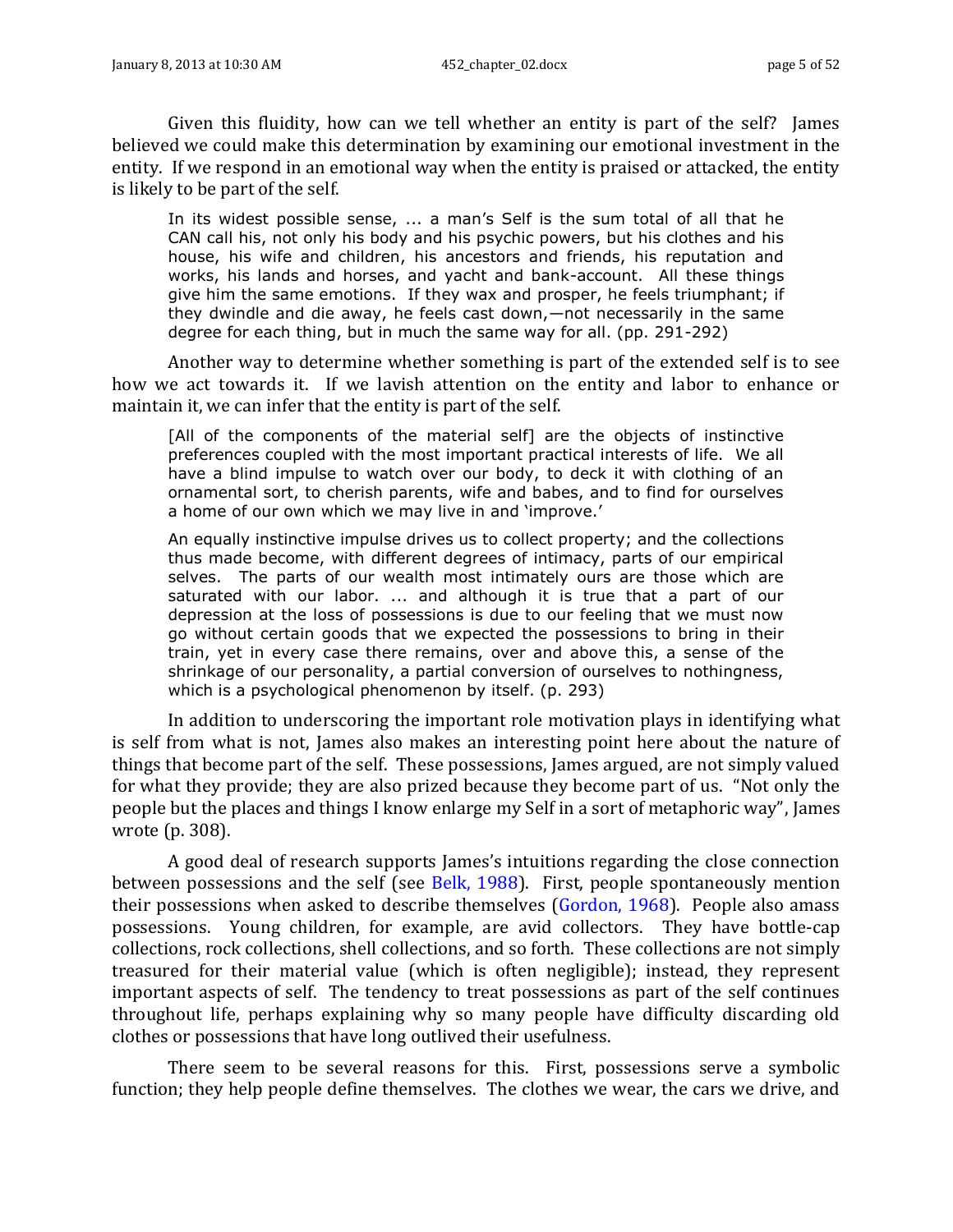Given this fluidity, how can we tell whether an entity is part of the self? James believed we could make this determination by examining our emotional investment in the entity. If we respond in an emotional way when the entity is praised or attacked, the entity is likely to be part of the self.

> In its widest possible sense, ... a man's Self is the sum total of all that he CAN call his, not only his body and his psychic powers, but his clothes and his house, his wife and children, his ancestors and friends, his reputation and works, his lands and horses, and yacht and bank-account. All these things give him the same emotions. If they wax and prosper, he feels triumphant; if they dwindle and die away, he feels cast down,—not necessarily in the same degree for each thing, but in much the same way for all. (pp. 291-292)

Another way to determine whether something is part of the extended self is to see how we act towards it. If we lavish attention on the entity and labor to enhance or maintain it, we can infer that the entity is part of the self.

> [All of the components of the material self] are the objects of instinctive preferences coupled with the most important practical interests of life. We all have a blind impulse to watch over our body, to deck it with clothing of an ornamental sort, to cherish parents, wife and babes, and to find for ourselves a home of our own which we may live in and 'improve.'
>
> An equally instinctive impulse drives us to collect property; and the collections thus made become, with different degrees of intimacy, parts of our empirical selves. The parts of our wealth most intimately ours are those which are saturated with our labor. ... and although it is true that a part of our depression at the loss of possessions is due to our feeling that we must now go without certain goods that we expected the possessions to bring in their train, yet in every case there remains, over and above this, a sense of the shrinkage of our personality, a partial conversion of ourselves to nothingness, which is a psychological phenomenon by itself. (p. 293)

In addition to underscoring the important role motivation plays in identifying what is self from what is not, James also makes an interesting point here about the nature of things that become part of the self. These possessions, James argued, are not simply valued for what they provide; they are also prized because they become part of us. "Not only the people but the places and things I know enlarge my Self in a sort of metaphoric way", James wrote (p. 308).

A good deal of research supports James's intuitions regarding the close connection between possessions and the self (see Belk, 1988). First, people spontaneously mention their possessions when asked to describe themselves (Gordon, 1968). People also amass possessions. Young children, for example, are avid collectors. They have bottle-cap collections, rock collections, shell collections, and so forth. These collections are not simply treasured for their material value (which is often negligible); instead, they represent important aspects of self. The tendency to treat possessions as part of the self continues throughout life, perhaps explaining why so many people have difficulty discarding old clothes or possessions that have long outlived their usefulness.

There seem to be several reasons for this. First, possessions serve a symbolic function; they help people define themselves. The clothes we wear, the cars we drive, and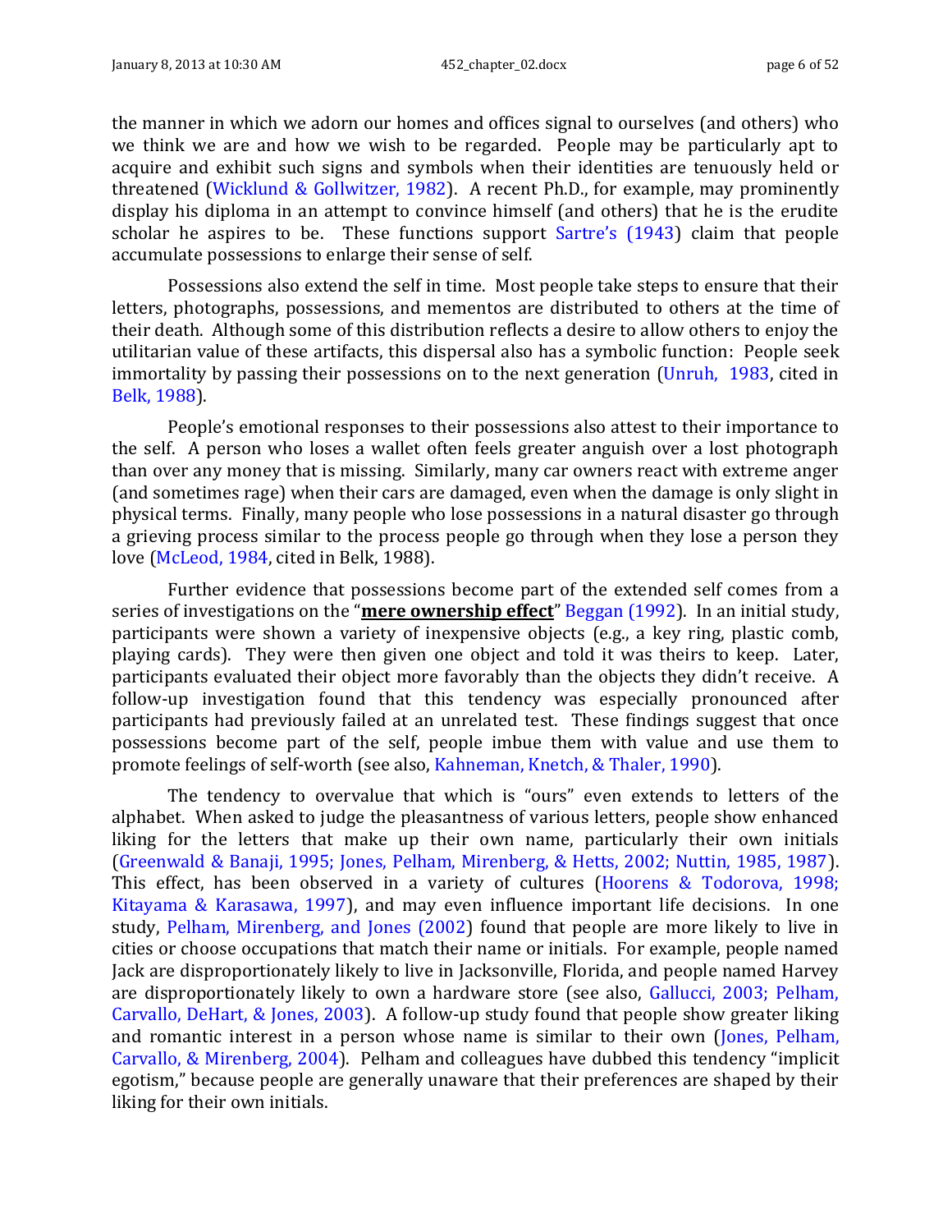the manner in which we adorn our homes and offices signal to ourselves (and others) who we think we are and how we wish to be regarded. People may be particularly apt to acquire and exhibit such signs and symbols when their identities are tenuously held or threatened (Wicklund & Gollwitzer, 1982). A recent Ph.D., for example, may prominently display his diploma in an attempt to convince himself (and others) that he is the erudite scholar he aspires to be. These functions support Sartre's (1943) claim that people accumulate possessions to enlarge their sense of self.

Possessions also extend the self in time. Most people take steps to ensure that their letters, photographs, possessions, and mementos are distributed to others at the time of their death. Although some of this distribution reflects a desire to allow others to enjoy the utilitarian value of these artifacts, this dispersal also has a symbolic function: People seek immortality by passing their possessions on to the next generation (Unruh, 1983, cited in Belk, 1988).

People's emotional responses to their possessions also attest to their importance to the self. A person who loses a wallet often feels greater anguish over a lost photograph than over any money that is missing. Similarly, many car owners react with extreme anger (and sometimes rage) when their cars are damaged, even when the damage is only slight in physical terms. Finally, many people who lose possessions in a natural disaster go through a grieving process similar to the process people go through when they lose a person they love (McLeod, 1984, cited in Belk, 1988).

Further evidence that possessions become part of the extended self comes from a series of investigations on the "**mere ownership effect**" Beggan (1992). In an initial study, participants were shown a variety of inexpensive objects (e.g., a key ring, plastic comb, playing cards). They were then given one object and told it was theirs to keep. Later, participants evaluated their object more favorably than the objects they didn't receive. A follow-up investigation found that this tendency was especially pronounced after participants had previously failed at an unrelated test. These findings suggest that once possessions become part of the self, people imbue them with value and use them to promote feelings of self-worth (see also, Kahneman, Knetch, & Thaler, 1990).

The tendency to overvalue that which is "ours" even extends to letters of the alphabet. When asked to judge the pleasantness of various letters, people show enhanced liking for the letters that make up their own name, particularly their own initials (Greenwald & Banaji, 1995; Jones, Pelham, Mirenberg, & Hetts, 2002; Nuttin, 1985, 1987). This effect, has been observed in a variety of cultures (Hoorens & Todorova, 1998; Kitayama & Karasawa, 1997), and may even influence important life decisions. In one study, Pelham, Mirenberg, and Jones (2002) found that people are more likely to live in cities or choose occupations that match their name or initials. For example, people named Jack are disproportionately likely to live in Jacksonville, Florida, and people named Harvey are disproportionately likely to own a hardware store (see also, Gallucci, 2003; Pelham, Carvallo, DeHart, & Jones, 2003). A follow-up study found that people show greater liking and romantic interest in a person whose name is similar to their own (Jones, Pelham, Carvallo, & Mirenberg, 2004). Pelham and colleagues have dubbed this tendency "implicit egotism," because people are generally unaware that their preferences are shaped by their liking for their own initials.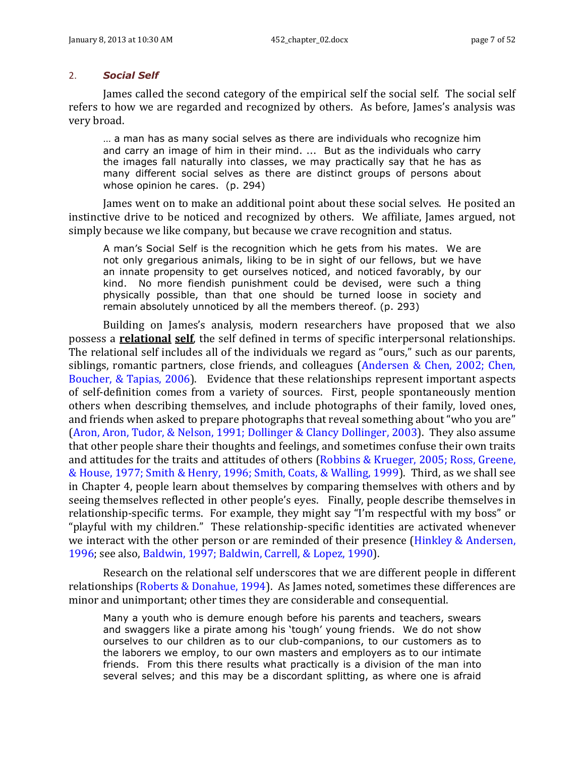## 2. ***Social Self***

James called the second category of the empirical self the social self. The social self refers to how we are regarded and recognized by others. As before, James's analysis was very broad.

> … a man has as many social selves as there are individuals who recognize him and carry an image of him in their mind. … But as the individuals who carry the images fall naturally into classes, we may practically say that he has as many different social selves as there are distinct groups of persons about whose opinion he cares. (p. 294)

James went on to make an additional point about these social selves. He posited an instinctive drive to be noticed and recognized by others. We affiliate, James argued, not simply because we like company, but because we crave recognition and status.

> A man's Social Self is the recognition which he gets from his mates. We are not only gregarious animals, liking to be in sight of our fellows, but we have an innate propensity to get ourselves noticed, and noticed favorably, by our kind. No more fiendish punishment could be devised, were such a thing physically possible, than that one should be turned loose in society and remain absolutely unnoticed by all the members thereof. (p. 293)

Building on James's analysis, modern researchers have proposed that we also possess a **relational self**, the self defined in terms of specific interpersonal relationships. The relational self includes all of the individuals we regard as "ours," such as our parents, siblings, romantic partners, close friends, and colleagues (Andersen & Chen, 2002; Chen, Boucher, & Tapias, 2006). Evidence that these relationships represent important aspects of self-definition comes from a variety of sources. First, people spontaneously mention others when describing themselves, and include photographs of their family, loved ones, and friends when asked to prepare photographs that reveal something about "who you are" (Aron, Aron, Tudor, & Nelson, 1991; Dollinger & Clancy Dollinger, 2003). They also assume that other people share their thoughts and feelings, and sometimes confuse their own traits and attitudes for the traits and attitudes of others (Robbins & Krueger, 2005; Ross, Greene, & House, 1977; Smith & Henry, 1996; Smith, Coats, & Walling, 1999). Third, as we shall see in Chapter 4, people learn about themselves by comparing themselves with others and by seeing themselves reflected in other people's eyes. Finally, people describe themselves in relationship-specific terms. For example, they might say "I'm respectful with my boss" or "playful with my children." These relationship-specific identities are activated whenever we interact with the other person or are reminded of their presence (Hinkley & Andersen, 1996; see also, Baldwin, 1997; Baldwin, Carrell, & Lopez, 1990).

Research on the relational self underscores that we are different people in different relationships (Roberts & Donahue, 1994). As James noted, sometimes these differences are minor and unimportant; other times they are considerable and consequential.

> Many a youth who is demure enough before his parents and teachers, swears and swaggers like a pirate among his 'tough' young friends. We do not show ourselves to our children as to our club-companions, to our customers as to the laborers we employ, to our own masters and employers as to our intimate friends. From this there results what practically is a division of the man into several selves; and this may be a discordant splitting, as where one is afraid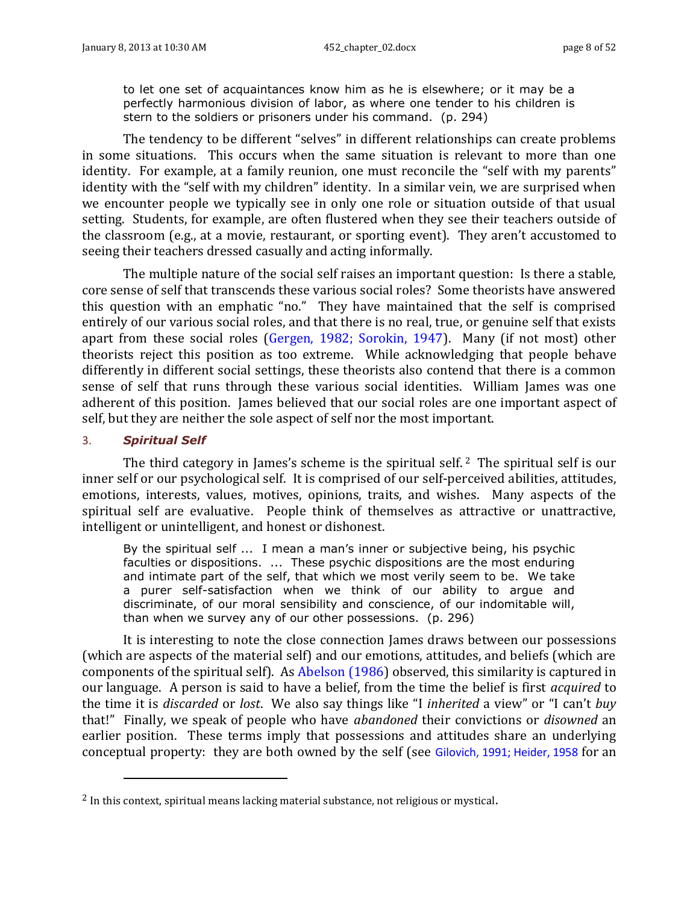> to let one set of acquaintances know him as he is elsewhere; or it may be a perfectly harmonious division of labor, as where one tender to his children is stern to the soldiers or prisoners under his command. (p. 294)

The tendency to be different "selves" in different relationships can create problems in some situations. This occurs when the same situation is relevant to more than one identity. For example, at a family reunion, one must reconcile the "self with my parents" identity with the "self with my children" identity. In a similar vein, we are surprised when we encounter people we typically see in only one role or situation outside of that usual setting. Students, for example, are often flustered when they see their teachers outside of the classroom (e.g., at a movie, restaurant, or sporting event). They aren't accustomed to seeing their teachers dressed casually and acting informally.

The multiple nature of the social self raises an important question: Is there a stable, core sense of self that transcends these various social roles? Some theorists have answered this question with an emphatic "no." They have maintained that the self is comprised entirely of our various social roles, and that there is no real, true, or genuine self that exists apart from these social roles (Gergen, 1982; Sorokin, 1947). Many (if not most) other theorists reject this position as too extreme. While acknowledging that people behave differently in different social settings, these theorists also contend that there is a common sense of self that runs through these various social identities. William James was one adherent of this position. James believed that our social roles are one important aspect of self, but they are neither the sole aspect of self nor the most important.

### 3. *Spiritual Self*

The third category in James's scheme is the spiritual self.[2] The spiritual self is our inner self or our psychological self. It is comprised of our self-perceived abilities, attitudes, emotions, interests, values, motives, opinions, traits, and wishes. Many aspects of the spiritual self are evaluative. People think of themselves as attractive or unattractive, intelligent or unintelligent, and honest or dishonest.

> By the spiritual self ... I mean a man's inner or subjective being, his psychic faculties or dispositions. ... These psychic dispositions are the most enduring and intimate part of the self, that which we most verily seem to be. We take a purer self-satisfaction when we think of our ability to argue and discriminate, of our moral sensibility and conscience, of our indomitable will, than when we survey any of our other possessions. (p. 296)

It is interesting to note the close connection James draws between our possessions (which are aspects of the material self) and our emotions, attitudes, and beliefs (which are components of the spiritual self). As Abelson (1986) observed, this similarity is captured in our language. A person is said to have a belief, from the time the belief is first *acquired* to the time it is *discarded* or *lost*. We also say things like "I *inherited* a view" or "I can't *buy* that!" Finally, we speak of people who have *abandoned* their convictions or *disowned* an earlier position. These terms imply that possessions and attitudes share an underlying conceptual property: they are both owned by the self (see Gilovich, 1991; Heider, 1958 for an

---

[2] In this context, spiritual means lacking material substance, not religious or mystical.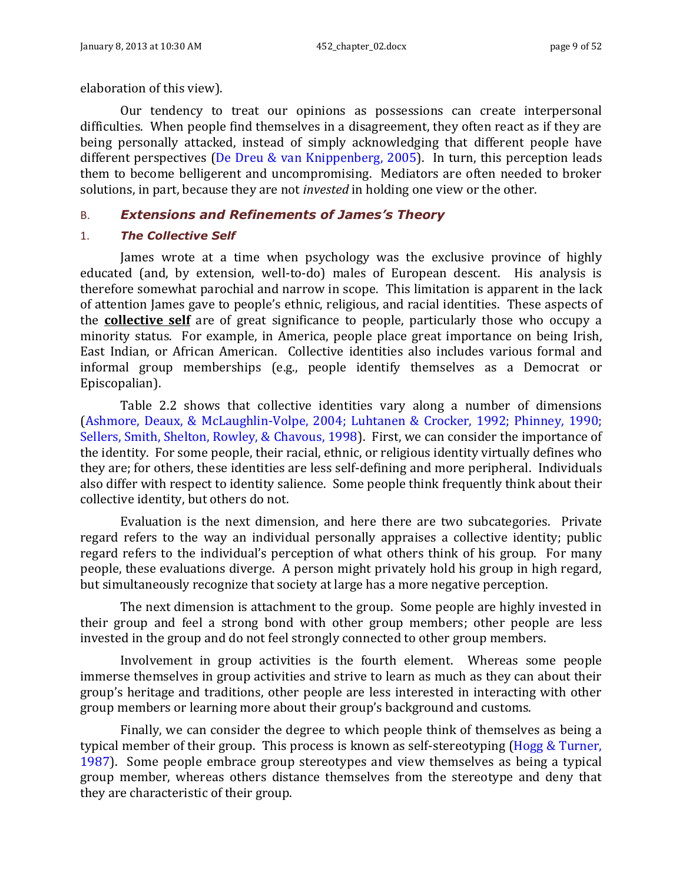elaboration of this view).

Our tendency to treat our opinions as possessions can create interpersonal difficulties. When people find themselves in a disagreement, they often react as if they are being personally attacked, instead of simply acknowledging that different people have different perspectives (De Dreu & van Knippenberg, 2005). In turn, this perception leads them to become belligerent and uncompromising. Mediators are often needed to broker solutions, in part, because they are not *invested* in holding one view or the other.

## B. *Extensions and Refinements of James's Theory*

### 1. *The Collective Self*

James wrote at a time when psychology was the exclusive province of highly educated (and, by extension, well-to-do) males of European descent. His analysis is therefore somewhat parochial and narrow in scope. This limitation is apparent in the lack of attention James gave to people's ethnic, religious, and racial identities. These aspects of the **collective self** are of great significance to people, particularly those who occupy a minority status. For example, in America, people place great importance on being Irish, East Indian, or African American. Collective identities also includes various formal and informal group memberships (e.g., people identify themselves as a Democrat or Episcopalian).

Table 2.2 shows that collective identities vary along a number of dimensions (Ashmore, Deaux, & McLaughlin-Volpe, 2004; Luhtanen & Crocker, 1992; Phinney, 1990; Sellers, Smith, Shelton, Rowley, & Chavous, 1998). First, we can consider the importance of the identity. For some people, their racial, ethnic, or religious identity virtually defines who they are; for others, these identities are less self-defining and more peripheral. Individuals also differ with respect to identity salience. Some people think frequently think about their collective identity, but others do not.

Evaluation is the next dimension, and here there are two subcategories. Private regard refers to the way an individual personally appraises a collective identity; public regard refers to the individual's perception of what others think of his group. For many people, these evaluations diverge. A person might privately hold his group in high regard, but simultaneously recognize that society at large has a more negative perception.

The next dimension is attachment to the group. Some people are highly invested in their group and feel a strong bond with other group members; other people are less invested in the group and do not feel strongly connected to other group members.

Involvement in group activities is the fourth element. Whereas some people immerse themselves in group activities and strive to learn as much as they can about their group's heritage and traditions, other people are less interested in interacting with other group members or learning more about their group's background and customs.

Finally, we can consider the degree to which people think of themselves as being a typical member of their group. This process is known as self-stereotyping (Hogg & Turner, 1987). Some people embrace group stereotypes and view themselves as being a typical group member, whereas others distance themselves from the stereotype and deny that they are characteristic of their group.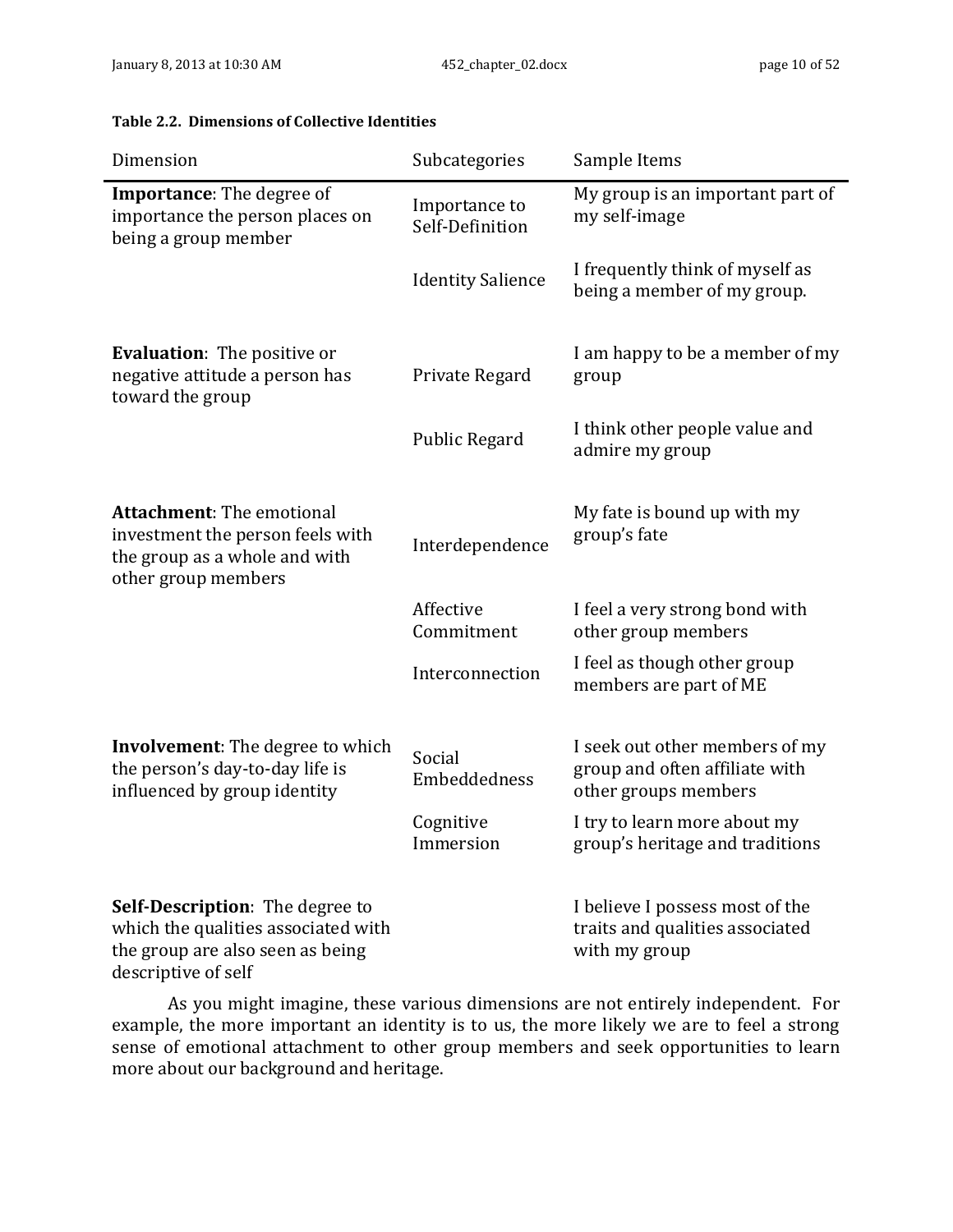**Table 2.2. Dimensions of Collective Identities**

| Dimension | Subcategories | Sample Items |
|---|---|---|
| **Importance**: The degree of importance the person places on being a group member | Importance to Self-Definition | My group is an important part of my self-image |
| | Identity Salience | I frequently think of myself as being a member of my group. |
| **Evaluation**: The positive or negative attitude a person has toward the group | Private Regard | I am happy to be a member of my group |
| | Public Regard | I think other people value and admire my group |
| **Attachment**: The emotional investment the person feels with the group as a whole and with other group members | Interdependence | My fate is bound up with my group's fate |
| | Affective Commitment | I feel a very strong bond with other group members |
| | Interconnection | I feel as though other group members are part of ME |
| **Involvement**: The degree to which the person's day-to-day life is influenced by group identity | Social Embeddedness | I seek out other members of my group and often affiliate with other groups members |
| | Cognitive Immersion | I try to learn more about my group's heritage and traditions |
| **Self-Description**: The degree to which the qualities associated with the group are also seen as being descriptive of self | | I believe I possess most of the traits and qualities associated with my group |

As you might imagine, these various dimensions are not entirely independent. For example, the more important an identity is to us, the more likely we are to feel a strong sense of emotional attachment to other group members and seek opportunities to learn more about our background and heritage.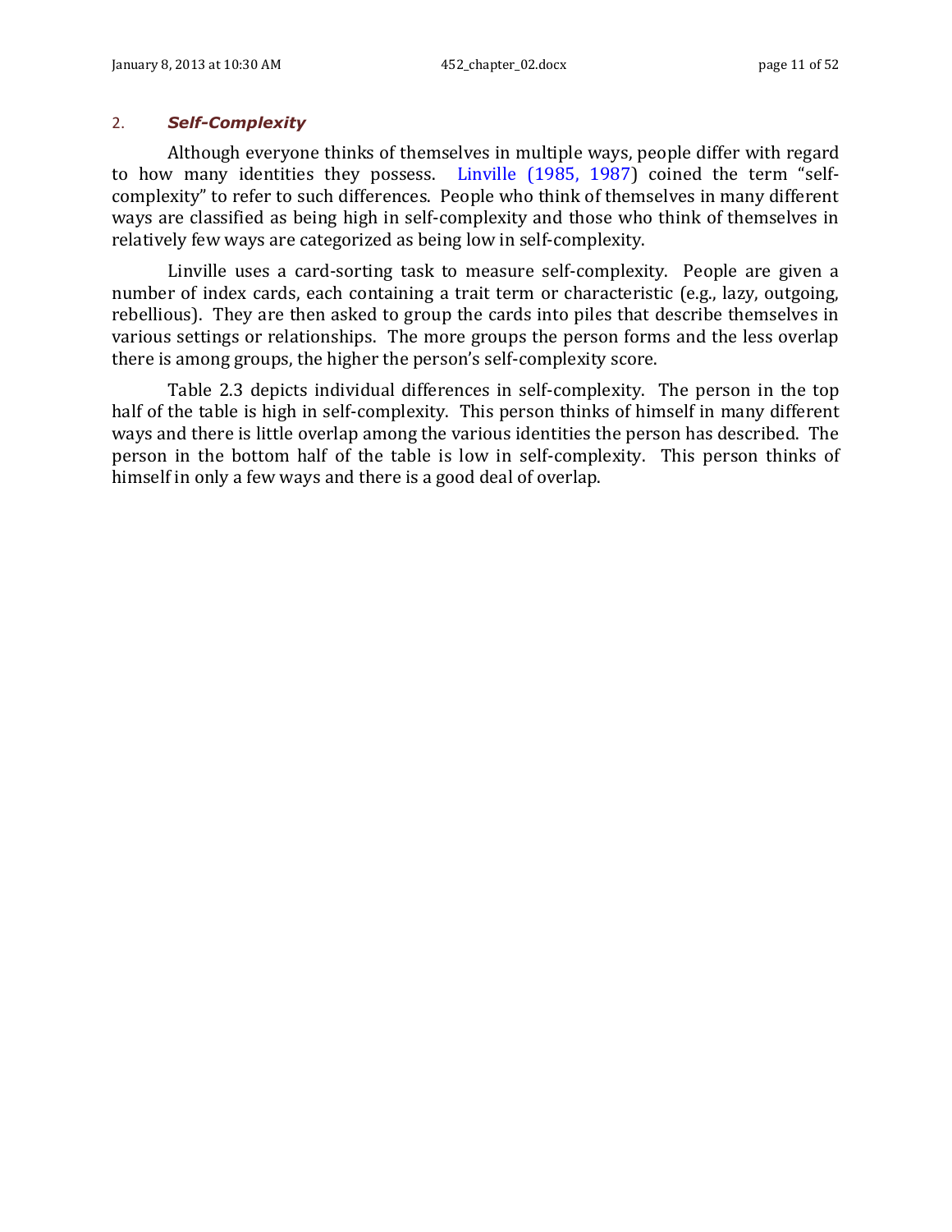## 2. *Self-Complexity*

Although everyone thinks of themselves in multiple ways, people differ with regard to how many identities they possess. Linville (1985, 1987) coined the term "self-complexity" to refer to such differences. People who think of themselves in many different ways are classified as being high in self-complexity and those who think of themselves in relatively few ways are categorized as being low in self-complexity.

Linville uses a card-sorting task to measure self-complexity. People are given a number of index cards, each containing a trait term or characteristic (e.g., lazy, outgoing, rebellious). They are then asked to group the cards into piles that describe themselves in various settings or relationships. The more groups the person forms and the less overlap there is among groups, the higher the person's self-complexity score.

Table 2.3 depicts individual differences in self-complexity. The person in the top half of the table is high in self-complexity. This person thinks of himself in many different ways and there is little overlap among the various identities the person has described. The person in the bottom half of the table is low in self-complexity. This person thinks of himself in only a few ways and there is a good deal of overlap.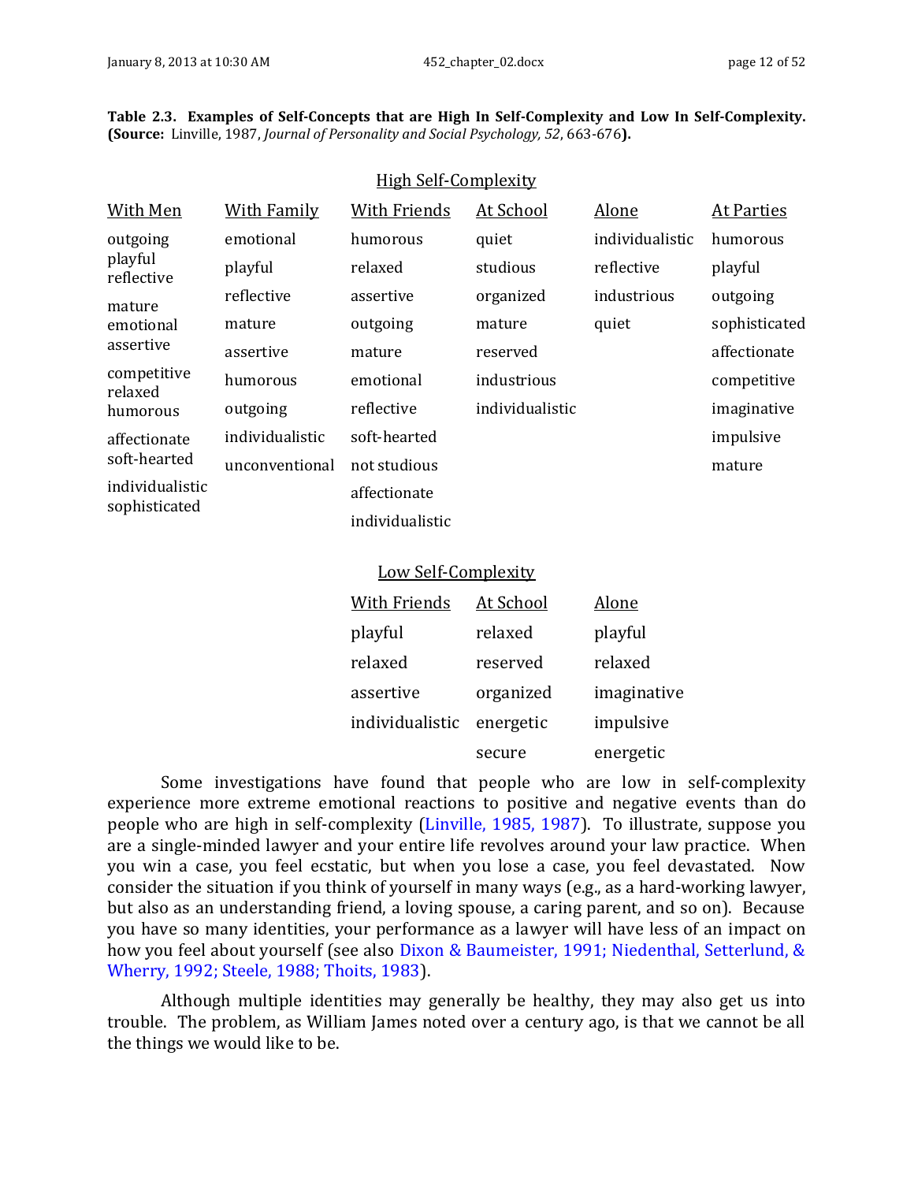**Table 2.3. Examples of Self-Concepts that are High In Self-Complexity and Low In Self-Complexity. (Source:** Linville, 1987, *Journal of Personality and Social Psychology, 52*, 663-676**).**

High Self-Complexity

| With Men | With Family | With Friends | At School | Alone | At Parties |
|---|---|---|---|---|---|
| outgoing | emotional | humorous | quiet | individualistic | humorous |
| playful | playful | relaxed | studious | reflective | playful |
| reflective | reflective | assertive | organized | industrious | outgoing |
| mature | mature | outgoing | mature | quiet | sophisticated |
| emotional | assertive | mature | reserved | | affectionate |
| assertive | humorous | emotional | industrious | | competitive |
| competitive | outgoing | reflective | individualistic | | imaginative |
| relaxed | individualistic | soft-hearted | | | impulsive |
| humorous | unconventional | not studious | | | mature |
| affectionate | | affectionate | | | |
| soft-hearted | | individualistic | | | |
| individualistic | | | | | |
| sophisticated | | | | | |

Low Self-Complexity

| With Friends | At School | Alone |
|---|---|---|
| playful | relaxed | playful |
| relaxed | reserved | relaxed |
| assertive | organized | imaginative |
| individualistic | energetic | impulsive |
| | secure | energetic |

Some investigations have found that people who are low in self-complexity experience more extreme emotional reactions to positive and negative events than do people who are high in self-complexity (Linville, 1985, 1987). To illustrate, suppose you are a single-minded lawyer and your entire life revolves around your law practice. When you win a case, you feel ecstatic, but when you lose a case, you feel devastated. Now consider the situation if you think of yourself in many ways (e.g., as a hard-working lawyer, but also as an understanding friend, a loving spouse, a caring parent, and so on). Because you have so many identities, your performance as a lawyer will have less of an impact on how you feel about yourself (see also Dixon & Baumeister, 1991; Niedenthal, Setterlund, & Wherry, 1992; Steele, 1988; Thoits, 1983).

Although multiple identities may generally be healthy, they may also get us into trouble. The problem, as William James noted over a century ago, is that we cannot be all the things we would like to be.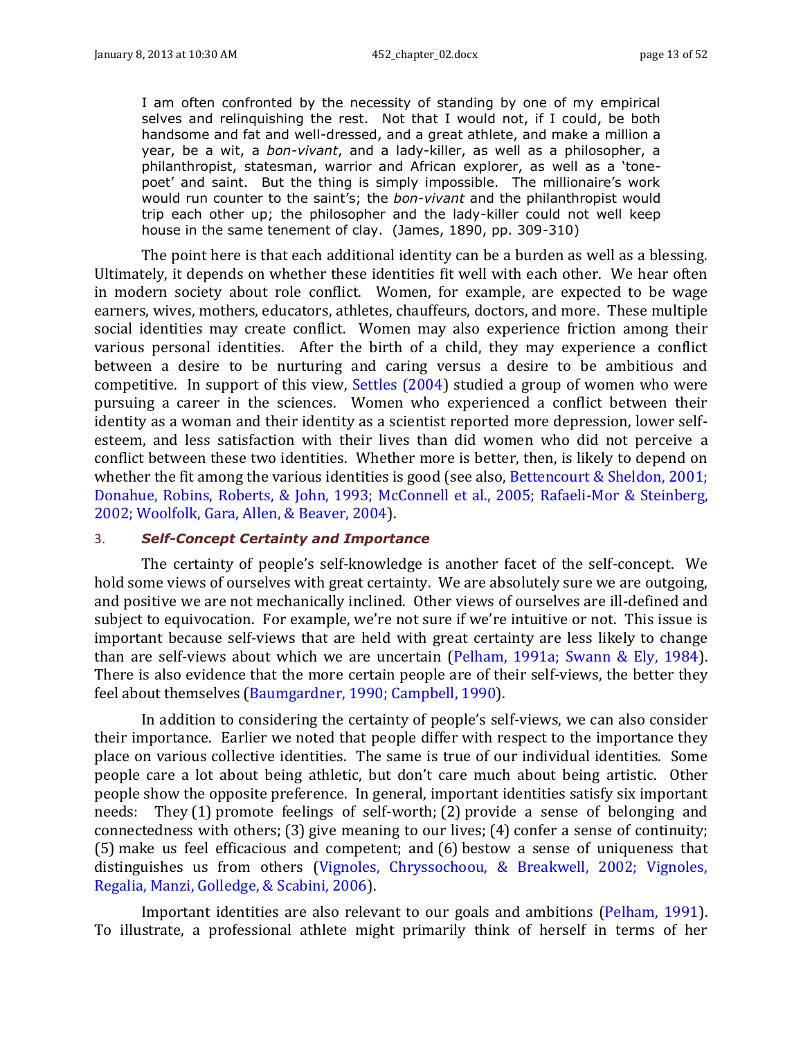> I am often confronted by the necessity of standing by one of my empirical selves and relinquishing the rest. Not that I would not, if I could, be both handsome and fat and well-dressed, and a great athlete, and make a million a year, be a wit, a *bon-vivant*, and a lady-killer, as well as a philosopher, a philanthropist, statesman, warrior and African explorer, as well as a 'tone-poet' and saint. But the thing is simply impossible. The millionaire's work would run counter to the saint's; the *bon-vivant* and the philanthropist would trip each other up; the philosopher and the lady-killer could not well keep house in the same tenement of clay. (James, 1890, pp. 309-310)

The point here is that each additional identity can be a burden as well as a blessing. Ultimately, it depends on whether these identities fit well with each other. We hear often in modern society about role conflict. Women, for example, are expected to be wage earners, wives, mothers, educators, athletes, chauffeurs, doctors, and more. These multiple social identities may create conflict. Women may also experience friction among their various personal identities. After the birth of a child, they may experience a conflict between a desire to be nurturing and caring versus a desire to be ambitious and competitive. In support of this view, Settles (2004) studied a group of women who were pursuing a career in the sciences. Women who experienced a conflict between their identity as a woman and their identity as a scientist reported more depression, lower self-esteem, and less satisfaction with their lives than did women who did not perceive a conflict between these two identities. Whether more is better, then, is likely to depend on whether the fit among the various identities is good (see also, Bettencourt & Sheldon, 2001; Donahue, Robins, Roberts, & John, 1993; McConnell et al., 2005; Rafaeli-Mor & Steinberg, 2002; Woolfolk, Gara, Allen, & Beaver, 2004).

### 3. *Self-Concept Certainty and Importance*

The certainty of people's self-knowledge is another facet of the self-concept. We hold some views of ourselves with great certainty. We are absolutely sure we are outgoing, and positive we are not mechanically inclined. Other views of ourselves are ill-defined and subject to equivocation. For example, we're not sure if we're intuitive or not. This issue is important because self-views that are held with great certainty are less likely to change than are self-views about which we are uncertain (Pelham, 1991a; Swann & Ely, 1984). There is also evidence that the more certain people are of their self-views, the better they feel about themselves (Baumgardner, 1990; Campbell, 1990).

In addition to considering the certainty of people's self-views, we can also consider their importance. Earlier we noted that people differ with respect to the importance they place on various collective identities. The same is true of our individual identities. Some people care a lot about being athletic, but don't care much about being artistic. Other people show the opposite preference. In general, important identities satisfy six important needs: They (1) promote feelings of self-worth; (2) provide a sense of belonging and connectedness with others; (3) give meaning to our lives; (4) confer a sense of continuity; (5) make us feel efficacious and competent; and (6) bestow a sense of uniqueness that distinguishes us from others (Vignoles, Chryssochoou, & Breakwell, 2002; Vignoles, Regalia, Manzi, Golledge, & Scabini, 2006).

Important identities are also relevant to our goals and ambitions (Pelham, 1991). To illustrate, a professional athlete might primarily think of herself in terms of her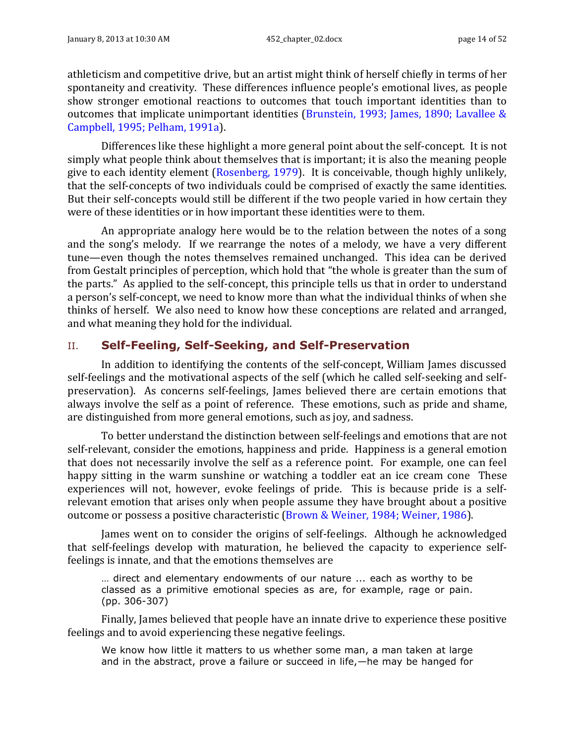athleticism and competitive drive, but an artist might think of herself chiefly in terms of her spontaneity and creativity. These differences influence people's emotional lives, as people show stronger emotional reactions to outcomes that touch important identities than to outcomes that implicate unimportant identities (Brunstein, 1993; James, 1890; Lavallee & Campbell, 1995; Pelham, 1991a).

Differences like these highlight a more general point about the self-concept. It is not simply what people think about themselves that is important; it is also the meaning people give to each identity element (Rosenberg, 1979). It is conceivable, though highly unlikely, that the self-concepts of two individuals could be comprised of exactly the same identities. But their self-concepts would still be different if the two people varied in how certain they were of these identities or in how important these identities were to them.

An appropriate analogy here would be to the relation between the notes of a song and the song's melody. If we rearrange the notes of a melody, we have a very different tune—even though the notes themselves remained unchanged. This idea can be derived from Gestalt principles of perception, which hold that "the whole is greater than the sum of the parts." As applied to the self-concept, this principle tells us that in order to understand a person's self-concept, we need to know more than what the individual thinks of when she thinks of herself. We also need to know how these conceptions are related and arranged, and what meaning they hold for the individual.

## II. Self-Feeling, Self-Seeking, and Self-Preservation

In addition to identifying the contents of the self-concept, William James discussed self-feelings and the motivational aspects of the self (which he called self-seeking and self-preservation). As concerns self-feelings, James believed there are certain emotions that always involve the self as a point of reference. These emotions, such as pride and shame, are distinguished from more general emotions, such as joy, and sadness.

To better understand the distinction between self-feelings and emotions that are not self-relevant, consider the emotions, happiness and pride. Happiness is a general emotion that does not necessarily involve the self as a reference point. For example, one can feel happy sitting in the warm sunshine or watching a toddler eat an ice cream cone These experiences will not, however, evoke feelings of pride. This is because pride is a self-relevant emotion that arises only when people assume they have brought about a positive outcome or possess a positive characteristic (Brown & Weiner, 1984; Weiner, 1986).

James went on to consider the origins of self-feelings. Although he acknowledged that self-feelings develop with maturation, he believed the capacity to experience self-feelings is innate, and that the emotions themselves are

> … direct and elementary endowments of our nature … each as worthy to be classed as a primitive emotional species as are, for example, rage or pain. (pp. 306-307)

Finally, James believed that people have an innate drive to experience these positive feelings and to avoid experiencing these negative feelings.

> We know how little it matters to us whether some man, a man taken at large and in the abstract, prove a failure or succeed in life,—he may be hanged for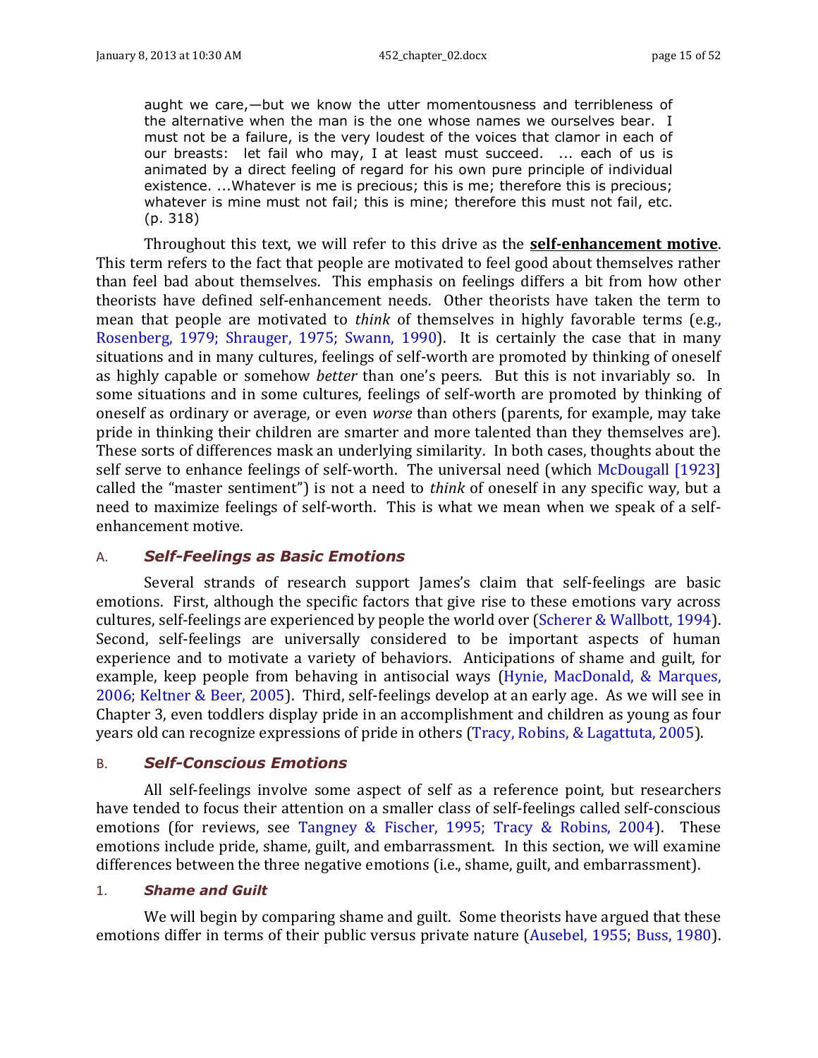> aught we care,—but we know the utter momentousness and terribleness of the alternative when the man is the one whose names we ourselves bear. I must not be a failure, is the very loudest of the voices that clamor in each of our breasts: let fail who may, I at least must succeed. ... each of us is animated by a direct feeling of regard for his own pure principle of individual existence. ...Whatever is me is precious; this is me; therefore this is precious; whatever is mine must not fail; this is mine; therefore this must not fail, etc. (p. 318)

Throughout this text, we will refer to this drive as the **self-enhancement motive**. This term refers to the fact that people are motivated to feel good about themselves rather than feel bad about themselves. This emphasis on feelings differs a bit from how other theorists have defined self-enhancement needs. Other theorists have taken the term to mean that people are motivated to *think* of themselves in highly favorable terms (e.g., Rosenberg, 1979; Shrauger, 1975; Swann, 1990). It is certainly the case that in many situations and in many cultures, feelings of self-worth are promoted by thinking of oneself as highly capable or somehow *better* than one's peers. But this is not invariably so. In some situations and in some cultures, feelings of self-worth are promoted by thinking of oneself as ordinary or average, or even *worse* than others (parents, for example, may take pride in thinking their children are smarter and more talented than they themselves are). These sorts of differences mask an underlying similarity. In both cases, thoughts about the self serve to enhance feelings of self-worth. The universal need (which McDougall [1923] called the "master sentiment") is not a need to *think* of oneself in any specific way, but a need to maximize feelings of self-worth. This is what we mean when we speak of a self-enhancement motive.

## A. *Self-Feelings as Basic Emotions*

Several strands of research support James's claim that self-feelings are basic emotions. First, although the specific factors that give rise to these emotions vary across cultures, self-feelings are experienced by people the world over (Scherer & Wallbott, 1994). Second, self-feelings are universally considered to be important aspects of human experience and to motivate a variety of behaviors. Anticipations of shame and guilt, for example, keep people from behaving in antisocial ways (Hynie, MacDonald, & Marques, 2006; Keltner & Beer, 2005). Third, self-feelings develop at an early age. As we will see in Chapter 3, even toddlers display pride in an accomplishment and children as young as four years old can recognize expressions of pride in others (Tracy, Robins, & Lagattuta, 2005).

## B. *Self-Conscious Emotions*

All self-feelings involve some aspect of self as a reference point, but researchers have tended to focus their attention on a smaller class of self-feelings called self-conscious emotions (for reviews, see Tangney & Fischer, 1995; Tracy & Robins, 2004). These emotions include pride, shame, guilt, and embarrassment. In this section, we will examine differences between the three negative emotions (i.e., shame, guilt, and embarrassment).

### 1. *Shame and Guilt*

We will begin by comparing shame and guilt. Some theorists have argued that these emotions differ in terms of their public versus private nature (Ausebel, 1955; Buss, 1980).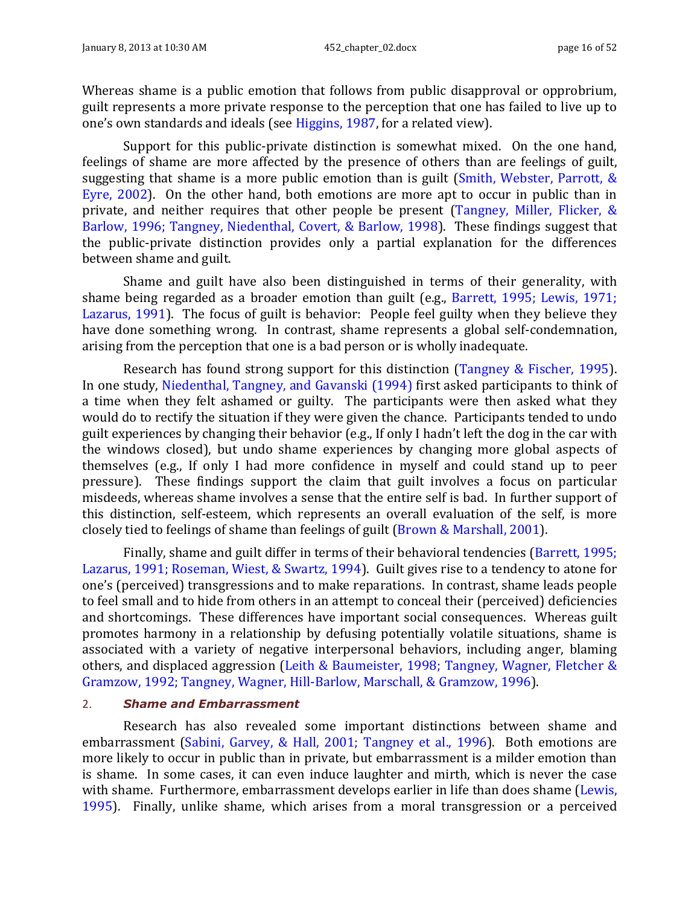Whereas shame is a public emotion that follows from public disapproval or opprobrium, guilt represents a more private response to the perception that one has failed to live up to one's own standards and ideals (see Higgins, 1987, for a related view).

Support for this public-private distinction is somewhat mixed. On the one hand, feelings of shame are more affected by the presence of others than are feelings of guilt, suggesting that shame is a more public emotion than is guilt (Smith, Webster, Parrott, & Eyre, 2002). On the other hand, both emotions are more apt to occur in public than in private, and neither requires that other people be present (Tangney, Miller, Flicker, & Barlow, 1996; Tangney, Niedenthal, Covert, & Barlow, 1998). These findings suggest that the public-private distinction provides only a partial explanation for the differences between shame and guilt.

Shame and guilt have also been distinguished in terms of their generality, with shame being regarded as a broader emotion than guilt (e.g., Barrett, 1995; Lewis, 1971; Lazarus, 1991). The focus of guilt is behavior: People feel guilty when they believe they have done something wrong. In contrast, shame represents a global self-condemnation, arising from the perception that one is a bad person or is wholly inadequate.

Research has found strong support for this distinction (Tangney & Fischer, 1995). In one study, Niedenthal, Tangney, and Gavanski (1994) first asked participants to think of a time when they felt ashamed or guilty. The participants were then asked what they would do to rectify the situation if they were given the chance. Participants tended to undo guilt experiences by changing their behavior (e.g., If only I hadn't left the dog in the car with the windows closed), but undo shame experiences by changing more global aspects of themselves (e.g., If only I had more confidence in myself and could stand up to peer pressure). These findings support the claim that guilt involves a focus on particular misdeeds, whereas shame involves a sense that the entire self is bad. In further support of this distinction, self-esteem, which represents an overall evaluation of the self, is more closely tied to feelings of shame than feelings of guilt (Brown & Marshall, 2001).

Finally, shame and guilt differ in terms of their behavioral tendencies (Barrett, 1995; Lazarus, 1991; Roseman, Wiest, & Swartz, 1994). Guilt gives rise to a tendency to atone for one's (perceived) transgressions and to make reparations. In contrast, shame leads people to feel small and to hide from others in an attempt to conceal their (perceived) deficiencies and shortcomings. These differences have important social consequences. Whereas guilt promotes harmony in a relationship by defusing potentially volatile situations, shame is associated with a variety of negative interpersonal behaviors, including anger, blaming others, and displaced aggression (Leith & Baumeister, 1998; Tangney, Wagner, Fletcher & Gramzow, 1992; Tangney, Wagner, Hill-Barlow, Marschall, & Gramzow, 1996).

### 2. *Shame and Embarrassment*

Research has also revealed some important distinctions between shame and embarrassment (Sabini, Garvey, & Hall, 2001; Tangney et al., 1996). Both emotions are more likely to occur in public than in private, but embarrassment is a milder emotion than is shame. In some cases, it can even induce laughter and mirth, which is never the case with shame. Furthermore, embarrassment develops earlier in life than does shame (Lewis, 1995). Finally, unlike shame, which arises from a moral transgression or a perceived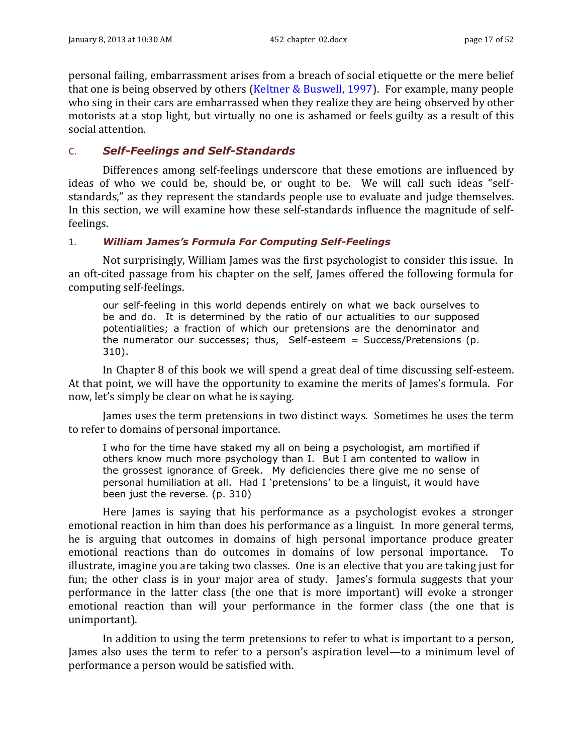personal failing, embarrassment arises from a breach of social etiquette or the mere belief that one is being observed by others (Keltner & Buswell, 1997). For example, many people who sing in their cars are embarrassed when they realize they are being observed by other motorists at a stop light, but virtually no one is ashamed or feels guilty as a result of this social attention.

## C. *Self-Feelings and Self-Standards*

Differences among self-feelings underscore that these emotions are influenced by ideas of who we could be, should be, or ought to be. We will call such ideas "self-standards," as they represent the standards people use to evaluate and judge themselves. In this section, we will examine how these self-standards influence the magnitude of self-feelings.

### 1. *William James's Formula For Computing Self-Feelings*

Not surprisingly, William James was the first psychologist to consider this issue. In an oft-cited passage from his chapter on the self, James offered the following formula for computing self-feelings.

> our self-feeling in this world depends entirely on what we back ourselves to be and do. It is determined by the ratio of our actualities to our supposed potentialities; a fraction of which our pretensions are the denominator and the numerator our successes; thus, Self-esteem = Success/Pretensions (p. 310).

In Chapter 8 of this book we will spend a great deal of time discussing self-esteem. At that point, we will have the opportunity to examine the merits of James's formula. For now, let's simply be clear on what he is saying.

James uses the term pretensions in two distinct ways. Sometimes he uses the term to refer to domains of personal importance.

> I who for the time have staked my all on being a psychologist, am mortified if others know much more psychology than I. But I am contented to wallow in the grossest ignorance of Greek. My deficiencies there give me no sense of personal humiliation at all. Had I 'pretensions' to be a linguist, it would have been just the reverse. (p. 310)

Here James is saying that his performance as a psychologist evokes a stronger emotional reaction in him than does his performance as a linguist. In more general terms, he is arguing that outcomes in domains of high personal importance produce greater emotional reactions than do outcomes in domains of low personal importance. To illustrate, imagine you are taking two classes. One is an elective that you are taking just for fun; the other class is in your major area of study. James's formula suggests that your performance in the latter class (the one that is more important) will evoke a stronger emotional reaction than will your performance in the former class (the one that is unimportant).

In addition to using the term pretensions to refer to what is important to a person, James also uses the term to refer to a person's aspiration level—to a minimum level of performance a person would be satisfied with.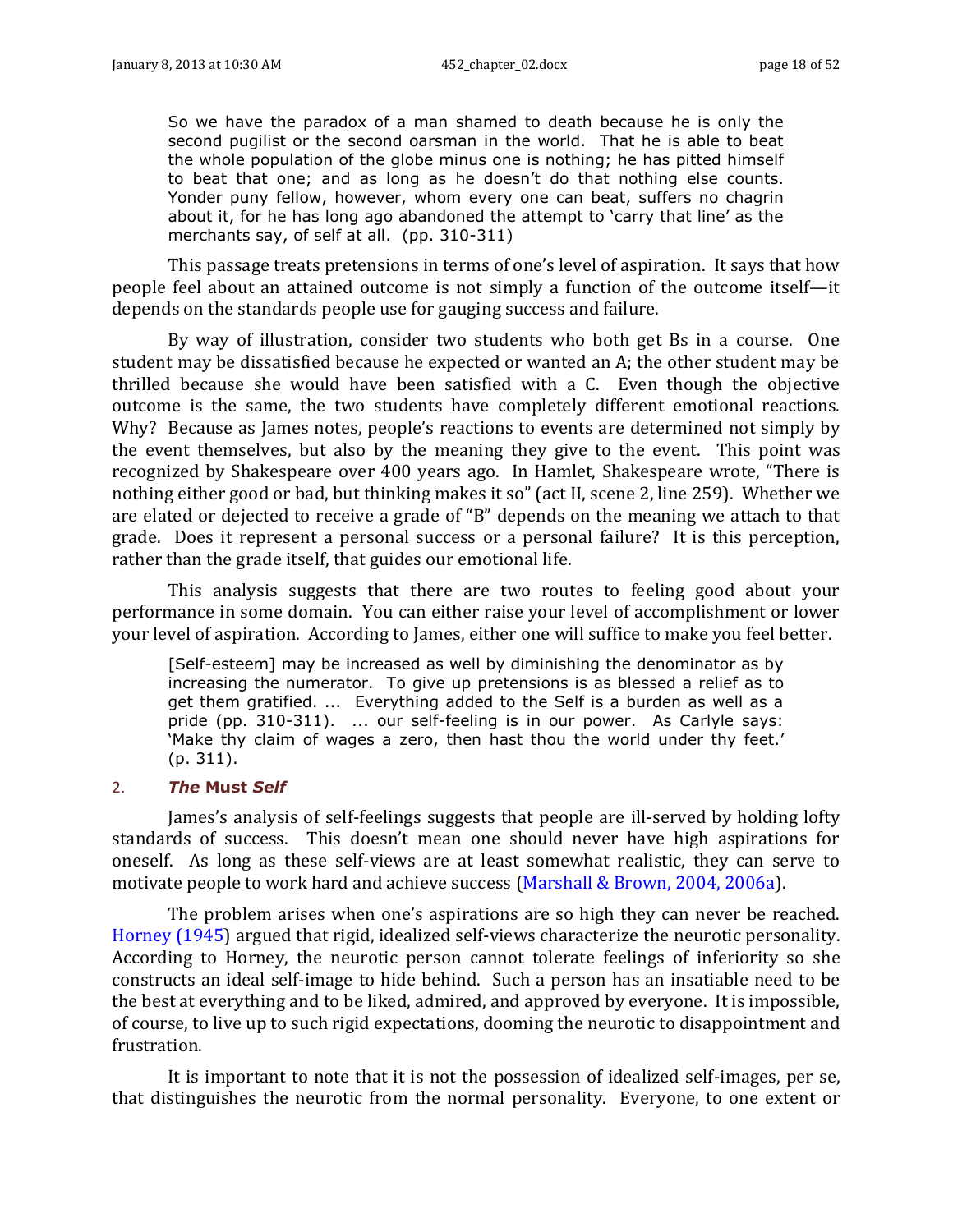> So we have the paradox of a man shamed to death because he is only the second pugilist or the second oarsman in the world. That he is able to beat the whole population of the globe minus one is nothing; he has pitted himself to beat that one; and as long as he doesn't do that nothing else counts. Yonder puny fellow, however, whom every one can beat, suffers no chagrin about it, for he has long ago abandoned the attempt to 'carry that line' as the merchants say, of self at all. (pp. 310-311)

This passage treats pretensions in terms of one's level of aspiration. It says that how people feel about an attained outcome is not simply a function of the outcome itself—it depends on the standards people use for gauging success and failure.

By way of illustration, consider two students who both get Bs in a course. One student may be dissatisfied because he expected or wanted an A; the other student may be thrilled because she would have been satisfied with a C. Even though the objective outcome is the same, the two students have completely different emotional reactions. Why? Because as James notes, people's reactions to events are determined not simply by the event themselves, but also by the meaning they give to the event. This point was recognized by Shakespeare over 400 years ago. In Hamlet, Shakespeare wrote, "There is nothing either good or bad, but thinking makes it so" (act II, scene 2, line 259). Whether we are elated or dejected to receive a grade of "B" depends on the meaning we attach to that grade. Does it represent a personal success or a personal failure? It is this perception, rather than the grade itself, that guides our emotional life.

This analysis suggests that there are two routes to feeling good about your performance in some domain. You can either raise your level of accomplishment or lower your level of aspiration. According to James, either one will suffice to make you feel better.

> [Self-esteem] may be increased as well by diminishing the denominator as by increasing the numerator. To give up pretensions is as blessed a relief as to get them gratified. ... Everything added to the Self is a burden as well as a pride (pp. 310-311). ... our self-feeling is in our power. As Carlyle says: 'Make thy claim of wages a zero, then hast thou the world under thy feet.' (p. 311).

### 2. *The* **Must** *Self*

James's analysis of self-feelings suggests that people are ill-served by holding lofty standards of success. This doesn't mean one should never have high aspirations for oneself. As long as these self-views are at least somewhat realistic, they can serve to motivate people to work hard and achieve success (Marshall & Brown, 2004, 2006a).

The problem arises when one's aspirations are so high they can never be reached. Horney (1945) argued that rigid, idealized self-views characterize the neurotic personality. According to Horney, the neurotic person cannot tolerate feelings of inferiority so she constructs an ideal self-image to hide behind. Such a person has an insatiable need to be the best at everything and to be liked, admired, and approved by everyone. It is impossible, of course, to live up to such rigid expectations, dooming the neurotic to disappointment and frustration.

It is important to note that it is not the possession of idealized self-images, per se, that distinguishes the neurotic from the normal personality. Everyone, to one extent or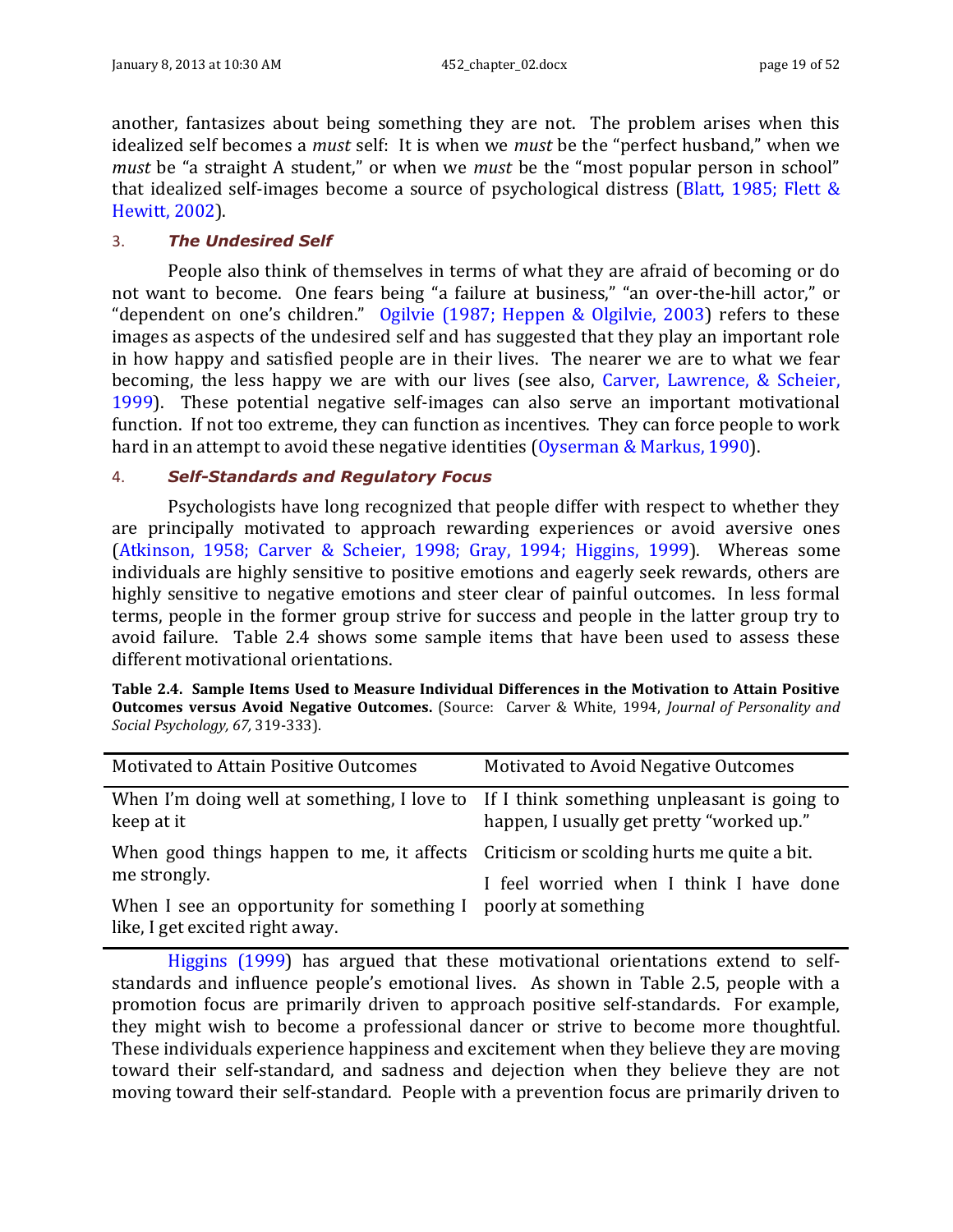another, fantasizes about being something they are not. The problem arises when this idealized self becomes a *must* self: It is when we *must* be the "perfect husband," when we *must* be "a straight A student," or when we *must* be the "most popular person in school" that idealized self-images become a source of psychological distress (Blatt, 1985; Flett & Hewitt, 2002).

### 3. ***The Undesired Self***

People also think of themselves in terms of what they are afraid of becoming or do not want to become. One fears being "a failure at business," "an over-the-hill actor," or "dependent on one's children." Ogilvie (1987; Heppen & Olgilvie, 2003) refers to these images as aspects of the undesired self and has suggested that they play an important role in how happy and satisfied people are in their lives. The nearer we are to what we fear becoming, the less happy we are with our lives (see also, Carver, Lawrence, & Scheier, 1999). These potential negative self-images can also serve an important motivational function. If not too extreme, they can function as incentives. They can force people to work hard in an attempt to avoid these negative identities (Oyserman & Markus, 1990).

### 4. ***Self-Standards and Regulatory Focus***

Psychologists have long recognized that people differ with respect to whether they are principally motivated to approach rewarding experiences or avoid aversive ones (Atkinson, 1958; Carver & Scheier, 1998; Gray, 1994; Higgins, 1999). Whereas some individuals are highly sensitive to positive emotions and eagerly seek rewards, others are highly sensitive to negative emotions and steer clear of painful outcomes. In less formal terms, people in the former group strive for success and people in the latter group try to avoid failure. Table 2.4 shows some sample items that have been used to assess these different motivational orientations.

**Table 2.4. Sample Items Used to Measure Individual Differences in the Motivation to Attain Positive Outcomes versus Avoid Negative Outcomes.** (Source: Carver & White, 1994, *Journal of Personality and Social Psychology, 67,* 319-333).

| Motivated to Attain Positive Outcomes | Motivated to Avoid Negative Outcomes |
|---|---|
| When I'm doing well at something, I love to keep at it | If I think something unpleasant is going to happen, I usually get pretty "worked up." |
| When good things happen to me, it affects me strongly. | Criticism or scolding hurts me quite a bit. |
| When I see an opportunity for something I like, I get excited right away. | I feel worried when I think I have done poorly at something |

Higgins (1999) has argued that these motivational orientations extend to self-standards and influence people's emotional lives. As shown in Table 2.5, people with a promotion focus are primarily driven to approach positive self-standards. For example, they might wish to become a professional dancer or strive to become more thoughtful. These individuals experience happiness and excitement when they believe they are moving toward their self-standard, and sadness and dejection when they believe they are not moving toward their self-standard. People with a prevention focus are primarily driven to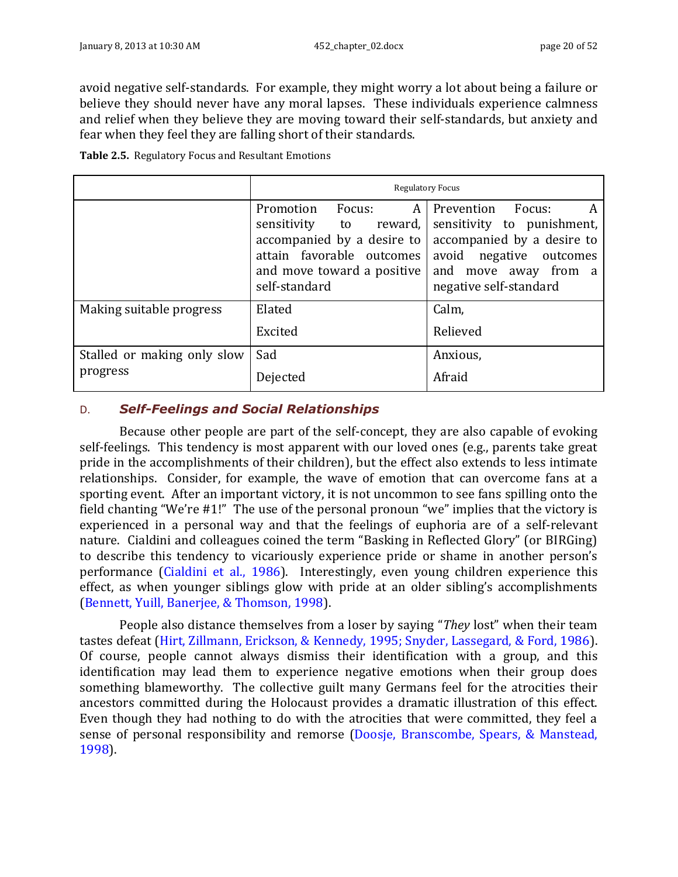avoid negative self-standards. For example, they might worry a lot about being a failure or believe they should never have any moral lapses. These individuals experience calmness and relief when they believe they are moving toward their self-standards, but anxiety and fear when they feel they are falling short of their standards.

**Table 2.5.** Regulatory Focus and Resultant Emotions

| | Regulatory Focus | |
|---|---|---|
| | Promotion Focus: A sensitivity to reward, accompanied by a desire to attain favorable outcomes and move toward a positive self-standard | Prevention Focus: A sensitivity to punishment, accompanied by a desire to avoid negative outcomes and move away from a negative self-standard |
| Making suitable progress | Elated<br>Excited | Calm,<br>Relieved |
| Stalled or making only slow progress | Sad<br>Dejected | Anxious,<br>Afraid |

### D. *Self-Feelings and Social Relationships*

Because other people are part of the self-concept, they are also capable of evoking self-feelings. This tendency is most apparent with our loved ones (e.g., parents take great pride in the accomplishments of their children), but the effect also extends to less intimate relationships. Consider, for example, the wave of emotion that can overcome fans at a sporting event. After an important victory, it is not uncommon to see fans spilling onto the field chanting "We're #1!" The use of the personal pronoun "we" implies that the victory is experienced in a personal way and that the feelings of euphoria are of a self-relevant nature. Cialdini and colleagues coined the term "Basking in Reflected Glory" (or BIRGing) to describe this tendency to vicariously experience pride or shame in another person's performance (Cialdini et al., 1986). Interestingly, even young children experience this effect, as when younger siblings glow with pride at an older sibling's accomplishments (Bennett, Yuill, Banerjee, & Thomson, 1998).

People also distance themselves from a loser by saying "*They* lost" when their team tastes defeat (Hirt, Zillmann, Erickson, & Kennedy, 1995; Snyder, Lassegard, & Ford, 1986). Of course, people cannot always dismiss their identification with a group, and this identification may lead them to experience negative emotions when their group does something blameworthy. The collective guilt many Germans feel for the atrocities their ancestors committed during the Holocaust provides a dramatic illustration of this effect. Even though they had nothing to do with the atrocities that were committed, they feel a sense of personal responsibility and remorse (Doosje, Branscombe, Spears, & Manstead, 1998).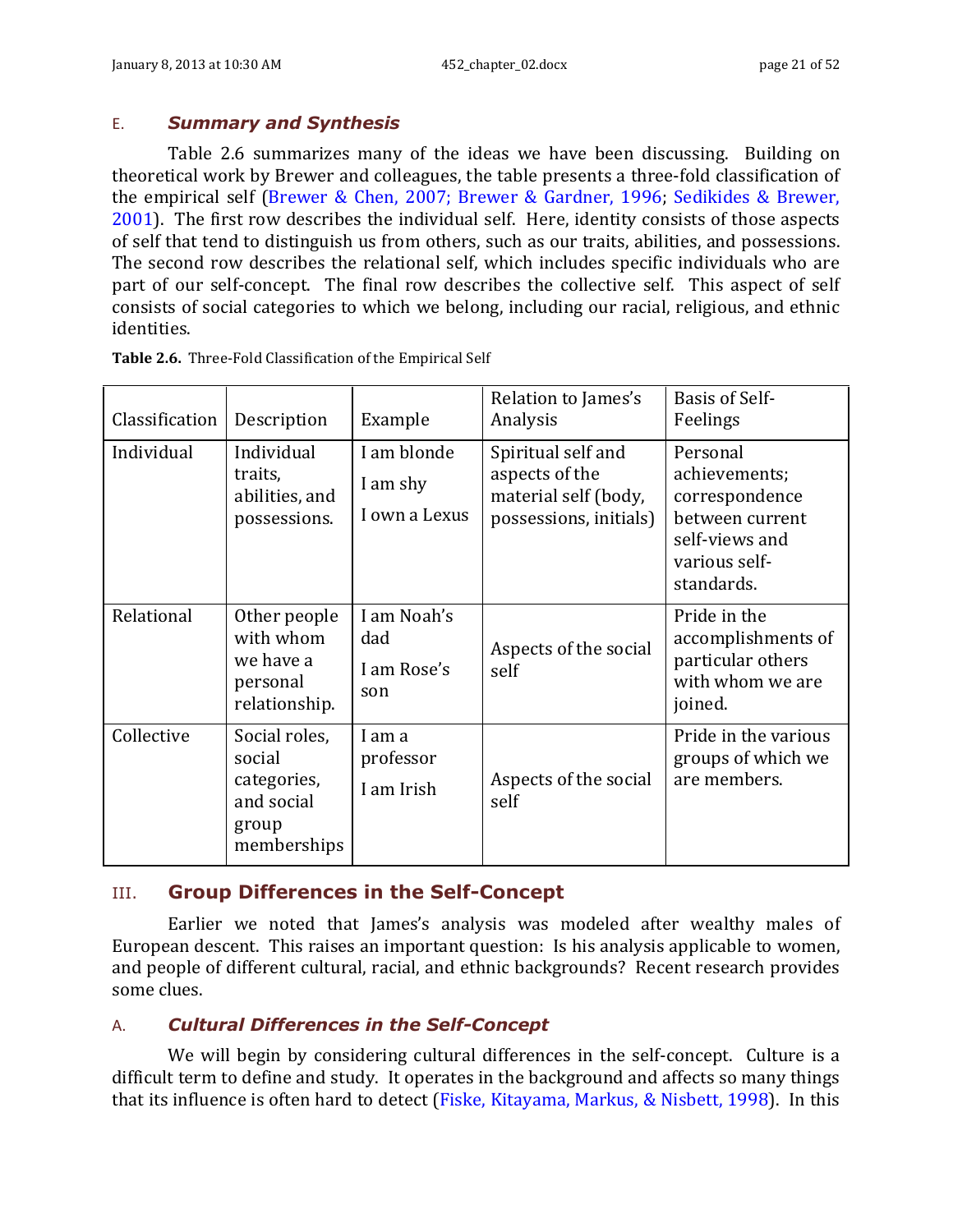### E. *Summary and Synthesis*

Table 2.6 summarizes many of the ideas we have been discussing. Building on theoretical work by Brewer and colleagues, the table presents a three-fold classification of the empirical self (Brewer & Chen, 2007; Brewer & Gardner, 1996; Sedikides & Brewer, 2001). The first row describes the individual self. Here, identity consists of those aspects of self that tend to distinguish us from others, such as our traits, abilities, and possessions. The second row describes the relational self, which includes specific individuals who are part of our self-concept. The final row describes the collective self. This aspect of self consists of social categories to which we belong, including our racial, religious, and ethnic identities.

**Table 2.6.** Three-Fold Classification of the Empirical Self

| Classification | Description | Example | Relation to James's Analysis | Basis of Self-Feelings |
|---|---|---|---|---|
| Individual | Individual traits, abilities, and possessions. | I am blonde<br>I am shy<br>I own a Lexus | Spiritual self and aspects of the material self (body, possessions, initials) | Personal achievements; correspondence between current self-views and various self-standards. |
| Relational | Other people with whom we have a personal relationship. | I am Noah's dad<br>I am Rose's son | Aspects of the social self | Pride in the accomplishments of particular others with whom we are joined. |
| Collective | Social roles, social categories, and social group memberships | I am a professor<br>I am Irish | Aspects of the social self | Pride in the various groups of which we are members. |

## III. Group Differences in the Self-Concept

Earlier we noted that James's analysis was modeled after wealthy males of European descent. This raises an important question: Is his analysis applicable to women, and people of different cultural, racial, and ethnic backgrounds? Recent research provides some clues.

### A. *Cultural Differences in the Self-Concept*

We will begin by considering cultural differences in the self-concept. Culture is a difficult term to define and study. It operates in the background and affects so many things that its influence is often hard to detect (Fiske, Kitayama, Markus, & Nisbett, 1998). In this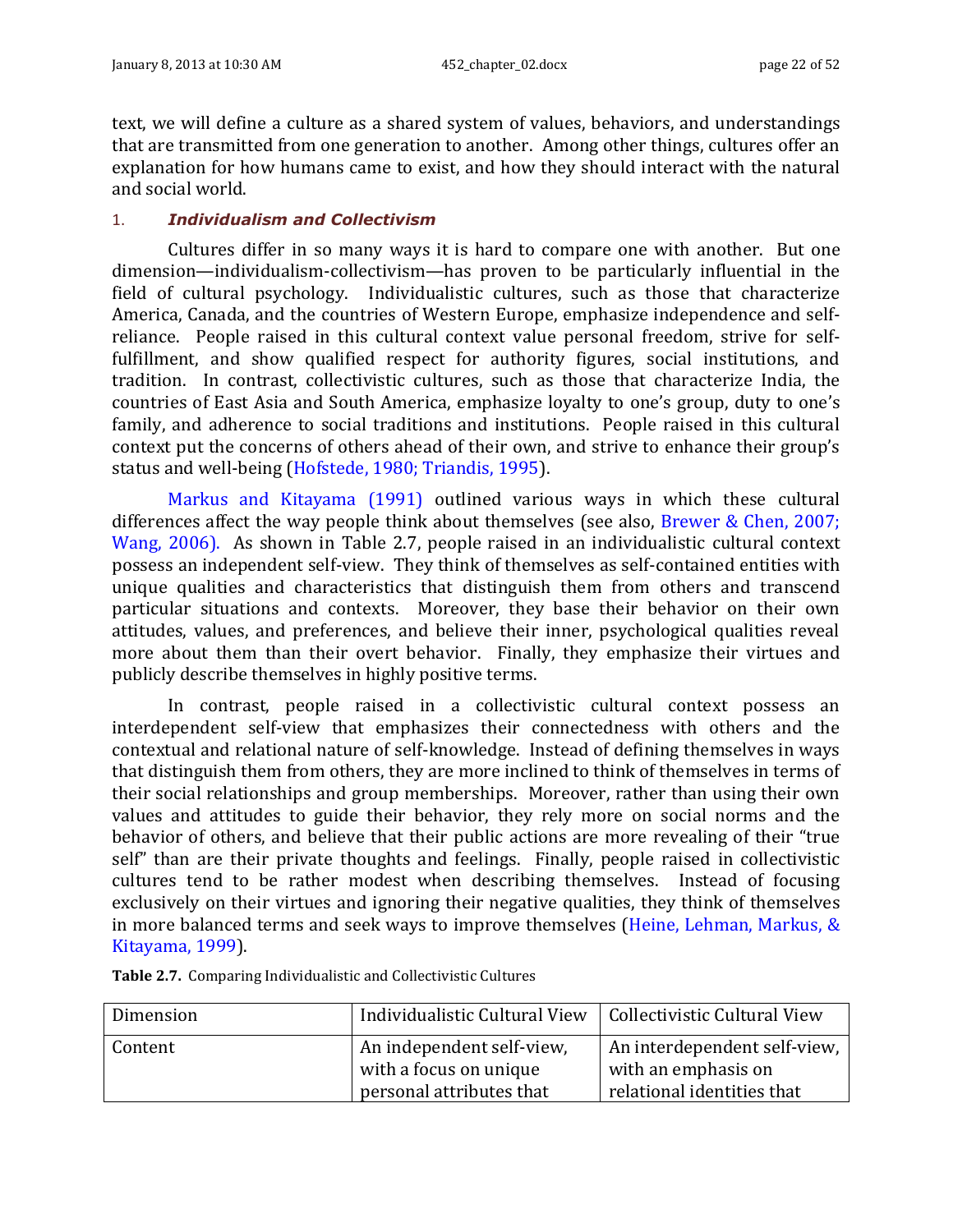text, we will define a culture as a shared system of values, behaviors, and understandings that are transmitted from one generation to another. Among other things, cultures offer an explanation for how humans came to exist, and how they should interact with the natural and social world.

### 1. *Individualism and Collectivism*

Cultures differ in so many ways it is hard to compare one with another. But one dimension—individualism-collectivism—has proven to be particularly influential in the field of cultural psychology. Individualistic cultures, such as those that characterize America, Canada, and the countries of Western Europe, emphasize independence and self-reliance. People raised in this cultural context value personal freedom, strive for self-fulfillment, and show qualified respect for authority figures, social institutions, and tradition. In contrast, collectivistic cultures, such as those that characterize India, the countries of East Asia and South America, emphasize loyalty to one's group, duty to one's family, and adherence to social traditions and institutions. People raised in this cultural context put the concerns of others ahead of their own, and strive to enhance their group's status and well-being (Hofstede, 1980; Triandis, 1995).

Markus and Kitayama (1991) outlined various ways in which these cultural differences affect the way people think about themselves (see also, Brewer & Chen, 2007; Wang, 2006). As shown in Table 2.7, people raised in an individualistic cultural context possess an independent self-view. They think of themselves as self-contained entities with unique qualities and characteristics that distinguish them from others and transcend particular situations and contexts. Moreover, they base their behavior on their own attitudes, values, and preferences, and believe their inner, psychological qualities reveal more about them than their overt behavior. Finally, they emphasize their virtues and publicly describe themselves in highly positive terms.

In contrast, people raised in a collectivistic cultural context possess an interdependent self-view that emphasizes their connectedness with others and the contextual and relational nature of self-knowledge. Instead of defining themselves in ways that distinguish them from others, they are more inclined to think of themselves in terms of their social relationships and group memberships. Moreover, rather than using their own values and attitudes to guide their behavior, they rely more on social norms and the behavior of others, and believe that their public actions are more revealing of their "true self" than are their private thoughts and feelings. Finally, people raised in collectivistic cultures tend to be rather modest when describing themselves. Instead of focusing exclusively on their virtues and ignoring their negative qualities, they think of themselves in more balanced terms and seek ways to improve themselves (Heine, Lehman, Markus, & Kitayama, 1999).

**Table 2.7.** Comparing Individualistic and Collectivistic Cultures

| Dimension | Individualistic Cultural View | Collectivistic Cultural View |
|---|---|---|
| Content | An independent self-view, with a focus on unique personal attributes that | An interdependent self-view, with an emphasis on relational identities that |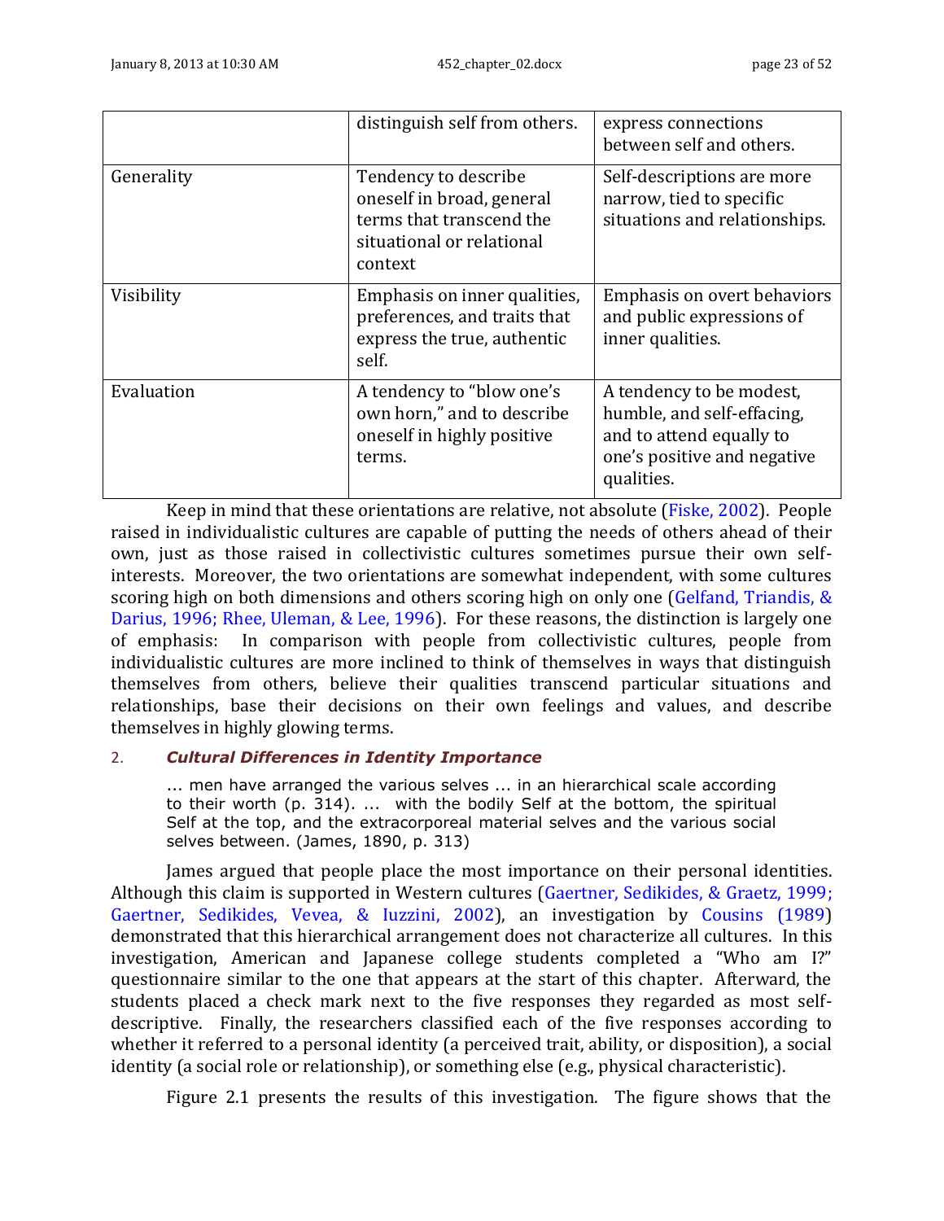| | | |
|---|---|---|
| | distinguish self from others. | express connections between self and others. |
| Generality | Tendency to describe oneself in broad, general terms that transcend the situational or relational context | Self-descriptions are more narrow, tied to specific situations and relationships. |
| Visibility | Emphasis on inner qualities, preferences, and traits that express the true, authentic self. | Emphasis on overt behaviors and public expressions of inner qualities. |
| Evaluation | A tendency to "blow one's own horn," and to describe oneself in highly positive terms. | A tendency to be modest, humble, and self-effacing, and to attend equally to one's positive and negative qualities. |

Keep in mind that these orientations are relative, not absolute (Fiske, 2002). People raised in individualistic cultures are capable of putting the needs of others ahead of their own, just as those raised in collectivistic cultures sometimes pursue their own self-interests. Moreover, the two orientations are somewhat independent, with some cultures scoring high on both dimensions and others scoring high on only one (Gelfand, Triandis, & Darius, 1996; Rhee, Uleman, & Lee, 1996). For these reasons, the distinction is largely one of emphasis: In comparison with people from collectivistic cultures, people from individualistic cultures are more inclined to think of themselves in ways that distinguish themselves from others, believe their qualities transcend particular situations and relationships, base their decisions on their own feelings and values, and describe themselves in highly glowing terms.

### 2. *Cultural Differences in Identity Importance*

> … men have arranged the various selves … in an hierarchical scale according to their worth (p. 314). … with the bodily Self at the bottom, the spiritual Self at the top, and the extracorporeal material selves and the various social selves between. (James, 1890, p. 313)

James argued that people place the most importance on their personal identities. Although this claim is supported in Western cultures (Gaertner, Sedikides, & Graetz, 1999; Gaertner, Sedikides, Vevea, & Iuzzini, 2002), an investigation by Cousins (1989) demonstrated that this hierarchical arrangement does not characterize all cultures. In this investigation, American and Japanese college students completed a "Who am I?" questionnaire similar to the one that appears at the start of this chapter. Afterward, the students placed a check mark next to the five responses they regarded as most self-descriptive. Finally, the researchers classified each of the five responses according to whether it referred to a personal identity (a perceived trait, ability, or disposition), a social identity (a social role or relationship), or something else (e.g., physical characteristic).

Figure 2.1 presents the results of this investigation. The figure shows that the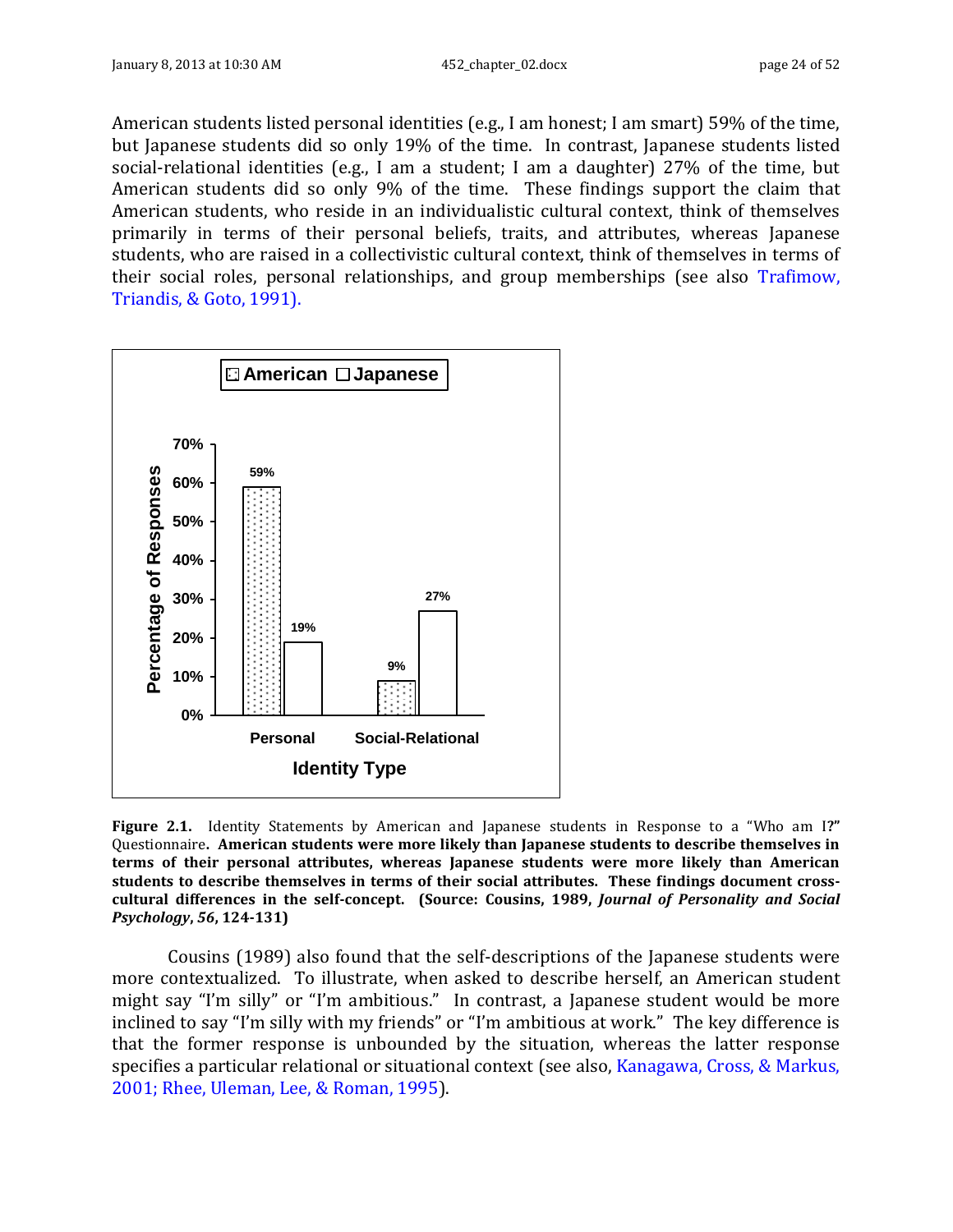American students listed personal identities (e.g., I am honest; I am smart) 59% of the time, but Japanese students did so only 19% of the time. In contrast, Japanese students listed social-relational identities (e.g., I am a student; I am a daughter) 27% of the time, but American students did so only 9% of the time. These findings support the claim that American students, who reside in an individualistic cultural context, think of themselves primarily in terms of their personal beliefs, traits, and attributes, whereas Japanese students, who are raised in a collectivistic cultural context, think of themselves in terms of their social roles, personal relationships, and group memberships (see also Trafimow, Triandis, & Goto, 1991).

| Identity Type | American | Japanese |
|---|---|---|
| Personal | 59% | 19% |
| Social-Relational | 9% | 27% |

**Figure 2.1.** Identity Statements by American and Japanese students in Response to a "Who am I**?"** Questionnaire**. American students were more likely than Japanese students to describe themselves in terms of their personal attributes, whereas Japanese students were more likely than American students to describe themselves in terms of their social attributes. These findings document cross-cultural differences in the self-concept. (Source: Cousins, 1989,** ***Journal of Personality and Social Psychology*****,** ***56*****, 124-131)**

Cousins (1989) also found that the self-descriptions of the Japanese students were more contextualized. To illustrate, when asked to describe herself, an American student might say "I'm silly" or "I'm ambitious." In contrast, a Japanese student would be more inclined to say "I'm silly with my friends" or "I'm ambitious at work." The key difference is that the former response is unbounded by the situation, whereas the latter response specifies a particular relational or situational context (see also, Kanagawa, Cross, & Markus, 2001; Rhee, Uleman, Lee, & Roman, 1995).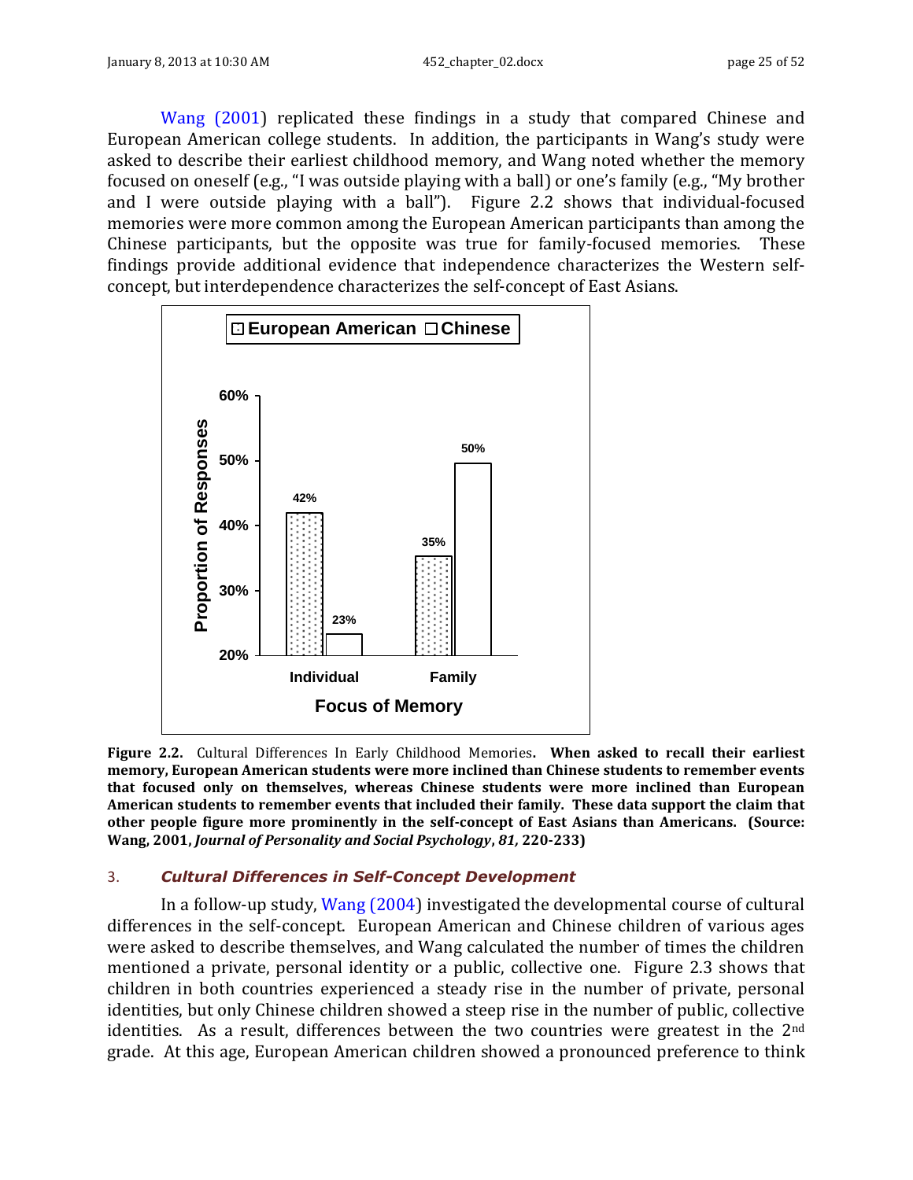Wang (2001) replicated these findings in a study that compared Chinese and European American college students. In addition, the participants in Wang's study were asked to describe their earliest childhood memory, and Wang noted whether the memory focused on oneself (e.g., "I was outside playing with a ball) or one's family (e.g., "My brother and I were outside playing with a ball"). Figure 2.2 shows that individual-focused memories were more common among the European American participants than among the Chinese participants, but the opposite was true for family-focused memories. These findings provide additional evidence that independence characterizes the Western self-concept, but interdependence characterizes the self-concept of East Asians.

**Figure 2.2.** Cultural Differences In Early Childhood Memories. **When asked to recall their earliest memory, European American students were more inclined than Chinese students to remember events that focused only on themselves, whereas Chinese students were more inclined than European American students to remember events that included their family. These data support the claim that other people figure more prominently in the self-concept of East Asians than Americans. (Source: Wang, 2001, *Journal of Personality and Social Psychology*, *81*, 220-233)**

### 3. *Cultural Differences in Self-Concept Development*

In a follow-up study, Wang (2004) investigated the developmental course of cultural differences in the self-concept. European American and Chinese children of various ages were asked to describe themselves, and Wang calculated the number of times the children mentioned a private, personal identity or a public, collective one. Figure 2.3 shows that children in both countries experienced a steady rise in the number of private, personal identities, but only Chinese children showed a steep rise in the number of public, collective identities. As a result, differences between the two countries were greatest in the 2nd grade. At this age, European American children showed a pronounced preference to think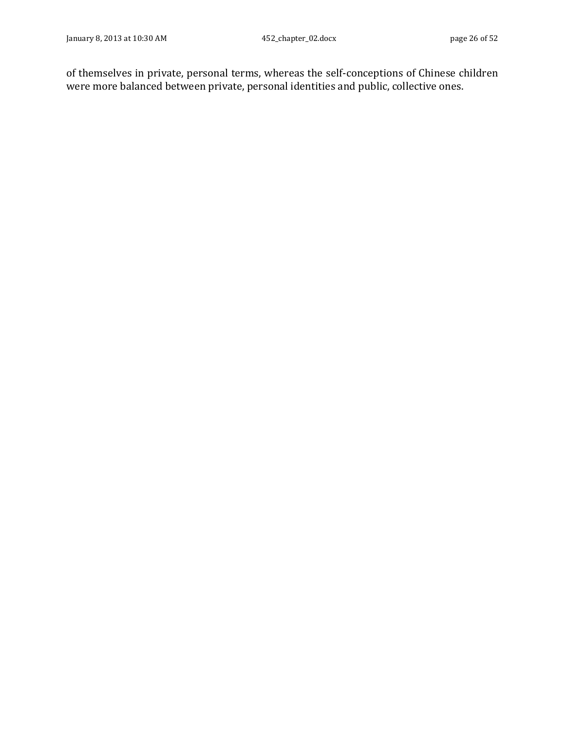of themselves in private, personal terms, whereas the self-conceptions of Chinese children were more balanced between private, personal identities and public, collective ones.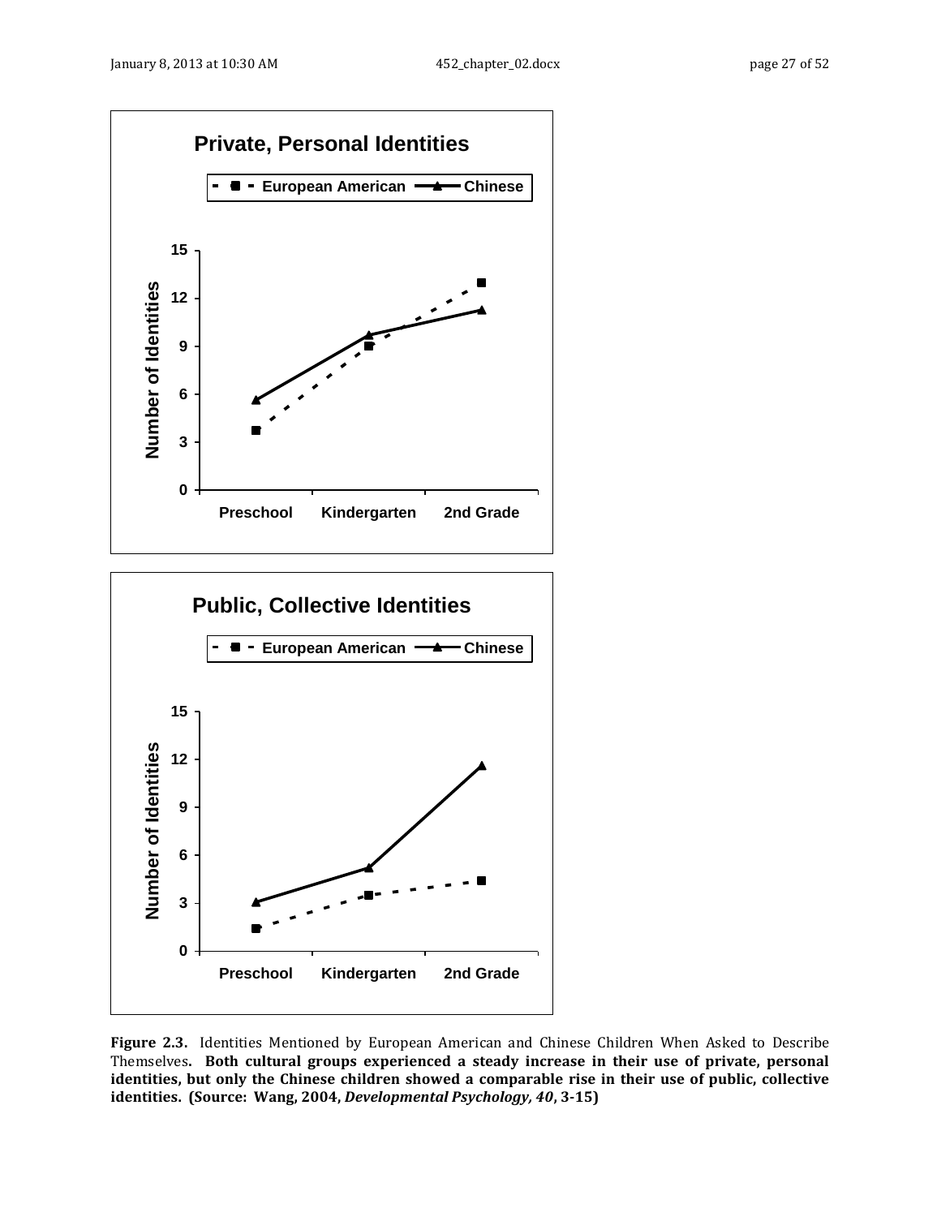**Figure 2.3.** Identities Mentioned by European American and Chinese Children When Asked to Describe Themselves. **Both cultural groups experienced a steady increase in their use of private, personal identities, but only the Chinese children showed a comparable rise in their use of public, collective identities. (Source: Wang, 2004, *Developmental Psychology, 40*, 3-15)**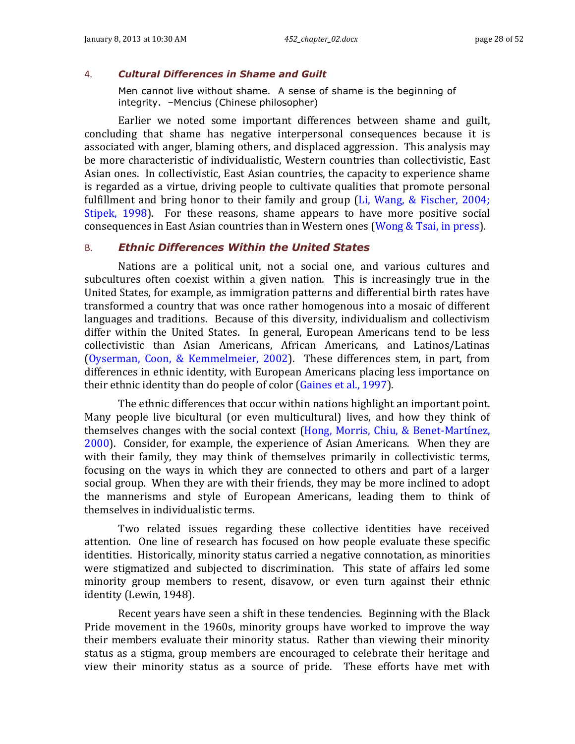### 4. *Cultural Differences in Shame and Guilt*

> Men cannot live without shame. A sense of shame is the beginning of integrity. –Mencius (Chinese philosopher)

Earlier we noted some important differences between shame and guilt, concluding that shame has negative interpersonal consequences because it is associated with anger, blaming others, and displaced aggression. This analysis may be more characteristic of individualistic, Western countries than collectivistic, East Asian ones. In collectivistic, East Asian countries, the capacity to experience shame is regarded as a virtue, driving people to cultivate qualities that promote personal fulfillment and bring honor to their family and group (Li, Wang, & Fischer, 2004; Stipek, 1998). For these reasons, shame appears to have more positive social consequences in East Asian countries than in Western ones (Wong & Tsai, in press).

## B. *Ethnic Differences Within the United States*

Nations are a political unit, not a social one, and various cultures and subcultures often coexist within a given nation. This is increasingly true in the United States, for example, as immigration patterns and differential birth rates have transformed a country that was once rather homogenous into a mosaic of different languages and traditions. Because of this diversity, individualism and collectivism differ within the United States. In general, European Americans tend to be less collectivistic than Asian Americans, African Americans, and Latinos/Latinas (Oyserman, Coon, & Kemmelmeier, 2002). These differences stem, in part, from differences in ethnic identity, with European Americans placing less importance on their ethnic identity than do people of color (Gaines et al., 1997).

The ethnic differences that occur within nations highlight an important point. Many people live bicultural (or even multicultural) lives, and how they think of themselves changes with the social context (Hong, Morris, Chiu, & Benet-Martínez, 2000). Consider, for example, the experience of Asian Americans. When they are with their family, they may think of themselves primarily in collectivistic terms, focusing on the ways in which they are connected to others and part of a larger social group. When they are with their friends, they may be more inclined to adopt the mannerisms and style of European Americans, leading them to think of themselves in individualistic terms.

Two related issues regarding these collective identities have received attention. One line of research has focused on how people evaluate these specific identities. Historically, minority status carried a negative connotation, as minorities were stigmatized and subjected to discrimination. This state of affairs led some minority group members to resent, disavow, or even turn against their ethnic identity (Lewin, 1948).

Recent years have seen a shift in these tendencies. Beginning with the Black Pride movement in the 1960s, minority groups have worked to improve the way their members evaluate their minority status. Rather than viewing their minority status as a stigma, group members are encouraged to celebrate their heritage and view their minority status as a source of pride. These efforts have met with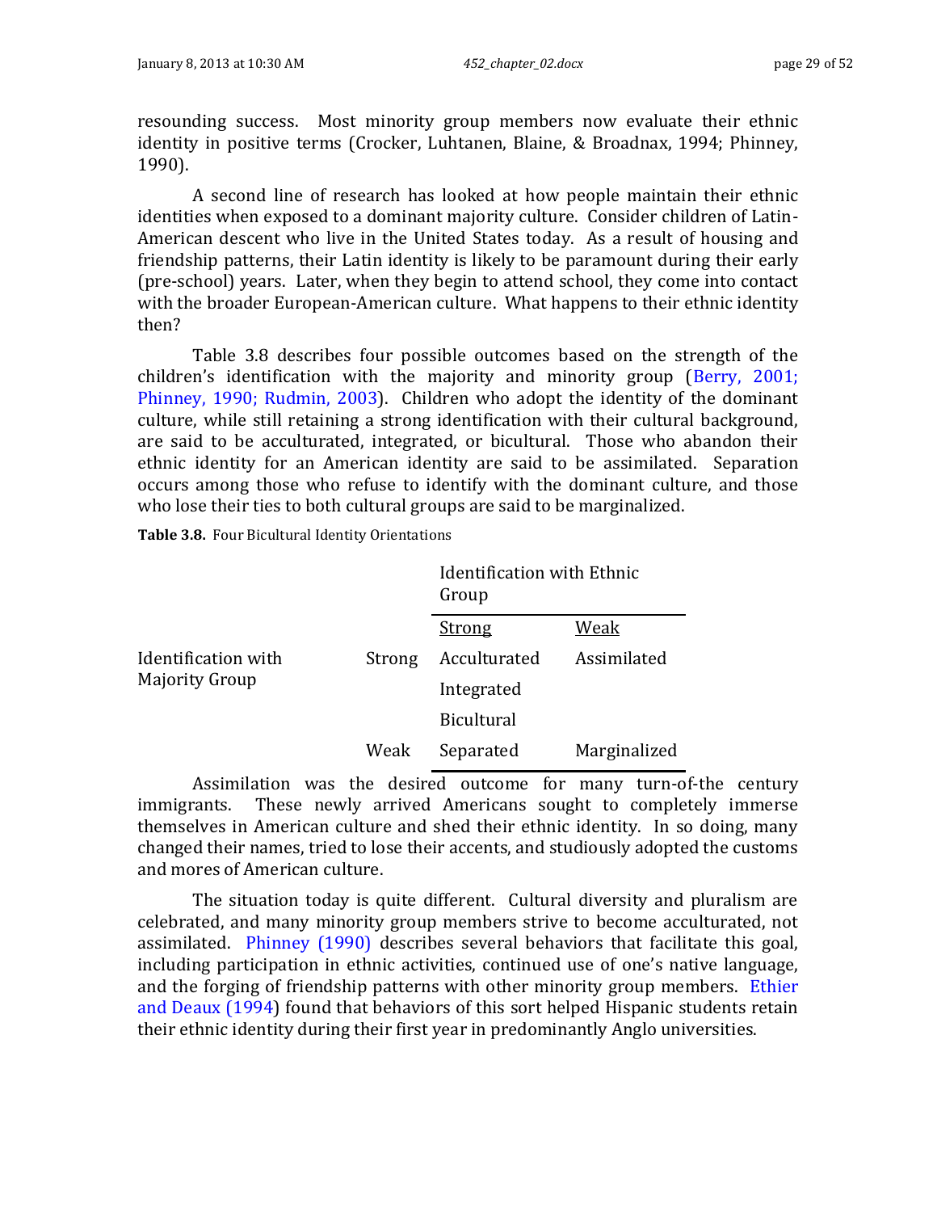resounding success. Most minority group members now evaluate their ethnic identity in positive terms (Crocker, Luhtanen, Blaine, & Broadnax, 1994; Phinney, 1990).

A second line of research has looked at how people maintain their ethnic identities when exposed to a dominant majority culture. Consider children of Latin-American descent who live in the United States today. As a result of housing and friendship patterns, their Latin identity is likely to be paramount during their early (pre-school) years. Later, when they begin to attend school, they come into contact with the broader European-American culture. What happens to their ethnic identity then?

Table 3.8 describes four possible outcomes based on the strength of the children's identification with the majority and minority group (Berry, 2001; Phinney, 1990; Rudmin, 2003). Children who adopt the identity of the dominant culture, while still retaining a strong identification with their cultural background, are said to be acculturated, integrated, or bicultural. Those who abandon their ethnic identity for an American identity are said to be assimilated. Separation occurs among those who refuse to identify with the dominant culture, and those who lose their ties to both cultural groups are said to be marginalized.

**Table 3.8.** Four Bicultural Identity Orientations

| | | Identification with Ethnic Group | |
|---|---|---|---|
| | | Strong | Weak |
| Identification with Majority Group | Strong | Acculturated<br>Integrated<br>Bicultural | Assimilated |
| | Weak | Separated | Marginalized |

Assimilation was the desired outcome for many turn-of-the century immigrants. These newly arrived Americans sought to completely immerse themselves in American culture and shed their ethnic identity. In so doing, many changed their names, tried to lose their accents, and studiously adopted the customs and mores of American culture.

The situation today is quite different. Cultural diversity and pluralism are celebrated, and many minority group members strive to become acculturated, not assimilated. Phinney (1990) describes several behaviors that facilitate this goal, including participation in ethnic activities, continued use of one's native language, and the forging of friendship patterns with other minority group members. Ethier and Deaux (1994) found that behaviors of this sort helped Hispanic students retain their ethnic identity during their first year in predominantly Anglo universities.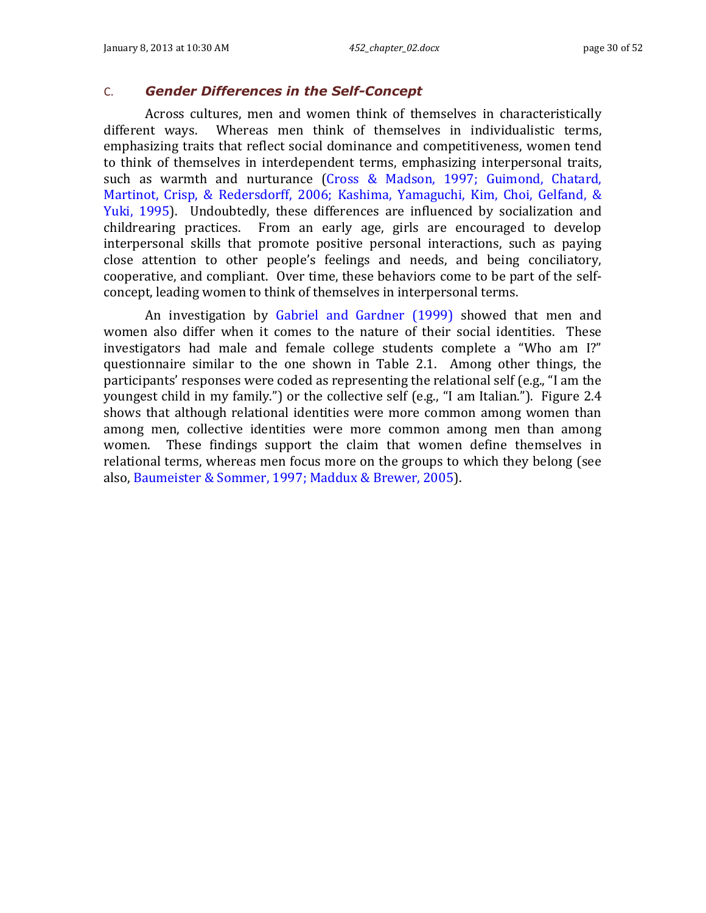## C. *Gender Differences in the Self-Concept*

Across cultures, men and women think of themselves in characteristically different ways. Whereas men think of themselves in individualistic terms, emphasizing traits that reflect social dominance and competitiveness, women tend to think of themselves in interdependent terms, emphasizing interpersonal traits, such as warmth and nurturance (Cross & Madson, 1997; Guimond, Chatard, Martinot, Crisp, & Redersdorff, 2006; Kashima, Yamaguchi, Kim, Choi, Gelfand, & Yuki, 1995). Undoubtedly, these differences are influenced by socialization and childrearing practices. From an early age, girls are encouraged to develop interpersonal skills that promote positive personal interactions, such as paying close attention to other people's feelings and needs, and being conciliatory, cooperative, and compliant. Over time, these behaviors come to be part of the self-concept, leading women to think of themselves in interpersonal terms.

An investigation by Gabriel and Gardner (1999) showed that men and women also differ when it comes to the nature of their social identities. These investigators had male and female college students complete a "Who am I?" questionnaire similar to the one shown in Table 2.1. Among other things, the participants' responses were coded as representing the relational self (e.g., "I am the youngest child in my family.") or the collective self (e.g., "I am Italian."). Figure 2.4 shows that although relational identities were more common among women than among men, collective identities were more common among men than among women. These findings support the claim that women define themselves in relational terms, whereas men focus more on the groups to which they belong (see also, Baumeister & Sommer, 1997; Maddux & Brewer, 2005).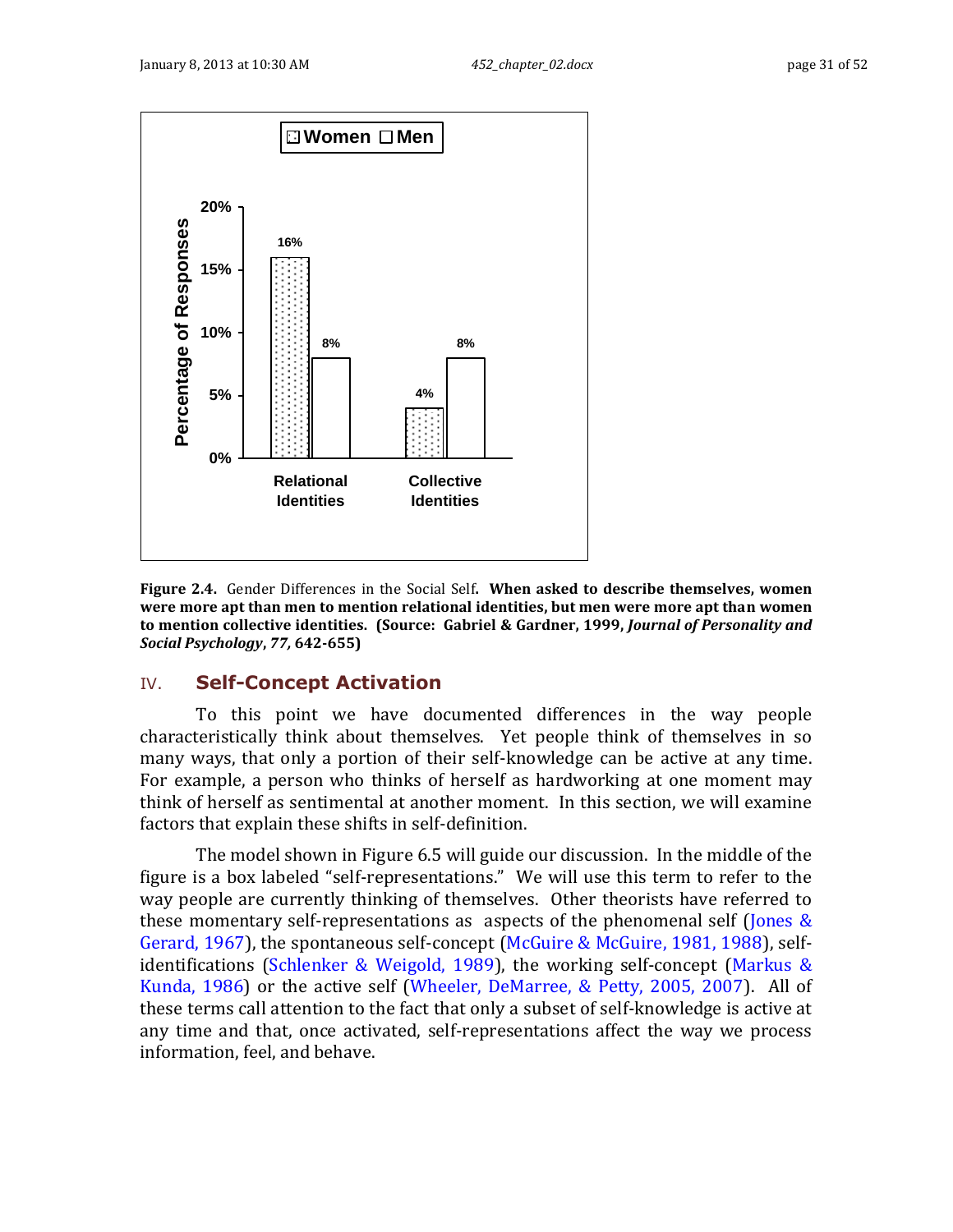| | Women | Men |
|---|---|---|
| Relational Identities | 16% | 8% |
| Collective Identities | 4% | 8% |

**Figure 2.4.** Gender Differences in the Social Self**. When asked to describe themselves, women were more apt than men to mention relational identities, but men were more apt than women to mention collective identities. (Source: Gabriel & Gardner, 1999, *Journal of Personality and Social Psychology*, *77,* 642-655)**

## IV. Self-Concept Activation

To this point we have documented differences in the way people characteristically think about themselves. Yet people think of themselves in so many ways, that only a portion of their self-knowledge can be active at any time. For example, a person who thinks of herself as hardworking at one moment may think of herself as sentimental at another moment. In this section, we will examine factors that explain these shifts in self-definition.

The model shown in Figure 6.5 will guide our discussion. In the middle of the figure is a box labeled "self-representations." We will use this term to refer to the way people are currently thinking of themselves. Other theorists have referred to these momentary self-representations as aspects of the phenomenal self (Jones & Gerard, 1967), the spontaneous self-concept (McGuire & McGuire, 1981, 1988), self-identifications (Schlenker & Weigold, 1989), the working self-concept (Markus & Kunda, 1986) or the active self (Wheeler, DeMarree, & Petty, 2005, 2007). All of these terms call attention to the fact that only a subset of self-knowledge is active at any time and that, once activated, self-representations affect the way we process information, feel, and behave.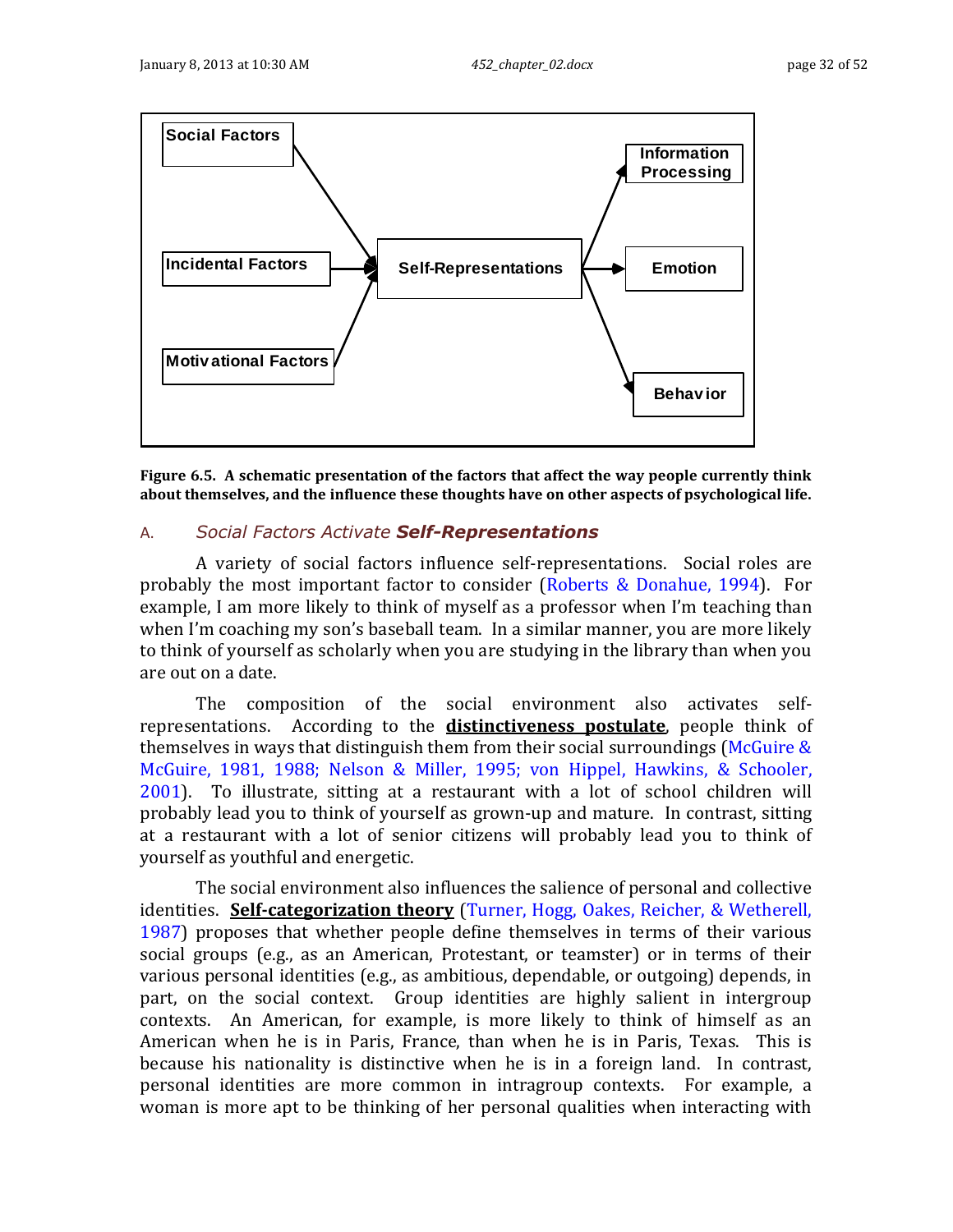Social Factors

Incidental Factors

Motivational Factors

Self-Representations

Information Processing

Emotion

Behavior

**Figure 6.5. A schematic presentation of the factors that affect the way people currently think about themselves, and the influence these thoughts have on other aspects of psychological life.**

## A. *Social Factors Activate **Self-Representations***

A variety of social factors influence self-representations. Social roles are probably the most important factor to consider (Roberts & Donahue, 1994). For example, I am more likely to think of myself as a professor when I'm teaching than when I'm coaching my son's baseball team. In a similar manner, you are more likely to think of yourself as scholarly when you are studying in the library than when you are out on a date.

The composition of the social environment also activates self-representations. According to the **distinctiveness postulate**, people think of themselves in ways that distinguish them from their social surroundings (McGuire & McGuire, 1981, 1988; Nelson & Miller, 1995; von Hippel, Hawkins, & Schooler, 2001). To illustrate, sitting at a restaurant with a lot of school children will probably lead you to think of yourself as grown-up and mature. In contrast, sitting at a restaurant with a lot of senior citizens will probably lead you to think of yourself as youthful and energetic.

The social environment also influences the salience of personal and collective identities. **Self-categorization theory** (Turner, Hogg, Oakes, Reicher, & Wetherell, 1987) proposes that whether people define themselves in terms of their various social groups (e.g., as an American, Protestant, or teamster) or in terms of their various personal identities (e.g., as ambitious, dependable, or outgoing) depends, in part, on the social context. Group identities are highly salient in intergroup contexts. An American, for example, is more likely to think of himself as an American when he is in Paris, France, than when he is in Paris, Texas. This is because his nationality is distinctive when he is in a foreign land. In contrast, personal identities are more common in intragroup contexts. For example, a woman is more apt to be thinking of her personal qualities when interacting with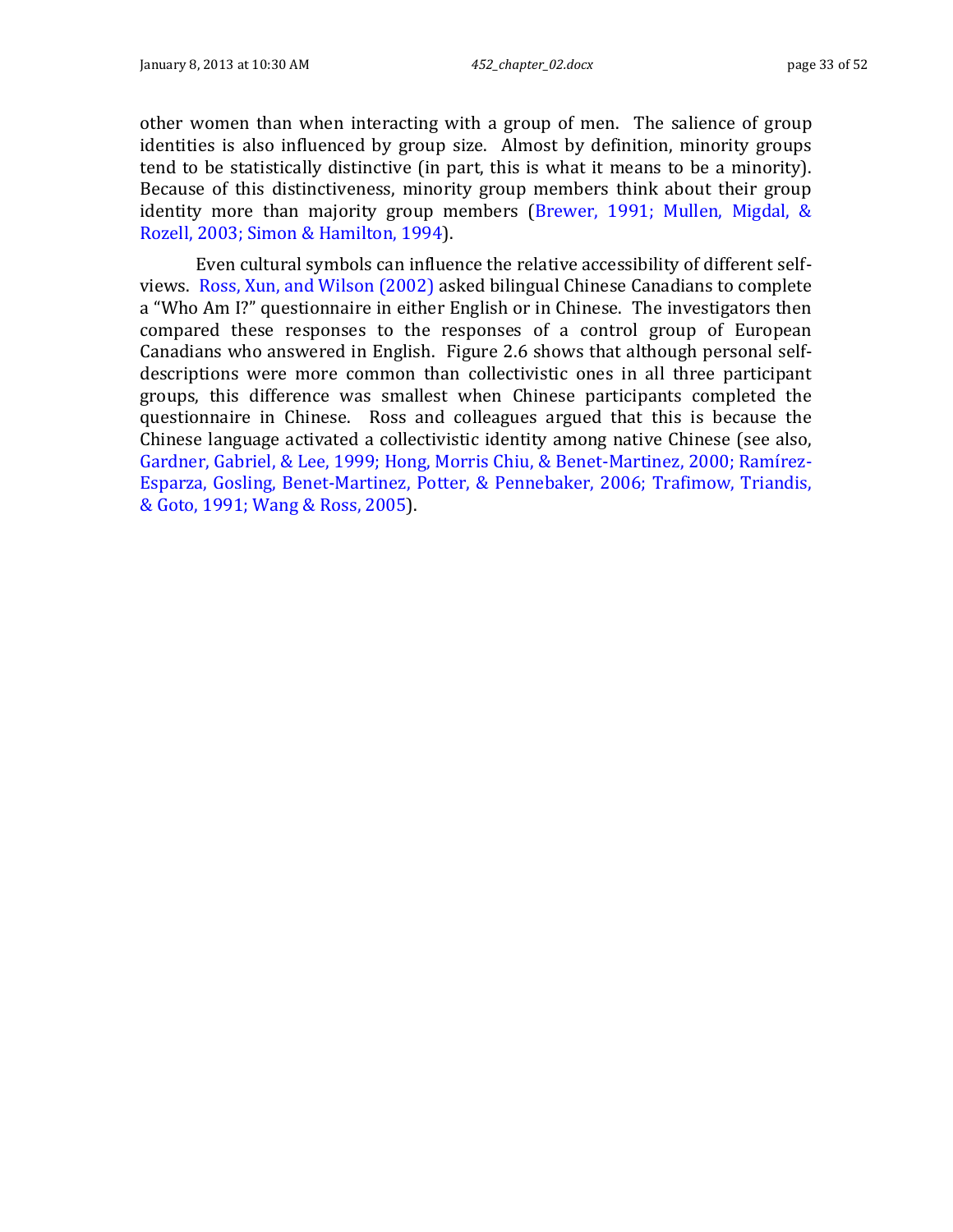other women than when interacting with a group of men. The salience of group identities is also influenced by group size. Almost by definition, minority groups tend to be statistically distinctive (in part, this is what it means to be a minority). Because of this distinctiveness, minority group members think about their group identity more than majority group members (Brewer, 1991; Mullen, Migdal, & Rozell, 2003; Simon & Hamilton, 1994).

Even cultural symbols can influence the relative accessibility of different self-views. Ross, Xun, and Wilson (2002) asked bilingual Chinese Canadians to complete a "Who Am I?" questionnaire in either English or in Chinese. The investigators then compared these responses to the responses of a control group of European Canadians who answered in English. Figure 2.6 shows that although personal self-descriptions were more common than collectivistic ones in all three participant groups, this difference was smallest when Chinese participants completed the questionnaire in Chinese. Ross and colleagues argued that this is because the Chinese language activated a collectivistic identity among native Chinese (see also, Gardner, Gabriel, & Lee, 1999; Hong, Morris Chiu, & Benet-Martinez, 2000; Ramírez-Esparza, Gosling, Benet-Martinez, Potter, & Pennebaker, 2006; Trafimow, Triandis, & Goto, 1991; Wang & Ross, 2005).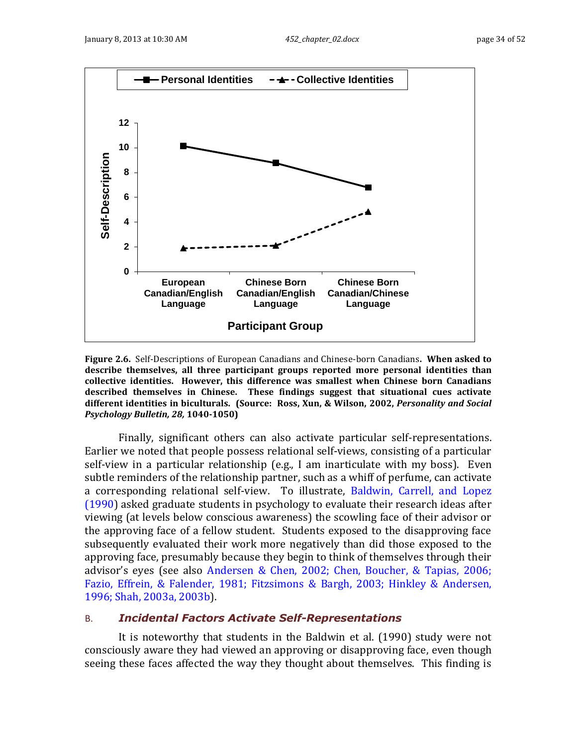**Figure 2.6.** Self-Descriptions of European Canadians and Chinese-born Canadians**. When asked to describe themselves, all three participant groups reported more personal identities than collective identities. However, this difference was smallest when Chinese born Canadians described themselves in Chinese. These findings suggest that situational cues activate different identities in biculturals. (Source: Ross, Xun, & Wilson, 2002, *Personality and Social Psychology Bulletin, 28,* 1040-1050)**

Finally, significant others can also activate particular self-representations. Earlier we noted that people possess relational self-views, consisting of a particular self-view in a particular relationship (e.g., I am inarticulate with my boss). Even subtle reminders of the relationship partner, such as a whiff of perfume, can activate a corresponding relational self-view. To illustrate, Baldwin, Carrell, and Lopez (1990) asked graduate students in psychology to evaluate their research ideas after viewing (at levels below conscious awareness) the scowling face of their advisor or the approving face of a fellow student. Students exposed to the disapproving face subsequently evaluated their work more negatively than did those exposed to the approving face, presumably because they begin to think of themselves through their advisor's eyes (see also Andersen & Chen, 2002; Chen, Boucher, & Tapias, 2006; Fazio, Effrein, & Falender, 1981; Fitzsimons & Bargh, 2003; Hinkley & Andersen, 1996; Shah, 2003a, 2003b).

### B. *Incidental Factors Activate Self-Representations*

It is noteworthy that students in the Baldwin et al. (1990) study were not consciously aware they had viewed an approving or disapproving face, even though seeing these faces affected the way they thought about themselves. This finding is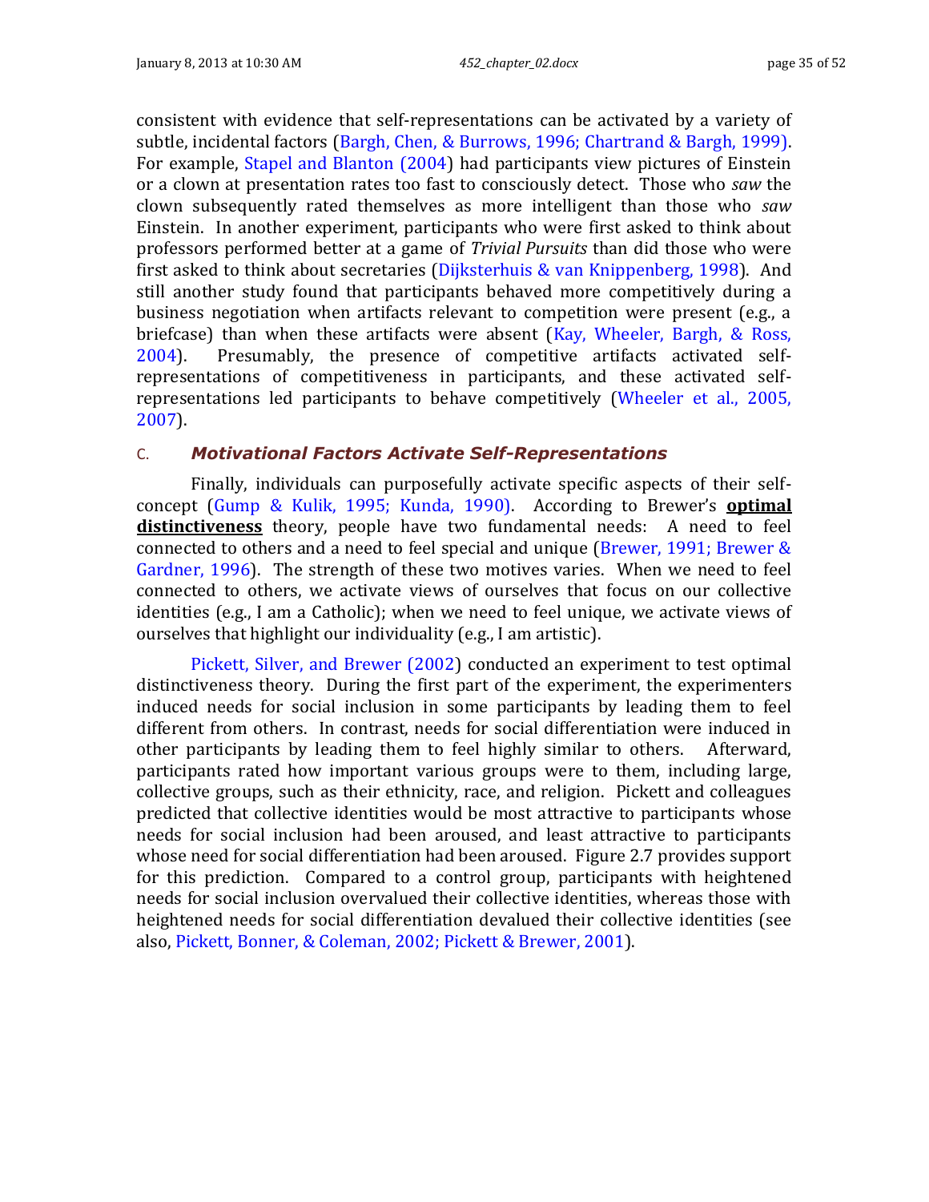consistent with evidence that self-representations can be activated by a variety of subtle, incidental factors (Bargh, Chen, & Burrows, 1996; Chartrand & Bargh, 1999). For example, Stapel and Blanton (2004) had participants view pictures of Einstein or a clown at presentation rates too fast to consciously detect. Those who *saw* the clown subsequently rated themselves as more intelligent than those who *saw* Einstein. In another experiment, participants who were first asked to think about professors performed better at a game of *Trivial Pursuits* than did those who were first asked to think about secretaries (Dijksterhuis & van Knippenberg, 1998). And still another study found that participants behaved more competitively during a business negotiation when artifacts relevant to competition were present (e.g., a briefcase) than when these artifacts were absent (Kay, Wheeler, Bargh, & Ross, 2004). Presumably, the presence of competitive artifacts activated self-representations of competitiveness in participants, and these activated self-representations led participants to behave competitively (Wheeler et al., 2005, 2007).

### C. *Motivational Factors Activate Self-Representations*

Finally, individuals can purposefully activate specific aspects of their self-concept (Gump & Kulik, 1995; Kunda, 1990). According to Brewer's **optimal distinctiveness** theory, people have two fundamental needs: A need to feel connected to others and a need to feel special and unique (Brewer, 1991; Brewer & Gardner, 1996). The strength of these two motives varies. When we need to feel connected to others, we activate views of ourselves that focus on our collective identities (e.g., I am a Catholic); when we need to feel unique, we activate views of ourselves that highlight our individuality (e.g., I am artistic).

Pickett, Silver, and Brewer (2002) conducted an experiment to test optimal distinctiveness theory. During the first part of the experiment, the experimenters induced needs for social inclusion in some participants by leading them to feel different from others. In contrast, needs for social differentiation were induced in other participants by leading them to feel highly similar to others. Afterward, participants rated how important various groups were to them, including large, collective groups, such as their ethnicity, race, and religion. Pickett and colleagues predicted that collective identities would be most attractive to participants whose needs for social inclusion had been aroused, and least attractive to participants whose need for social differentiation had been aroused. Figure 2.7 provides support for this prediction. Compared to a control group, participants with heightened needs for social inclusion overvalued their collective identities, whereas those with heightened needs for social differentiation devalued their collective identities (see also, Pickett, Bonner, & Coleman, 2002; Pickett & Brewer, 2001).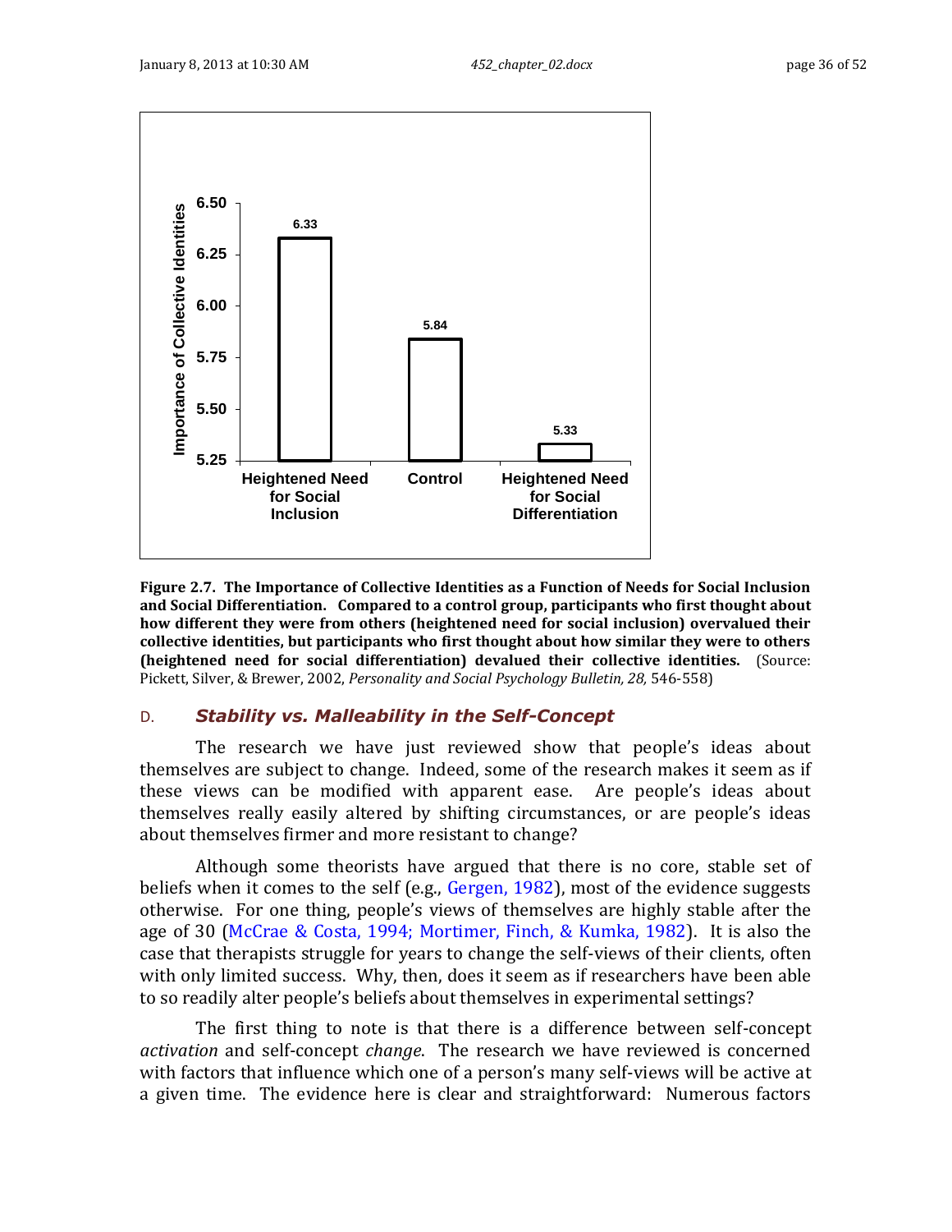**Figure 2.7. The Importance of Collective Identities as a Function of Needs for Social Inclusion and Social Differentiation. Compared to a control group, participants who first thought about how different they were from others (heightened need for social inclusion) overvalued their collective identities, but participants who first thought about how similar they were to others (heightened need for social differentiation) devalued their collective identities.** (Source: Pickett, Silver, & Brewer, 2002, *Personality and Social Psychology Bulletin, 28,* 546-558)

### D. *Stability vs. Malleability in the Self-Concept*

The research we have just reviewed show that people's ideas about themselves are subject to change. Indeed, some of the research makes it seem as if these views can be modified with apparent ease. Are people's ideas about themselves really easily altered by shifting circumstances, or are people's ideas about themselves firmer and more resistant to change?

Although some theorists have argued that there is no core, stable set of beliefs when it comes to the self (e.g., Gergen, 1982), most of the evidence suggests otherwise. For one thing, people's views of themselves are highly stable after the age of 30 (McCrae & Costa, 1994; Mortimer, Finch, & Kumka, 1982). It is also the case that therapists struggle for years to change the self-views of their clients, often with only limited success. Why, then, does it seem as if researchers have been able to so readily alter people's beliefs about themselves in experimental settings?

The first thing to note is that there is a difference between self-concept *activation* and self-concept *change*. The research we have reviewed is concerned with factors that influence which one of a person's many self-views will be active at a given time. The evidence here is clear and straightforward: Numerous factors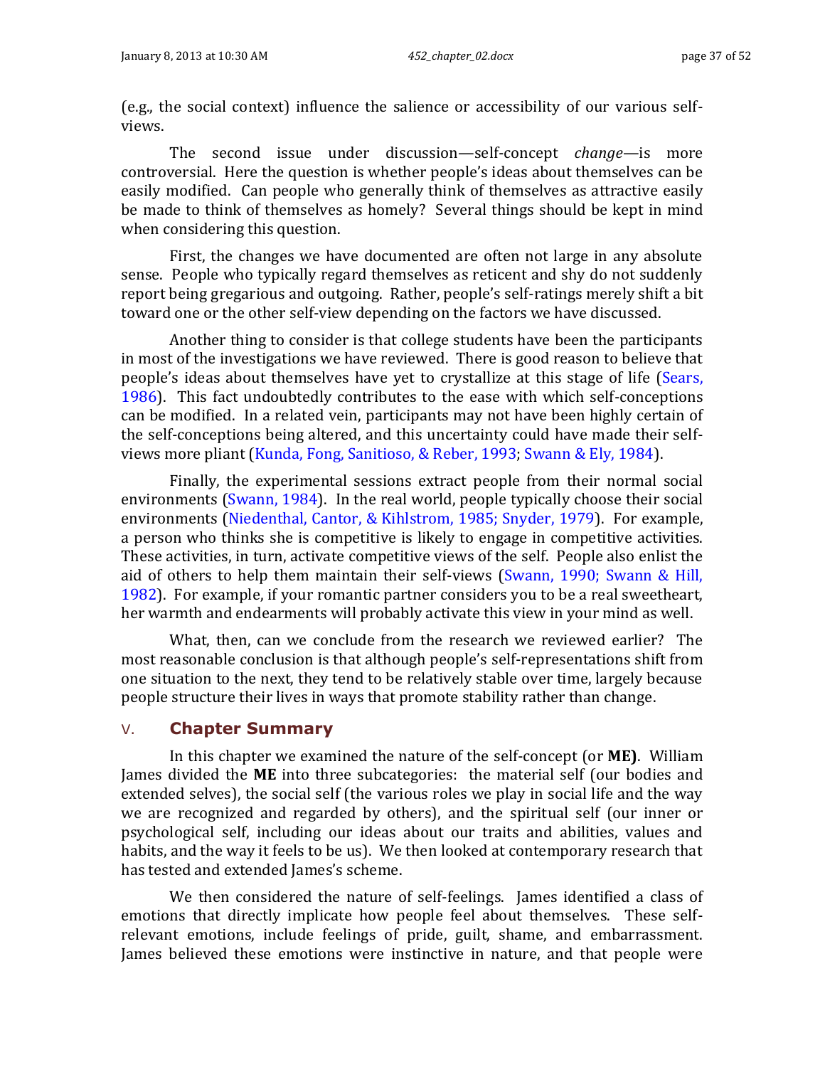(e.g., the social context) influence the salience or accessibility of our various self-views.

The second issue under discussion—self-concept *change*—is more controversial. Here the question is whether people's ideas about themselves can be easily modified. Can people who generally think of themselves as attractive easily be made to think of themselves as homely? Several things should be kept in mind when considering this question.

First, the changes we have documented are often not large in any absolute sense. People who typically regard themselves as reticent and shy do not suddenly report being gregarious and outgoing. Rather, people's self-ratings merely shift a bit toward one or the other self-view depending on the factors we have discussed.

Another thing to consider is that college students have been the participants in most of the investigations we have reviewed. There is good reason to believe that people's ideas about themselves have yet to crystallize at this stage of life (Sears, 1986). This fact undoubtedly contributes to the ease with which self-conceptions can be modified. In a related vein, participants may not have been highly certain of the self-conceptions being altered, and this uncertainty could have made their self-views more pliant (Kunda, Fong, Sanitioso, & Reber, 1993; Swann & Ely, 1984).

Finally, the experimental sessions extract people from their normal social environments (Swann, 1984). In the real world, people typically choose their social environments (Niedenthal, Cantor, & Kihlstrom, 1985; Snyder, 1979). For example, a person who thinks she is competitive is likely to engage in competitive activities. These activities, in turn, activate competitive views of the self. People also enlist the aid of others to help them maintain their self-views (Swann, 1990; Swann & Hill, 1982). For example, if your romantic partner considers you to be a real sweetheart, her warmth and endearments will probably activate this view in your mind as well.

What, then, can we conclude from the research we reviewed earlier? The most reasonable conclusion is that although people's self-representations shift from one situation to the next, they tend to be relatively stable over time, largely because people structure their lives in ways that promote stability rather than change.

## V. Chapter Summary

In this chapter we examined the nature of the self-concept (or **ME)**. William James divided the **ME** into three subcategories: the material self (our bodies and extended selves), the social self (the various roles we play in social life and the way we are recognized and regarded by others), and the spiritual self (our inner or psychological self, including our ideas about our traits and abilities, values and habits, and the way it feels to be us). We then looked at contemporary research that has tested and extended James's scheme.

We then considered the nature of self-feelings. James identified a class of emotions that directly implicate how people feel about themselves. These self-relevant emotions, include feelings of pride, guilt, shame, and embarrassment. James believed these emotions were instinctive in nature, and that people were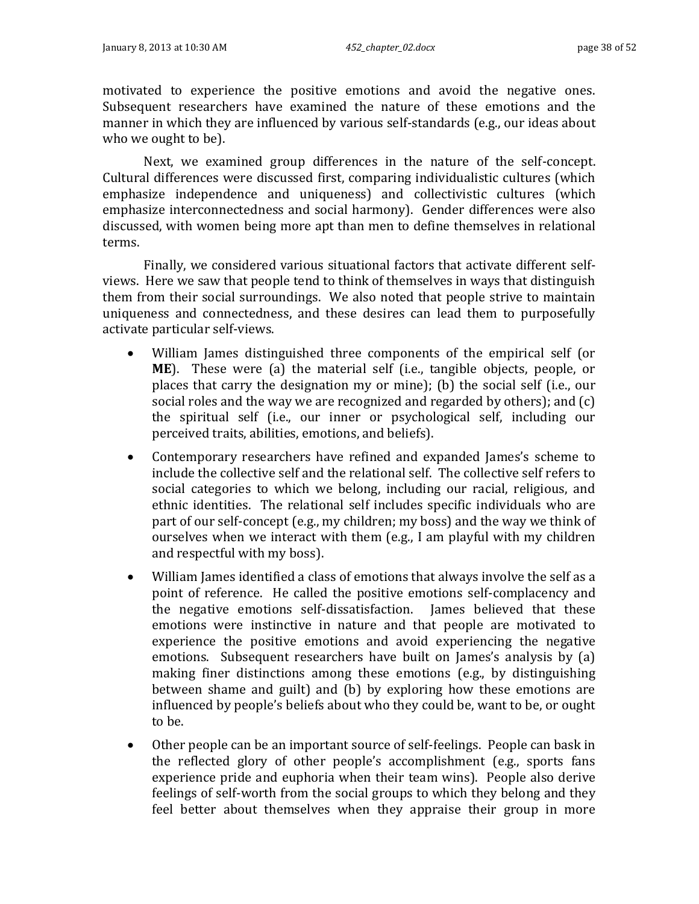motivated to experience the positive emotions and avoid the negative ones. Subsequent researchers have examined the nature of these emotions and the manner in which they are influenced by various self-standards (e.g., our ideas about who we ought to be).

Next, we examined group differences in the nature of the self-concept. Cultural differences were discussed first, comparing individualistic cultures (which emphasize independence and uniqueness) and collectivistic cultures (which emphasize interconnectedness and social harmony). Gender differences were also discussed, with women being more apt than men to define themselves in relational terms.

Finally, we considered various situational factors that activate different self-views. Here we saw that people tend to think of themselves in ways that distinguish them from their social surroundings. We also noted that people strive to maintain uniqueness and connectedness, and these desires can lead them to purposefully activate particular self-views.

- William James distinguished three components of the empirical self (or **ME**). These were (a) the material self (i.e., tangible objects, people, or places that carry the designation my or mine); (b) the social self (i.e., our social roles and the way we are recognized and regarded by others); and (c) the spiritual self (i.e., our inner or psychological self, including our perceived traits, abilities, emotions, and beliefs).
- Contemporary researchers have refined and expanded James's scheme to include the collective self and the relational self. The collective self refers to social categories to which we belong, including our racial, religious, and ethnic identities. The relational self includes specific individuals who are part of our self-concept (e.g., my children; my boss) and the way we think of ourselves when we interact with them (e.g., I am playful with my children and respectful with my boss).
- William James identified a class of emotions that always involve the self as a point of reference. He called the positive emotions self-complacency and the negative emotions self-dissatisfaction. James believed that these emotions were instinctive in nature and that people are motivated to experience the positive emotions and avoid experiencing the negative emotions. Subsequent researchers have built on James's analysis by (a) making finer distinctions among these emotions (e.g., by distinguishing between shame and guilt) and (b) by exploring how these emotions are influenced by people's beliefs about who they could be, want to be, or ought to be.
- Other people can be an important source of self-feelings. People can bask in the reflected glory of other people's accomplishment (e.g., sports fans experience pride and euphoria when their team wins). People also derive feelings of self-worth from the social groups to which they belong and they feel better about themselves when they appraise their group in more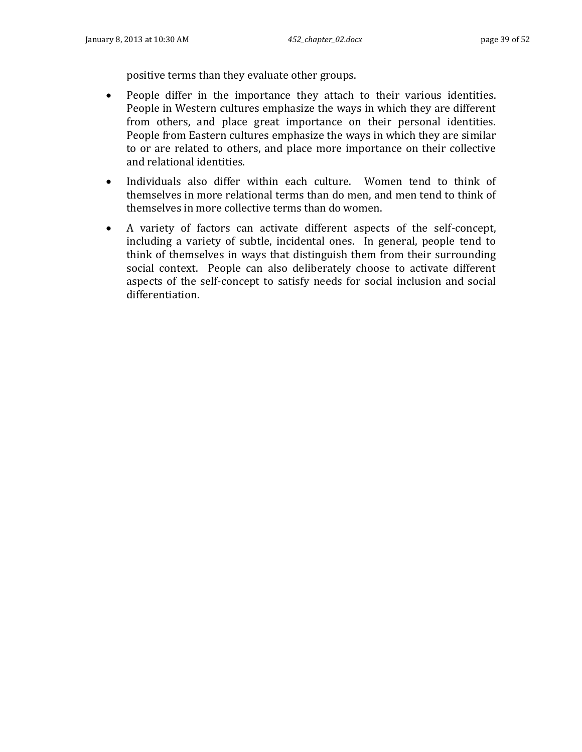positive terms than they evaluate other groups.

- People differ in the importance they attach to their various identities. People in Western cultures emphasize the ways in which they are different from others, and place great importance on their personal identities. People from Eastern cultures emphasize the ways in which they are similar to or are related to others, and place more importance on their collective and relational identities.
- Individuals also differ within each culture. Women tend to think of themselves in more relational terms than do men, and men tend to think of themselves in more collective terms than do women.
- A variety of factors can activate different aspects of the self-concept, including a variety of subtle, incidental ones. In general, people tend to think of themselves in ways that distinguish them from their surrounding social context. People can also deliberately choose to activate different aspects of the self-concept to satisfy needs for social inclusion and social differentiation.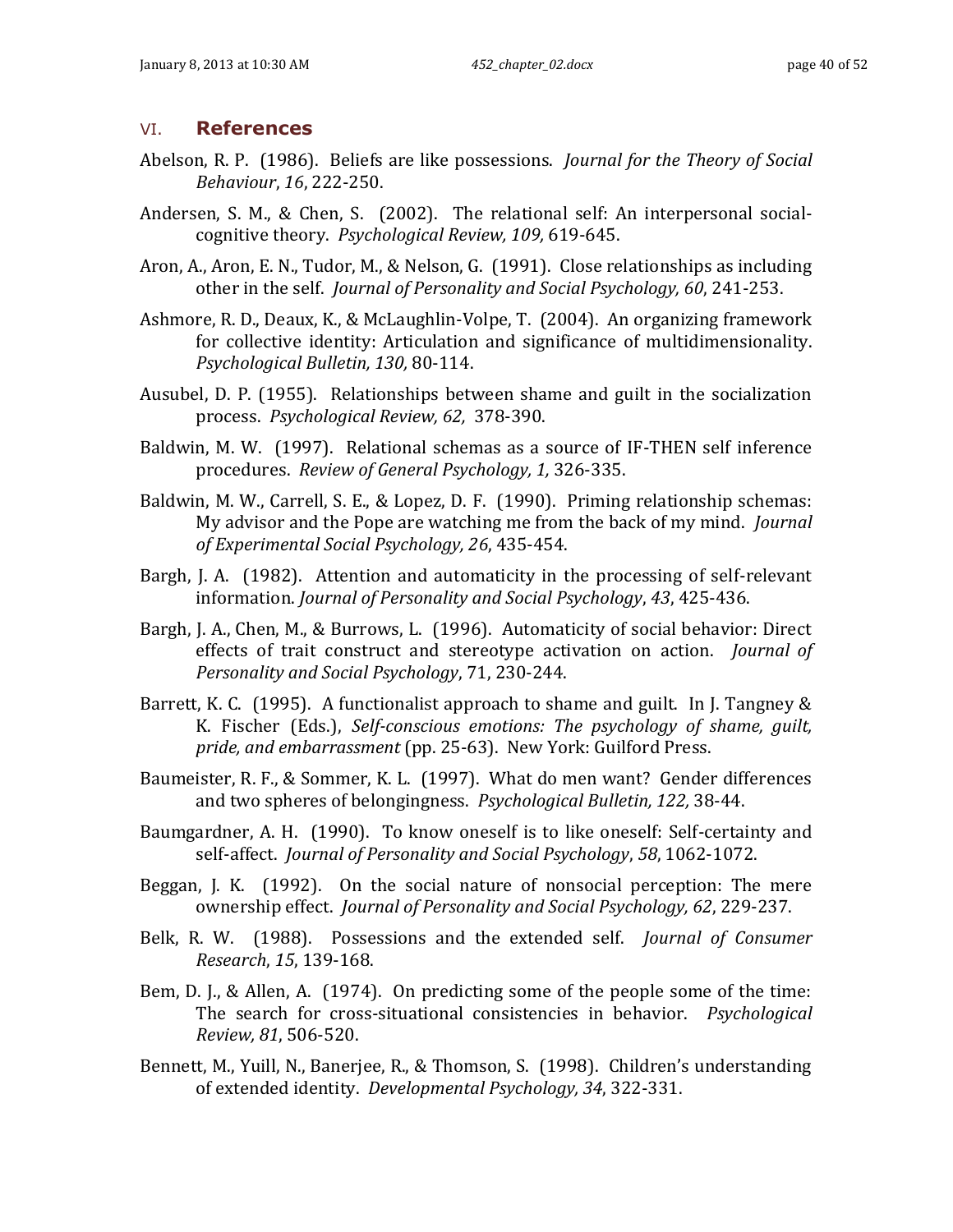## VI. References

Abelson, R. P. (1986). Beliefs are like possessions. *Journal for the Theory of Social Behaviour*, *16*, 222-250.

Andersen, S. M., & Chen, S. (2002). The relational self: An interpersonal social-cognitive theory. *Psychological Review, 109,* 619-645.

Aron, A., Aron, E. N., Tudor, M., & Nelson, G. (1991). Close relationships as including other in the self. *Journal of Personality and Social Psychology, 60*, 241-253.

Ashmore, R. D., Deaux, K., & McLaughlin-Volpe, T. (2004). An organizing framework for collective identity: Articulation and significance of multidimensionality. *Psychological Bulletin, 130,* 80-114.

Ausubel, D. P. (1955). Relationships between shame and guilt in the socialization process. *Psychological Review, 62,* 378-390.

Baldwin, M. W. (1997). Relational schemas as a source of IF-THEN self inference procedures. *Review of General Psychology, 1,* 326-335.

Baldwin, M. W., Carrell, S. E., & Lopez, D. F. (1990). Priming relationship schemas: My advisor and the Pope are watching me from the back of my mind. *Journal of Experimental Social Psychology, 26*, 435-454.

Bargh, J. A. (1982). Attention and automaticity in the processing of self-relevant information. *Journal of Personality and Social Psychology*, *43*, 425-436.

Bargh, J. A., Chen, M., & Burrows, L. (1996). Automaticity of social behavior: Direct effects of trait construct and stereotype activation on action. *Journal of Personality and Social Psychology*, 71, 230-244.

Barrett, K. C. (1995). A functionalist approach to shame and guilt. In J. Tangney & K. Fischer (Eds.), *Self-conscious emotions: The psychology of shame, guilt, pride, and embarrassment* (pp. 25-63). New York: Guilford Press.

Baumeister, R. F., & Sommer, K. L. (1997). What do men want? Gender differences and two spheres of belongingness. *Psychological Bulletin, 122,* 38-44.

Baumgardner, A. H. (1990). To know oneself is to like oneself: Self-certainty and self-affect. *Journal of Personality and Social Psychology*, *58*, 1062-1072.

Beggan, J. K. (1992). On the social nature of nonsocial perception: The mere ownership effect. *Journal of Personality and Social Psychology, 62*, 229-237.

Belk, R. W. (1988). Possessions and the extended self. *Journal of Consumer Research*, *15*, 139-168.

Bem, D. J., & Allen, A. (1974). On predicting some of the people some of the time: The search for cross-situational consistencies in behavior. *Psychological Review, 81*, 506-520.

Bennett, M., Yuill, N., Banerjee, R., & Thomson, S. (1998). Children's understanding of extended identity. *Developmental Psychology, 34*, 322-331.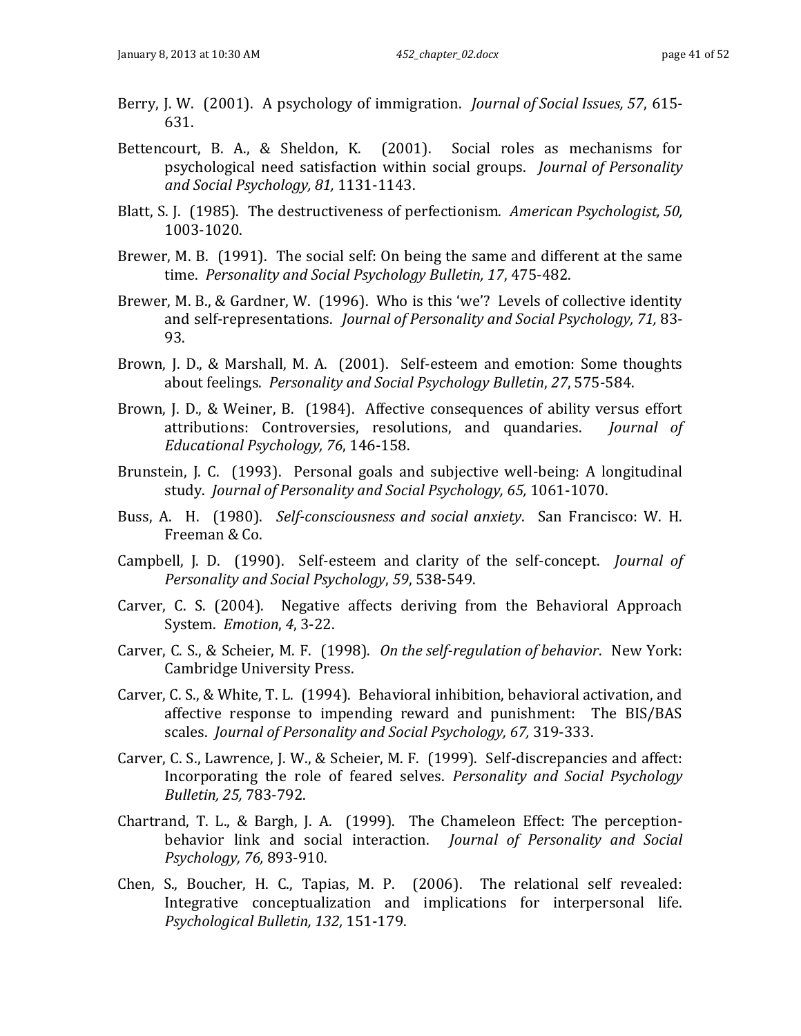Berry, J. W. (2001). A psychology of immigration. *Journal of Social Issues, 57*, 615-631.

Bettencourt, B. A., & Sheldon, K. (2001). Social roles as mechanisms for psychological need satisfaction within social groups. *Journal of Personality and Social Psychology, 81,* 1131-1143.

Blatt, S. J. (1985). The destructiveness of perfectionism. *American Psychologist, 50,* 1003-1020.

Brewer, M. B. (1991). The social self: On being the same and different at the same time. *Personality and Social Psychology Bulletin, 17*, 475-482.

Brewer, M. B., & Gardner, W. (1996). Who is this 'we'? Levels of collective identity and self-representations. *Journal of Personality and Social Psychology, 71,* 83-93.

Brown, J. D., & Marshall, M. A. (2001). Self-esteem and emotion: Some thoughts about feelings. *Personality and Social Psychology Bulletin*, *27*, 575-584.

Brown, J. D., & Weiner, B. (1984). Affective consequences of ability versus effort attributions: Controversies, resolutions, and quandaries. *Journal of Educational Psychology, 76*, 146-158.

Brunstein, J. C. (1993). Personal goals and subjective well-being: A longitudinal study. *Journal of Personality and Social Psychology, 65,* 1061-1070.

Buss, A. H. (1980). *Self-consciousness and social anxiety*. San Francisco: W. H. Freeman & Co.

Campbell, J. D. (1990). Self-esteem and clarity of the self-concept. *Journal of Personality and Social Psychology*, *59*, 538-549.

Carver, C. S. (2004). Negative affects deriving from the Behavioral Approach System. *Emotion*, *4*, 3-22.

Carver, C. S., & Scheier, M. F. (1998). *On the self-regulation of behavior*. New York: Cambridge University Press.

Carver, C. S., & White, T. L. (1994). Behavioral inhibition, behavioral activation, and affective response to impending reward and punishment: The BIS/BAS scales. *Journal of Personality and Social Psychology, 67,* 319-333.

Carver, C. S., Lawrence, J. W., & Scheier, M. F. (1999). Self-discrepancies and affect: Incorporating the role of feared selves. *Personality and Social Psychology Bulletin, 25,* 783-792.

Chartrand, T. L., & Bargh, J. A. (1999). The Chameleon Effect: The perception-behavior link and social interaction. *Journal of Personality and Social Psychology, 76,* 893-910.

Chen, S., Boucher, H. C., Tapias, M. P. (2006). The relational self revealed: Integrative conceptualization and implications for interpersonal life. *Psychological Bulletin, 132,* 151-179.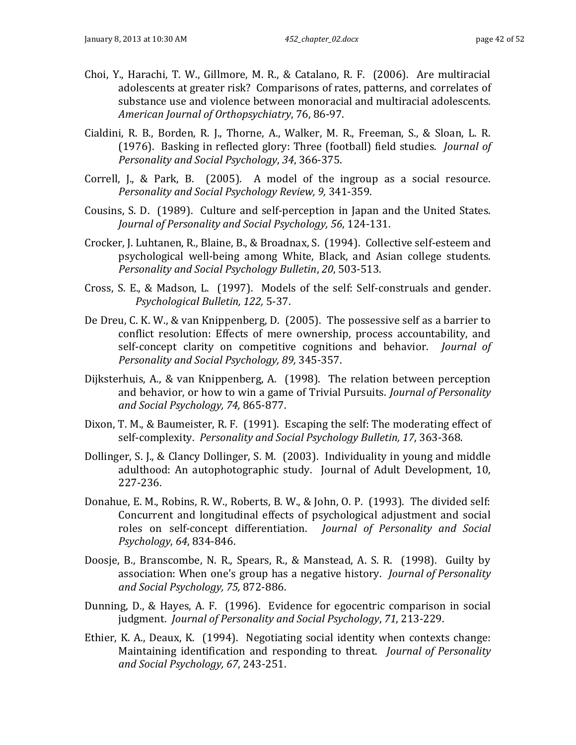Choi, Y., Harachi, T. W., Gillmore, M. R., & Catalano, R. F. (2006). Are multiracial adolescents at greater risk? Comparisons of rates, patterns, and correlates of substance use and violence between monoracial and multiracial adolescents. *American Journal of Orthopsychiatry*, 76, 86-97.

Cialdini, R. B., Borden, R. J., Thorne, A., Walker, M. R., Freeman, S., & Sloan, L. R. (1976). Basking in reflected glory: Three (football) field studies. *Journal of Personality and Social Psychology*, *34*, 366-375.

Correll, J., & Park, B. (2005). A model of the ingroup as a social resource. *Personality and Social Psychology Review, 9,* 341-359.

Cousins, S. D. (1989). Culture and self-perception in Japan and the United States. *Journal of Personality and Social Psychology, 56*, 124-131.

Crocker, J. Luhtanen, R., Blaine, B., & Broadnax, S. (1994). Collective self-esteem and psychological well-being among White, Black, and Asian college students. *Personality and Social Psychology Bulletin*, *20*, 503-513.

Cross, S. E., & Madson, L. (1997). Models of the self: Self-construals and gender. *Psychological Bulletin, 122,* 5-37.

De Dreu, C. K. W., & van Knippenberg, D. (2005). The possessive self as a barrier to conflict resolution: Effects of mere ownership, process accountability, and self-concept clarity on competitive cognitions and behavior. *Journal of Personality and Social Psychology, 89,* 345-357.

Dijksterhuis, A., & van Knippenberg, A. (1998). The relation between perception and behavior, or how to win a game of Trivial Pursuits. *Journal of Personality and Social Psychology, 74,* 865-877.

Dixon, T. M., & Baumeister, R. F. (1991). Escaping the self: The moderating effect of self-complexity. *Personality and Social Psychology Bulletin, 17*, 363-368.

Dollinger, S. J., & Clancy Dollinger, S. M. (2003). Individuality in young and middle adulthood: An autophotographic study. Journal of Adult Development, 10, 227-236.

Donahue, E. M., Robins, R. W., Roberts, B. W., & John, O. P. (1993). The divided self: Concurrent and longitudinal effects of psychological adjustment and social roles on self-concept differentiation. *Journal of Personality and Social Psychology*, *64*, 834-846.

Doosje, B., Branscombe, N. R., Spears, R., & Manstead, A. S. R. (1998). Guilty by association: When one's group has a negative history. *Journal of Personality and Social Psychology, 75,* 872-886.

Dunning, D., & Hayes, A. F. (1996). Evidence for egocentric comparison in social judgment. *Journal of Personality and Social Psychology*, *71*, 213-229.

Ethier, K. A., Deaux, K. (1994). Negotiating social identity when contexts change: Maintaining identification and responding to threat. *Journal of Personality and Social Psychology, 67*, 243-251.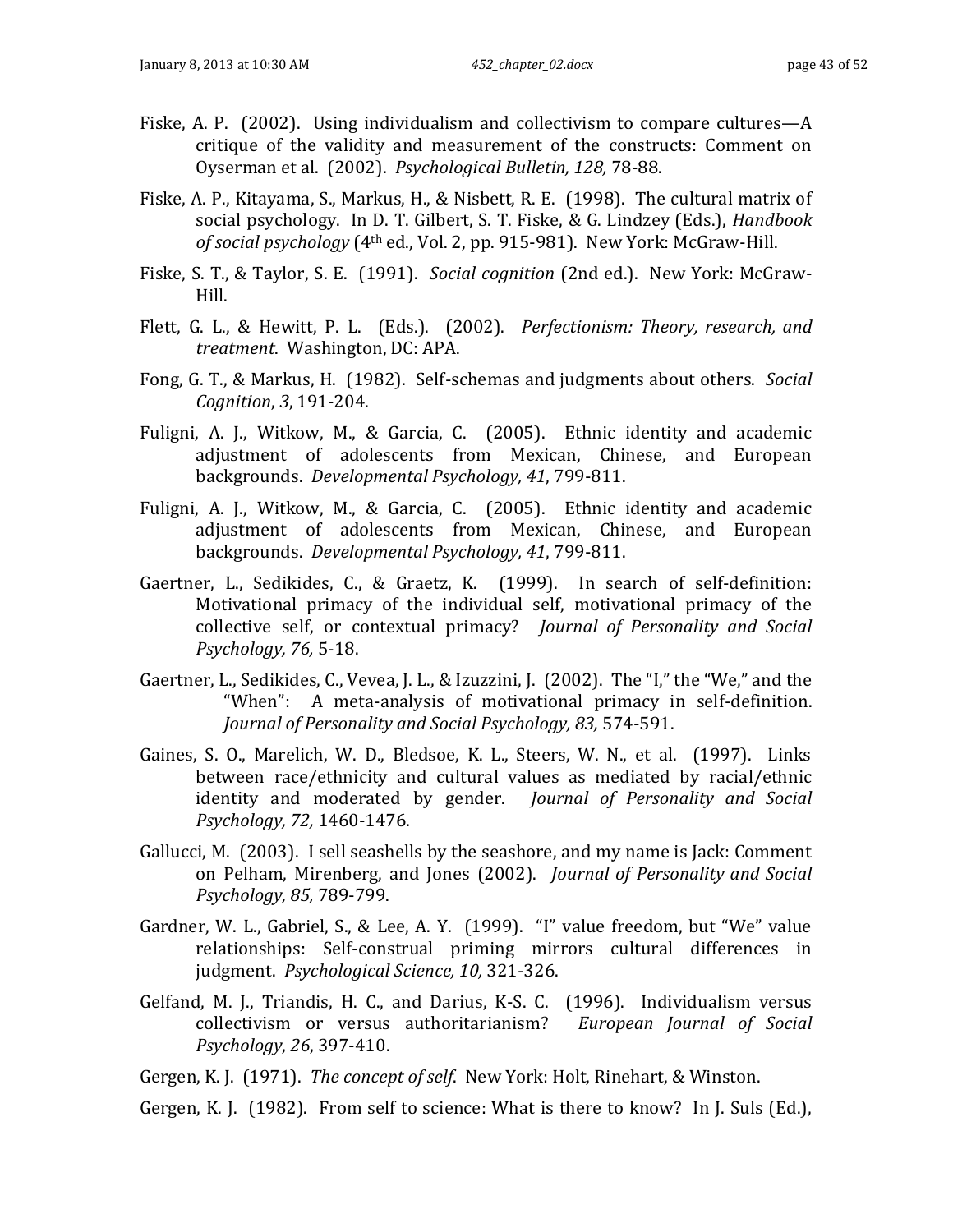Fiske, A. P. (2002). Using individualism and collectivism to compare cultures—A critique of the validity and measurement of the constructs: Comment on Oyserman et al. (2002). *Psychological Bulletin, 128,* 78-88.

Fiske, A. P., Kitayama, S., Markus, H., & Nisbett, R. E. (1998). The cultural matrix of social psychology. In D. T. Gilbert, S. T. Fiske, & G. Lindzey (Eds.), *Handbook of social psychology* (4th ed., Vol. 2, pp. 915-981). New York: McGraw-Hill.

Fiske, S. T., & Taylor, S. E. (1991). *Social cognition* (2nd ed.). New York: McGraw-Hill.

Flett, G. L., & Hewitt, P. L. (Eds.). (2002). *Perfectionism: Theory, research, and treatment*. Washington, DC: APA.

Fong, G. T., & Markus, H. (1982). Self-schemas and judgments about others. *Social Cognition*, *3*, 191-204.

Fuligni, A. J., Witkow, M., & Garcia, C. (2005). Ethnic identity and academic adjustment of adolescents from Mexican, Chinese, and European backgrounds. *Developmental Psychology, 41*, 799-811.

Fuligni, A. J., Witkow, M., & Garcia, C. (2005). Ethnic identity and academic adjustment of adolescents from Mexican, Chinese, and European backgrounds. *Developmental Psychology, 41*, 799-811.

Gaertner, L., Sedikides, C., & Graetz, K. (1999). In search of self-definition: Motivational primacy of the individual self, motivational primacy of the collective self, or contextual primacy? *Journal of Personality and Social Psychology, 76,* 5-18.

Gaertner, L., Sedikides, C., Vevea, J. L., & Izuzzini, J. (2002). The "I," the "We," and the "When": A meta-analysis of motivational primacy in self-definition. *Journal of Personality and Social Psychology, 83,* 574-591.

Gaines, S. O., Marelich, W. D., Bledsoe, K. L., Steers, W. N., et al. (1997). Links between race/ethnicity and cultural values as mediated by racial/ethnic identity and moderated by gender. *Journal of Personality and Social Psychology, 72,* 1460-1476.

Gallucci, M. (2003). I sell seashells by the seashore, and my name is Jack: Comment on Pelham, Mirenberg, and Jones (2002). *Journal of Personality and Social Psychology, 85,* 789-799.

Gardner, W. L., Gabriel, S., & Lee, A. Y. (1999). "I" value freedom, but "We" value relationships: Self-construal priming mirrors cultural differences in judgment. *Psychological Science, 10,* 321-326.

Gelfand, M. J., Triandis, H. C., and Darius, K-S. C. (1996). Individualism versus collectivism or versus authoritarianism? *European Journal of Social Psychology*, *26*, 397-410.

Gergen, K. J. (1971). *The concept of self*. New York: Holt, Rinehart, & Winston.

Gergen, K. J. (1982). From self to science: What is there to know? In J. Suls (Ed.),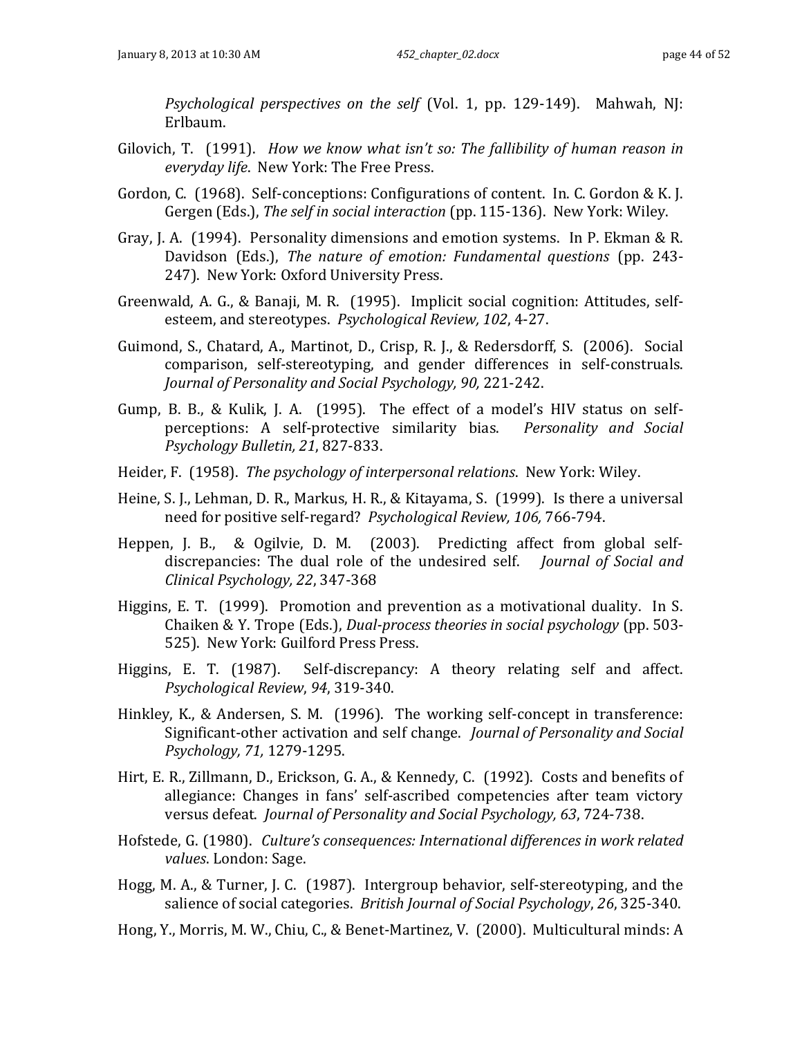*Psychological perspectives on the self* (Vol. 1, pp. 129-149). Mahwah, NJ: Erlbaum.

Gilovich, T. (1991). *How we know what isn't so: The fallibility of human reason in everyday life*. New York: The Free Press.

Gordon, C. (1968). Self-conceptions: Configurations of content. In. C. Gordon & K. J. Gergen (Eds.), *The self in social interaction* (pp. 115-136). New York: Wiley.

Gray, J. A. (1994). Personality dimensions and emotion systems. In P. Ekman & R. Davidson (Eds.), *The nature of emotion: Fundamental questions* (pp. 243-247). New York: Oxford University Press.

Greenwald, A. G., & Banaji, M. R. (1995). Implicit social cognition: Attitudes, self-esteem, and stereotypes. *Psychological Review, 102*, 4-27.

Guimond, S., Chatard, A., Martinot, D., Crisp, R. J., & Redersdorff, S. (2006). Social comparison, self-stereotyping, and gender differences in self-construals. *Journal of Personality and Social Psychology, 90,* 221-242.

Gump, B. B., & Kulik, J. A. (1995). The effect of a model's HIV status on self-perceptions: A self-protective similarity bias. *Personality and Social Psychology Bulletin, 21*, 827-833.

Heider, F. (1958). *The psychology of interpersonal relations*. New York: Wiley.

Heine, S. J., Lehman, D. R., Markus, H. R., & Kitayama, S. (1999). Is there a universal need for positive self-regard? *Psychological Review, 106,* 766-794.

Heppen, J. B., & Ogilvie, D. M. (2003). Predicting affect from global self-discrepancies: The dual role of the undesired self. *Journal of Social and Clinical Psychology, 22*, 347-368

Higgins, E. T. (1999). Promotion and prevention as a motivational duality. In S. Chaiken & Y. Trope (Eds.), *Dual-process theories in social psychology* (pp. 503-525). New York: Guilford Press Press.

Higgins, E. T. (1987). Self-discrepancy: A theory relating self and affect. *Psychological Review*, *94*, 319-340.

Hinkley, K., & Andersen, S. M. (1996). The working self-concept in transference: Significant-other activation and self change. *Journal of Personality and Social Psychology, 71,* 1279-1295.

Hirt, E. R., Zillmann, D., Erickson, G. A., & Kennedy, C. (1992). Costs and benefits of allegiance: Changes in fans' self-ascribed competencies after team victory versus defeat. *Journal of Personality and Social Psychology, 63*, 724-738.

Hofstede, G. (1980). *Culture's consequences: International differences in work related values*. London: Sage.

Hogg, M. A., & Turner, J. C. (1987). Intergroup behavior, self-stereotyping, and the salience of social categories. *British Journal of Social Psychology*, *26*, 325-340.

Hong, Y., Morris, M. W., Chiu, C., & Benet-Martinez, V. (2000). Multicultural minds: A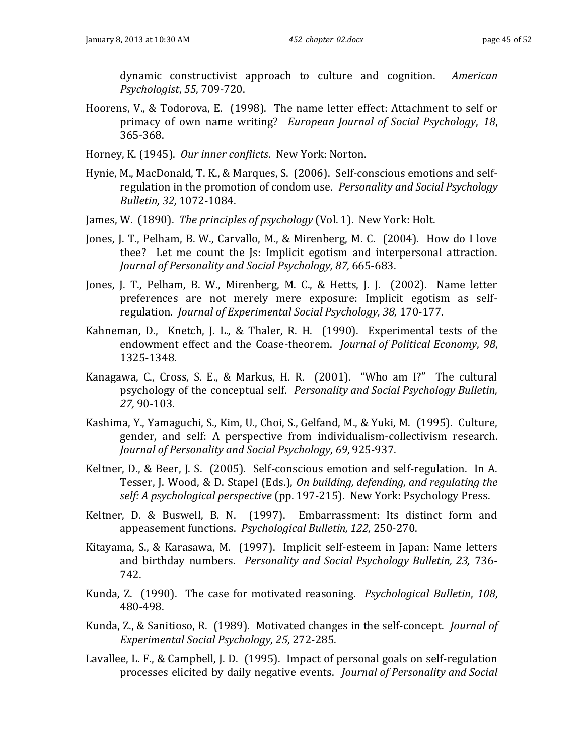dynamic constructivist approach to culture and cognition. *American Psychologist*, *55*, 709-720.

Hoorens, V., & Todorova, E. (1998). The name letter effect: Attachment to self or primacy of own name writing? *European Journal of Social Psychology*, *18*, 365-368.

Horney, K. (1945). *Our inner conflicts*. New York: Norton.

Hynie, M., MacDonald, T. K., & Marques, S. (2006). Self-conscious emotions and self-regulation in the promotion of condom use. *Personality and Social Psychology Bulletin, 32,* 1072-1084.

James, W. (1890). *The principles of psychology* (Vol. 1). New York: Holt.

Jones, J. T., Pelham, B. W., Carvallo, M., & Mirenberg, M. C. (2004). How do I love thee? Let me count the Js: Implicit egotism and interpersonal attraction. *Journal of Personality and Social Psychology, 87,* 665-683.

Jones, J. T., Pelham, B. W., Mirenberg, M. C., & Hetts, J. J. (2002). Name letter preferences are not merely mere exposure: Implicit egotism as self-regulation. *Journal of Experimental Social Psychology, 38,* 170-177.

Kahneman, D., Knetch, J. L., & Thaler, R. H. (1990). Experimental tests of the endowment effect and the Coase-theorem. *Journal of Political Economy*, *98*, 1325-1348.

Kanagawa, C., Cross, S. E., & Markus, H. R. (2001). "Who am I?" The cultural psychology of the conceptual self. *Personality and Social Psychology Bulletin, 27,* 90-103.

Kashima, Y., Yamaguchi, S., Kim, U., Choi, S., Gelfand, M., & Yuki, M. (1995). Culture, gender, and self: A perspective from individualism-collectivism research. *Journal of Personality and Social Psychology*, *69*, 925-937.

Keltner, D., & Beer, J. S. (2005). Self-conscious emotion and self-regulation. In A. Tesser, J. Wood, & D. Stapel (Eds.), *On building, defending, and regulating the self: A psychological perspective* (pp. 197-215). New York: Psychology Press.

Keltner, D. & Buswell, B. N. (1997). Embarrassment: Its distinct form and appeasement functions. *Psychological Bulletin, 122,* 250-270.

Kitayama, S., & Karasawa, M. (1997). Implicit self-esteem in Japan: Name letters and birthday numbers. *Personality and Social Psychology Bulletin, 23,* 736-742.

Kunda, Z. (1990). The case for motivated reasoning. *Psychological Bulletin*, *108*, 480-498.

Kunda, Z., & Sanitioso, R. (1989). Motivated changes in the self-concept. *Journal of Experimental Social Psychology*, *25*, 272-285.

Lavallee, L. F., & Campbell, J. D. (1995). Impact of personal goals on self-regulation processes elicited by daily negative events. *Journal of Personality and Social*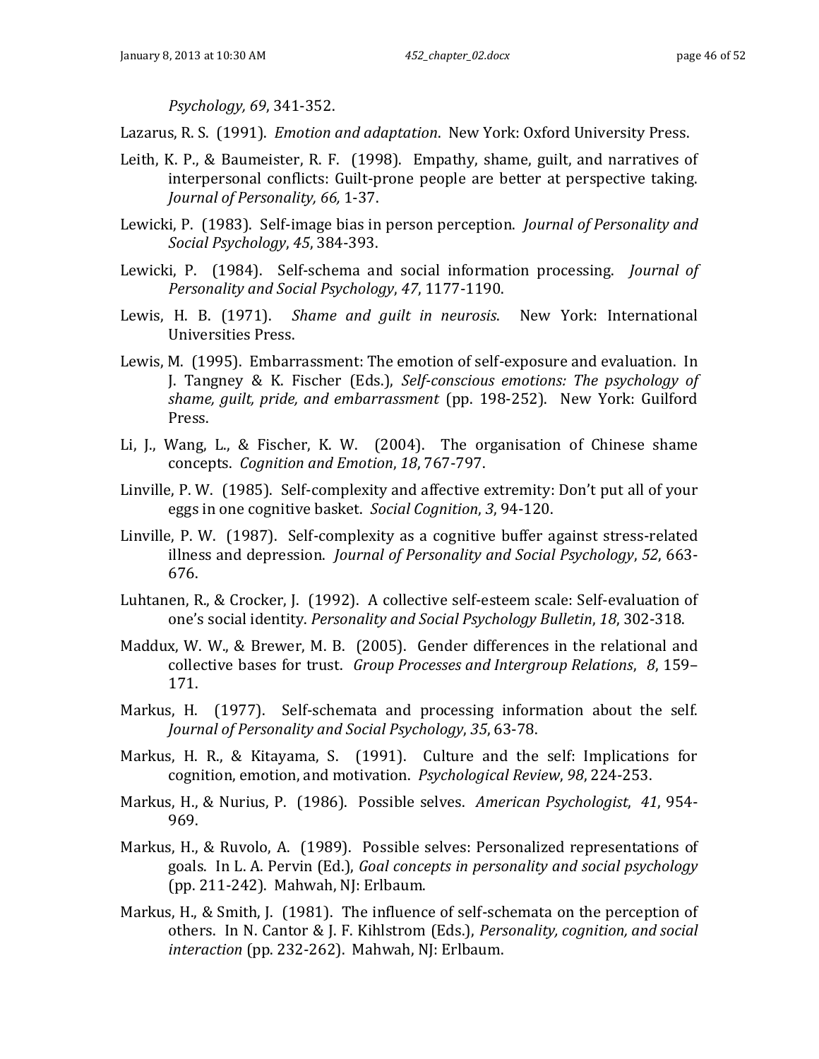*Psychology, 69*, 341-352.

Lazarus, R. S. (1991). *Emotion and adaptation*. New York: Oxford University Press.

Leith, K. P., & Baumeister, R. F. (1998). Empathy, shame, guilt, and narratives of interpersonal conflicts: Guilt-prone people are better at perspective taking. *Journal of Personality, 66,* 1-37.

Lewicki, P. (1983). Self-image bias in person perception. *Journal of Personality and Social Psychology*, *45*, 384-393.

Lewicki, P. (1984). Self-schema and social information processing. *Journal of Personality and Social Psychology*, *47*, 1177-1190.

Lewis, H. B. (1971). *Shame and guilt in neurosis*. New York: International Universities Press.

Lewis, M. (1995). Embarrassment: The emotion of self-exposure and evaluation. In J. Tangney & K. Fischer (Eds.), *Self-conscious emotions: The psychology of shame, guilt, pride, and embarrassment* (pp. 198-252). New York: Guilford Press.

Li, J., Wang, L., & Fischer, K. W. (2004). The organisation of Chinese shame concepts. *Cognition and Emotion*, *18*, 767-797.

Linville, P. W. (1985). Self-complexity and affective extremity: Don't put all of your eggs in one cognitive basket. *Social Cognition*, *3*, 94-120.

Linville, P. W. (1987). Self-complexity as a cognitive buffer against stress-related illness and depression. *Journal of Personality and Social Psychology*, *52*, 663-676.

Luhtanen, R., & Crocker, J. (1992). A collective self-esteem scale: Self-evaluation of one's social identity. *Personality and Social Psychology Bulletin*, *18*, 302-318.

Maddux, W. W., & Brewer, M. B. (2005). Gender differences in the relational and collective bases for trust. *Group Processes and Intergroup Relations*, *8*, 159–171.

Markus, H. (1977). Self-schemata and processing information about the self. *Journal of Personality and Social Psychology*, *35*, 63-78.

Markus, H. R., & Kitayama, S. (1991). Culture and the self: Implications for cognition, emotion, and motivation. *Psychological Review*, *98*, 224-253.

Markus, H., & Nurius, P. (1986). Possible selves. *American Psychologist*, *41*, 954-969.

Markus, H., & Ruvolo, A. (1989). Possible selves: Personalized representations of goals. In L. A. Pervin (Ed.), *Goal concepts in personality and social psychology* (pp. 211-242). Mahwah, NJ: Erlbaum.

Markus, H., & Smith, J. (1981). The influence of self-schemata on the perception of others. In N. Cantor & J. F. Kihlstrom (Eds.), *Personality, cognition, and social interaction* (pp. 232-262). Mahwah, NJ: Erlbaum.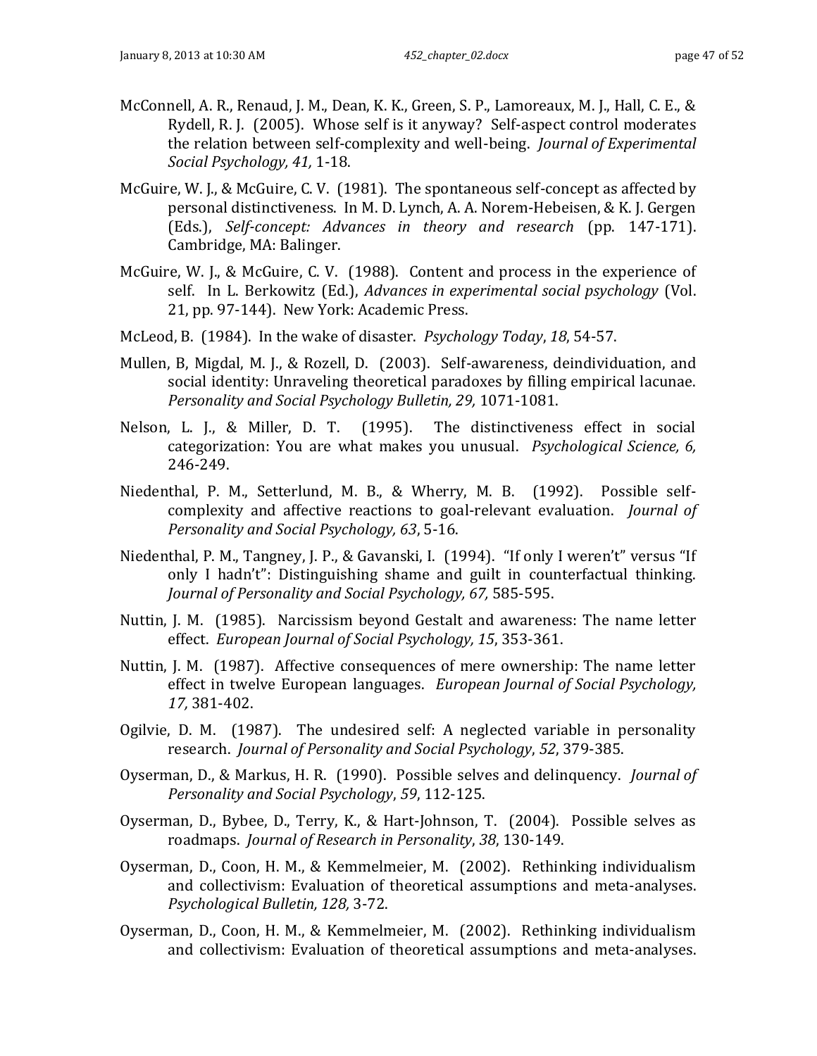McConnell, A. R., Renaud, J. M., Dean, K. K., Green, S. P., Lamoreaux, M. J., Hall, C. E., & Rydell, R. J. (2005). Whose self is it anyway? Self-aspect control moderates the relation between self-complexity and well-being. *Journal of Experimental Social Psychology, 41,* 1-18.

McGuire, W. J., & McGuire, C. V. (1981). The spontaneous self-concept as affected by personal distinctiveness. In M. D. Lynch, A. A. Norem-Hebeisen, & K. J. Gergen (Eds.), *Self-concept: Advances in theory and research* (pp. 147-171). Cambridge, MA: Balinger.

McGuire, W. J., & McGuire, C. V. (1988). Content and process in the experience of self. In L. Berkowitz (Ed.), *Advances in experimental social psychology* (Vol. 21, pp. 97-144). New York: Academic Press.

McLeod, B. (1984). In the wake of disaster. *Psychology Today*, *18*, 54-57.

Mullen, B, Migdal, M. J., & Rozell, D. (2003). Self-awareness, deindividuation, and social identity: Unraveling theoretical paradoxes by filling empirical lacunae. *Personality and Social Psychology Bulletin, 29,* 1071-1081.

Nelson, L. J., & Miller, D. T. (1995). The distinctiveness effect in social categorization: You are what makes you unusual. *Psychological Science, 6,* 246-249.

Niedenthal, P. M., Setterlund, M. B., & Wherry, M. B. (1992). Possible self-complexity and affective reactions to goal-relevant evaluation. *Journal of Personality and Social Psychology, 63*, 5-16.

Niedenthal, P. M., Tangney, J. P., & Gavanski, I. (1994). "If only I weren't" versus "If only I hadn't": Distinguishing shame and guilt in counterfactual thinking. *Journal of Personality and Social Psychology, 67,* 585-595.

Nuttin, J. M. (1985). Narcissism beyond Gestalt and awareness: The name letter effect. *European Journal of Social Psychology, 15*, 353-361.

Nuttin, J. M. (1987). Affective consequences of mere ownership: The name letter effect in twelve European languages. *European Journal of Social Psychology, 17,* 381-402.

Ogilvie, D. M. (1987). The undesired self: A neglected variable in personality research. *Journal of Personality and Social Psychology*, *52*, 379-385.

Oyserman, D., & Markus, H. R. (1990). Possible selves and delinquency. *Journal of Personality and Social Psychology*, *59*, 112-125.

Oyserman, D., Bybee, D., Terry, K., & Hart-Johnson, T. (2004). Possible selves as roadmaps. *Journal of Research in Personality*, *38*, 130-149.

Oyserman, D., Coon, H. M., & Kemmelmeier, M. (2002). Rethinking individualism and collectivism: Evaluation of theoretical assumptions and meta-analyses. *Psychological Bulletin, 128,* 3-72.

Oyserman, D., Coon, H. M., & Kemmelmeier, M. (2002). Rethinking individualism and collectivism: Evaluation of theoretical assumptions and meta-analyses.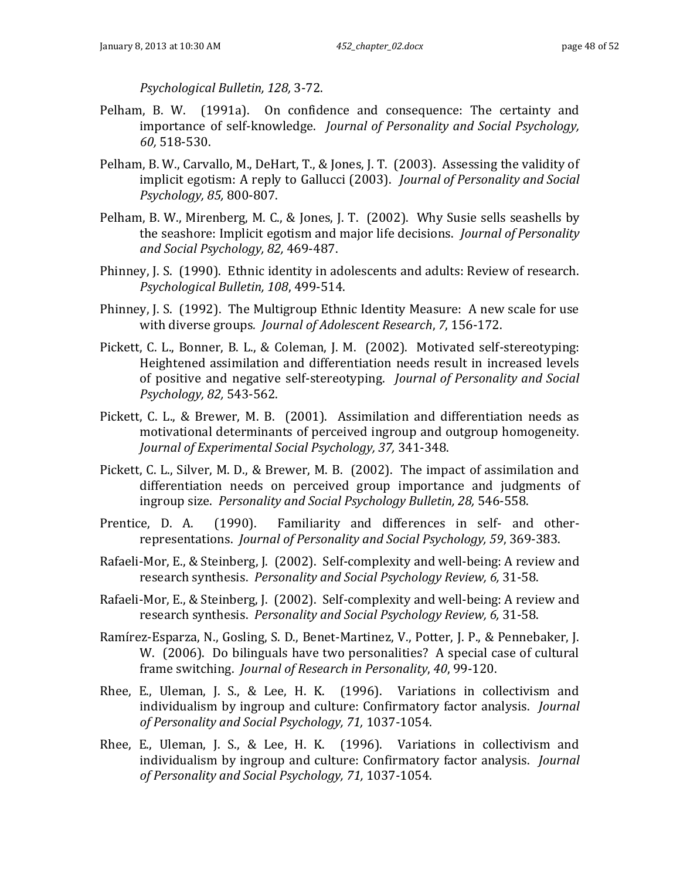*Psychological Bulletin, 128,* 3-72.

Pelham, B. W. (1991a). On confidence and consequence: The certainty and importance of self-knowledge. *Journal of Personality and Social Psychology, 60,* 518-530.

Pelham, B. W., Carvallo, M., DeHart, T., & Jones, J. T. (2003). Assessing the validity of implicit egotism: A reply to Gallucci (2003). *Journal of Personality and Social Psychology, 85,* 800-807.

Pelham, B. W., Mirenberg, M. C., & Jones, J. T. (2002). Why Susie sells seashells by the seashore: Implicit egotism and major life decisions. *Journal of Personality and Social Psychology, 82,* 469-487.

Phinney, J. S. (1990). Ethnic identity in adolescents and adults: Review of research. *Psychological Bulletin, 108*, 499-514.

Phinney, J. S. (1992). The Multigroup Ethnic Identity Measure: A new scale for use with diverse groups. *Journal of Adolescent Research*, *7*, 156-172.

Pickett, C. L., Bonner, B. L., & Coleman, J. M. (2002). Motivated self-stereotyping: Heightened assimilation and differentiation needs result in increased levels of positive and negative self-stereotyping. *Journal of Personality and Social Psychology, 82,* 543-562.

Pickett, C. L., & Brewer, M. B. (2001). Assimilation and differentiation needs as motivational determinants of perceived ingroup and outgroup homogeneity. *Journal of Experimental Social Psychology, 37,* 341-348.

Pickett, C. L., Silver, M. D., & Brewer, M. B. (2002). The impact of assimilation and differentiation needs on perceived group importance and judgments of ingroup size. *Personality and Social Psychology Bulletin, 28,* 546-558.

Prentice, D. A. (1990). Familiarity and differences in self- and other-representations. *Journal of Personality and Social Psychology, 59*, 369-383.

Rafaeli-Mor, E., & Steinberg, J. (2002). Self-complexity and well-being: A review and research synthesis. *Personality and Social Psychology Review, 6,* 31-58.

Rafaeli-Mor, E., & Steinberg, J. (2002). Self-complexity and well-being: A review and research synthesis. *Personality and Social Psychology Review, 6,* 31-58.

Ramírez-Esparza, N., Gosling, S. D., Benet-Martinez, V., Potter, J. P., & Pennebaker, J. W. (2006). Do bilinguals have two personalities? A special case of cultural frame switching. *Journal of Research in Personality*, *40*, 99-120.

Rhee, E., Uleman, J. S., & Lee, H. K. (1996). Variations in collectivism and individualism by ingroup and culture: Confirmatory factor analysis. *Journal of Personality and Social Psychology, 71,* 1037-1054.

Rhee, E., Uleman, J. S., & Lee, H. K. (1996). Variations in collectivism and individualism by ingroup and culture: Confirmatory factor analysis. *Journal of Personality and Social Psychology, 71,* 1037-1054.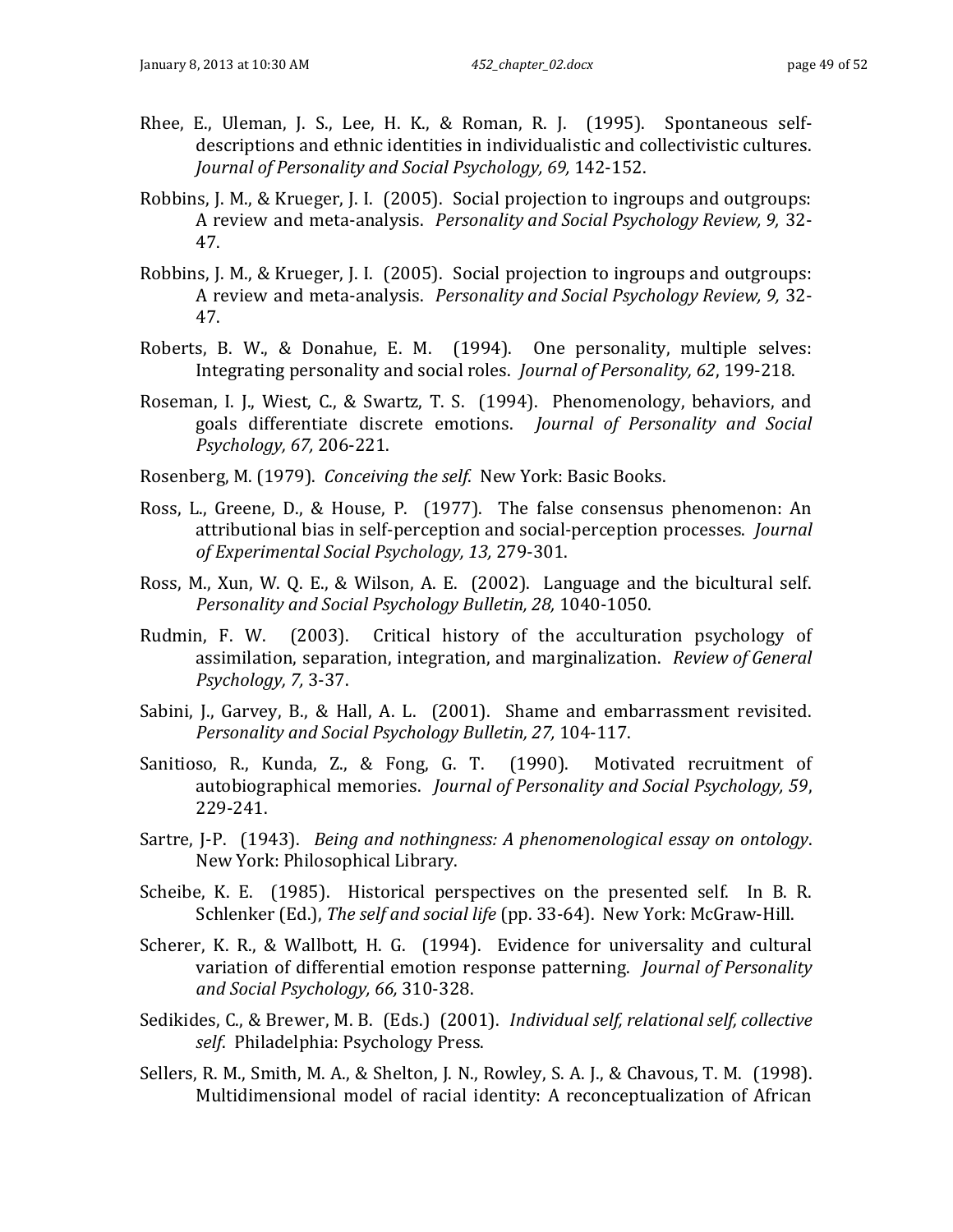Rhee, E., Uleman, J. S., Lee, H. K., & Roman, R. J. (1995). Spontaneous self-descriptions and ethnic identities in individualistic and collectivistic cultures. *Journal of Personality and Social Psychology, 69,* 142-152.

Robbins, J. M., & Krueger, J. I. (2005). Social projection to ingroups and outgroups: A review and meta-analysis. *Personality and Social Psychology Review, 9,* 32-47.

Robbins, J. M., & Krueger, J. I. (2005). Social projection to ingroups and outgroups: A review and meta-analysis. *Personality and Social Psychology Review, 9,* 32-47.

Roberts, B. W., & Donahue, E. M. (1994). One personality, multiple selves: Integrating personality and social roles. *Journal of Personality, 62*, 199-218.

Roseman, I. J., Wiest, C., & Swartz, T. S. (1994). Phenomenology, behaviors, and goals differentiate discrete emotions. *Journal of Personality and Social Psychology, 67,* 206-221.

Rosenberg, M. (1979). *Conceiving the self.* New York: Basic Books.

Ross, L., Greene, D., & House, P. (1977). The false consensus phenomenon: An attributional bias in self-perception and social-perception processes. *Journal of Experimental Social Psychology, 13,* 279-301.

Ross, M., Xun, W. Q. E., & Wilson, A. E. (2002). Language and the bicultural self. *Personality and Social Psychology Bulletin, 28,* 1040-1050.

Rudmin, F. W. (2003). Critical history of the acculturation psychology of assimilation, separation, integration, and marginalization. *Review of General Psychology, 7,* 3-37.

Sabini, J., Garvey, B., & Hall, A. L. (2001). Shame and embarrassment revisited. *Personality and Social Psychology Bulletin, 27,* 104-117.

Sanitioso, R., Kunda, Z., & Fong, G. T. (1990). Motivated recruitment of autobiographical memories. *Journal of Personality and Social Psychology, 59*, 229-241.

Sartre, J-P. (1943). *Being and nothingness: A phenomenological essay on ontology*. New York: Philosophical Library.

Scheibe, K. E. (1985). Historical perspectives on the presented self. In B. R. Schlenker (Ed.), *The self and social life* (pp. 33-64). New York: McGraw-Hill.

Scherer, K. R., & Wallbott, H. G. (1994). Evidence for universality and cultural variation of differential emotion response patterning. *Journal of Personality and Social Psychology, 66,* 310-328.

Sedikides, C., & Brewer, M. B. (Eds.) (2001). *Individual self, relational self, collective self*. Philadelphia: Psychology Press.

Sellers, R. M., Smith, M. A., & Shelton, J. N., Rowley, S. A. J., & Chavous, T. M. (1998). Multidimensional model of racial identity: A reconceptualization of African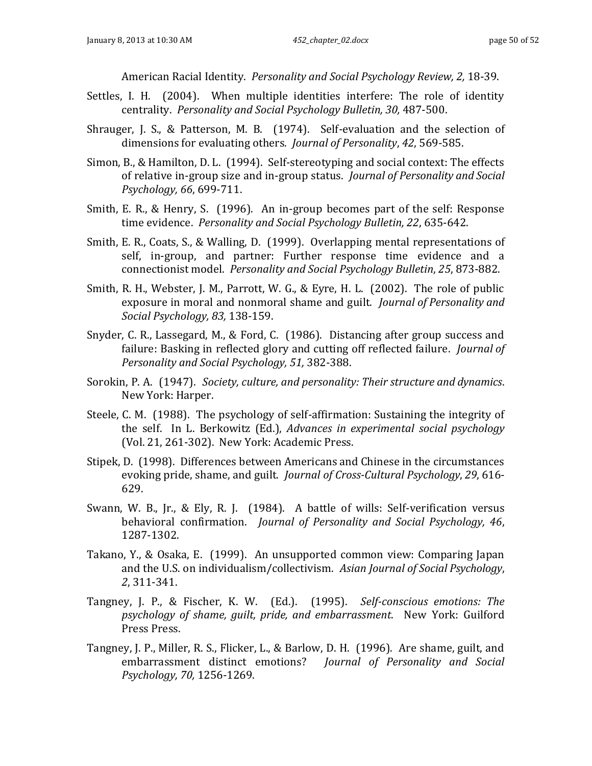American Racial Identity. *Personality and Social Psychology Review, 2,* 18-39.

Settles, I. H. (2004). When multiple identities interfere: The role of identity centrality. *Personality and Social Psychology Bulletin, 30,* 487-500.

Shrauger, J. S., & Patterson, M. B. (1974). Self-evaluation and the selection of dimensions for evaluating others. *Journal of Personality*, *42*, 569-585.

Simon, B., & Hamilton, D. L. (1994). Self-stereotyping and social context: The effects of relative in-group size and in-group status. *Journal of Personality and Social Psychology, 66*, 699-711.

Smith, E. R., & Henry, S. (1996). An in-group becomes part of the self: Response time evidence. *Personality and Social Psychology Bulletin, 22*, 635-642.

Smith, E. R., Coats, S., & Walling, D. (1999). Overlapping mental representations of self, in-group, and partner: Further response time evidence and a connectionist model. *Personality and Social Psychology Bulletin*, *25*, 873-882.

Smith, R. H., Webster, J. M., Parrott, W. G., & Eyre, H. L. (2002). The role of public exposure in moral and nonmoral shame and guilt. *Journal of Personality and Social Psychology, 83,* 138-159.

Snyder, C. R., Lassegard, M., & Ford, C. (1986). Distancing after group success and failure: Basking in reflected glory and cutting off reflected failure. *Journal of Personality and Social Psychology, 51,* 382-388.

Sorokin, P. A. (1947). *Society, culture, and personality: Their structure and dynamics*. New York: Harper.

Steele, C. M. (1988). The psychology of self-affirmation: Sustaining the integrity of the self. In L. Berkowitz (Ed.), *Advances in experimental social psychology* (Vol. 21, 261-302). New York: Academic Press.

Stipek, D. (1998). Differences between Americans and Chinese in the circumstances evoking pride, shame, and guilt. *Journal of Cross-Cultural Psychology*, *29*, 616-629.

Swann, W. B., Jr., & Ely, R. J. (1984). A battle of wills: Self-verification versus behavioral confirmation. *Journal of Personality and Social Psychology, 46*, 1287-1302.

Takano, Y., & Osaka, E. (1999). An unsupported common view: Comparing Japan and the U.S. on individualism/collectivism. *Asian Journal of Social Psychology*, *2*, 311-341.

Tangney, J. P., & Fischer, K. W. (Ed.). (1995). *Self-conscious emotions: The psychology of shame, guilt, pride, and embarrassment*. New York: Guilford Press Press.

Tangney, J. P., Miller, R. S., Flicker, L., & Barlow, D. H. (1996). Are shame, guilt, and embarrassment distinct emotions? *Journal of Personality and Social Psychology, 70,* 1256-1269.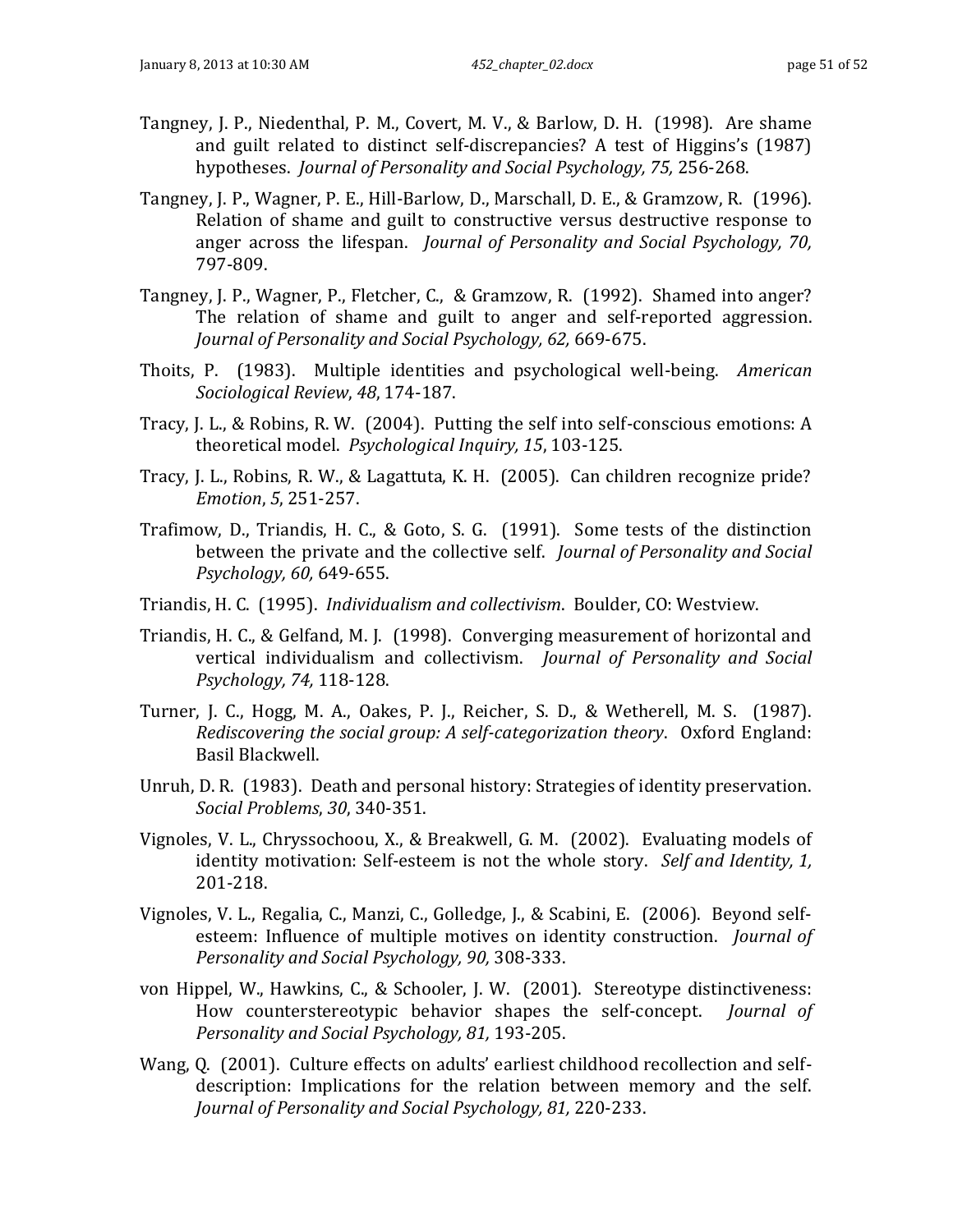Tangney, J. P., Niedenthal, P. M., Covert, M. V., & Barlow, D. H. (1998). Are shame and guilt related to distinct self-discrepancies? A test of Higgins's (1987) hypotheses. *Journal of Personality and Social Psychology, 75,* 256-268.

Tangney, J. P., Wagner, P. E., Hill-Barlow, D., Marschall, D. E., & Gramzow, R. (1996). Relation of shame and guilt to constructive versus destructive response to anger across the lifespan. *Journal of Personality and Social Psychology, 70,* 797-809.

Tangney, J. P., Wagner, P., Fletcher, C., & Gramzow, R. (1992). Shamed into anger? The relation of shame and guilt to anger and self-reported aggression. *Journal of Personality and Social Psychology, 62,* 669-675.

Thoits, P. (1983). Multiple identities and psychological well-being. *American Sociological Review*, *48*, 174-187.

Tracy, J. L., & Robins, R. W. (2004). Putting the self into self-conscious emotions: A theoretical model. *Psychological Inquiry, 15*, 103-125.

Tracy, J. L., Robins, R. W., & Lagattuta, K. H. (2005). Can children recognize pride? *Emotion*, *5*, 251-257.

Trafimow, D., Triandis, H. C., & Goto, S. G. (1991). Some tests of the distinction between the private and the collective self. *Journal of Personality and Social Psychology, 60,* 649-655.

Triandis, H. C. (1995). *Individualism and collectivism*. Boulder, CO: Westview.

Triandis, H. C., & Gelfand, M. J. (1998). Converging measurement of horizontal and vertical individualism and collectivism. *Journal of Personality and Social Psychology, 74,* 118-128.

Turner, J. C., Hogg, M. A., Oakes, P. J., Reicher, S. D., & Wetherell, M. S. (1987). *Rediscovering the social group: A self-categorization theory*. Oxford England: Basil Blackwell.

Unruh, D. R. (1983). Death and personal history: Strategies of identity preservation. *Social Problems*, *30*, 340-351.

Vignoles, V. L., Chryssochoou, X., & Breakwell, G. M. (2002). Evaluating models of identity motivation: Self-esteem is not the whole story. *Self and Identity, 1,* 201-218.

Vignoles, V. L., Regalia, C., Manzi, C., Golledge, J., & Scabini, E. (2006). Beyond self-esteem: Influence of multiple motives on identity construction. *Journal of Personality and Social Psychology, 90,* 308-333.

von Hippel, W., Hawkins, C., & Schooler, J. W. (2001). Stereotype distinctiveness: How counterstereotypic behavior shapes the self-concept. *Journal of Personality and Social Psychology, 81,* 193-205.

Wang, Q. (2001). Culture effects on adults' earliest childhood recollection and self-description: Implications for the relation between memory and the self. *Journal of Personality and Social Psychology, 81,* 220-233.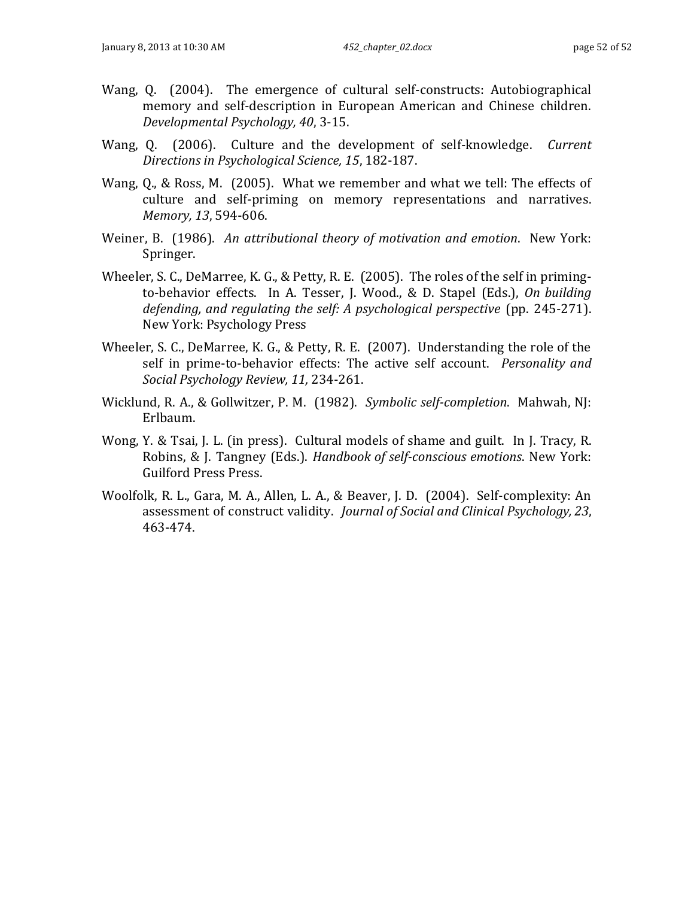Wang, Q. (2004). The emergence of cultural self-constructs: Autobiographical memory and self-description in European American and Chinese children. *Developmental Psychology, 40*, 3-15.

Wang, Q. (2006). Culture and the development of self-knowledge. *Current Directions in Psychological Science, 15*, 182-187.

Wang, Q., & Ross, M. (2005). What we remember and what we tell: The effects of culture and self-priming on memory representations and narratives. *Memory, 13*, 594-606.

Weiner, B. (1986). *An attributional theory of motivation and emotion*. New York: Springer.

Wheeler, S. C., DeMarree, K. G., & Petty, R. E. (2005). The roles of the self in priming-to-behavior effects. In A. Tesser, J. Wood., & D. Stapel (Eds.), *On building defending, and regulating the self: A psychological perspective* (pp. 245-271). New York: Psychology Press

Wheeler, S. C., DeMarree, K. G., & Petty, R. E. (2007). Understanding the role of the self in prime-to-behavior effects: The active self account. *Personality and Social Psychology Review, 11,* 234-261.

Wicklund, R. A., & Gollwitzer, P. M. (1982). *Symbolic self-completion*. Mahwah, NJ: Erlbaum.

Wong, Y. & Tsai, J. L. (in press). Cultural models of shame and guilt. In J. Tracy, R. Robins, & J. Tangney (Eds.). *Handbook of self-conscious emotions*. New York: Guilford Press Press.

Woolfolk, R. L., Gara, M. A., Allen, L. A., & Beaver, J. D. (2004). Self-complexity: An assessment of construct validity. *Journal of Social and Clinical Psychology, 23*, 463-474.